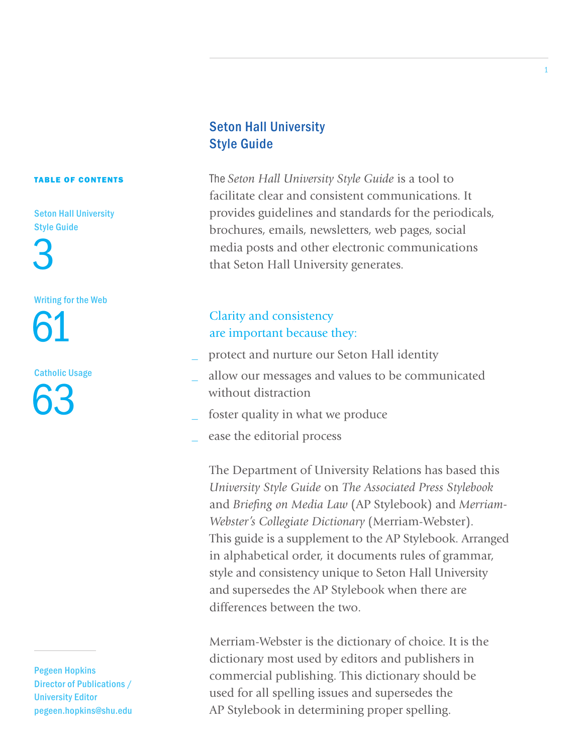## TABLE OF CONTENTS

Seton Hall University Style Guide
3

Writing for the Web
61

Catholic Usage
63

Pegeen Hopkins
Director of Publications / University Editor
pegeen.hopkins@shu.edu

# Seton Hall University Style Guide

The *Seton Hall University Style Guide* is a tool to facilitate clear and consistent communications. It provides guidelines and standards for the periodicals, brochures, emails, newsletters, web pages, social media posts and other electronic communications that Seton Hall University generates.

### Clarity and consistency are important because they:

- protect and nurture our Seton Hall identity
- allow our messages and values to be communicated without distraction
- foster quality in what we produce
- ease the editorial process

The Department of University Relations has based this *University Style Guide* on *The Associated Press Stylebook* and *Briefing on Media Law* (AP Stylebook) and *Merriam-Webster's Collegiate Dictionary* (Merriam-Webster). This guide is a supplement to the AP Stylebook. Arranged in alphabetical order, it documents rules of grammar, style and consistency unique to Seton Hall University and supersedes the AP Stylebook when there are differences between the two.

Merriam-Webster is the dictionary of choice. It is the dictionary most used by editors and publishers in commercial publishing. This dictionary should be used for all spelling issues and supersedes the AP Stylebook in determining proper spelling.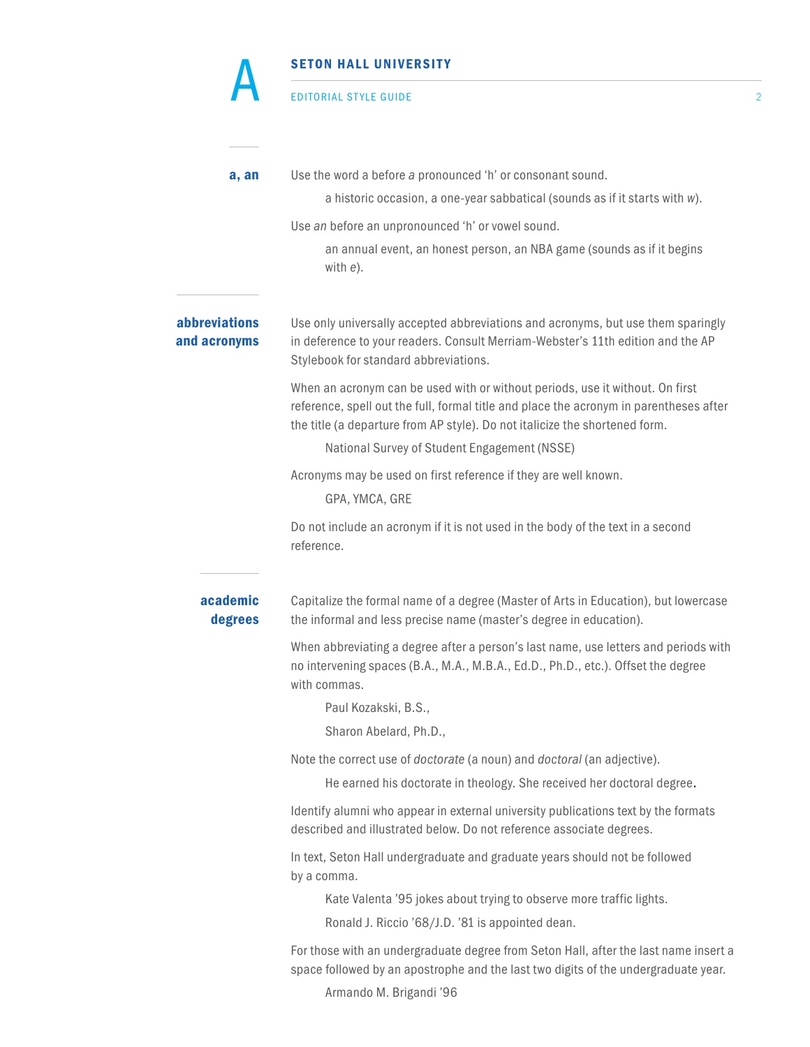# A

### a, an

Use the word a before *a* pronounced ‘h’ or consonant sound.

> a historic occasion, a one-year sabbatical (sounds as if it starts with *w*).

Use *an* before an unpronounced ‘h’ or vowel sound.

> an annual event, an honest person, an NBA game (sounds as if it begins with *e*).

### abbreviations and acronyms

Use only universally accepted abbreviations and acronyms, but use them sparingly in deference to your readers. Consult Merriam-Webster’s 11th edition and the AP Stylebook for standard abbreviations.

When an acronym can be used with or without periods, use it without. On first reference, spell out the full, formal title and place the acronym in parentheses after the title (a departure from AP style). Do not italicize the shortened form.

> National Survey of Student Engagement (NSSE)

Acronyms may be used on first reference if they are well known.

> GPA, YMCA, GRE

Do not include an acronym if it is not used in the body of the text in a second reference.

### academic degrees

Capitalize the formal name of a degree (Master of Arts in Education), but lowercase the informal and less precise name (master’s degree in education).

When abbreviating a degree after a person’s last name, use letters and periods with no intervening spaces (B.A., M.A., M.B.A., Ed.D., Ph.D., etc.). Offset the degree with commas.

> Paul Kozakski, B.S.,
>
> Sharon Abelard, Ph.D.,

Note the correct use of *doctorate* (a noun) and *doctoral* (an adjective).

> He earned his doctorate in theology. She received her doctoral degree.

Identify alumni who appear in external university publications text by the formats described and illustrated below. Do not reference associate degrees.

In text, Seton Hall undergraduate and graduate years should not be followed by a comma.

> Kate Valenta ’95 jokes about trying to observe more traffic lights.
>
> Ronald J. Riccio ’68/J.D. ’81 is appointed dean.

For those with an undergraduate degree from Seton Hall, after the last name insert a space followed by an apostrophe and the last two digits of the undergraduate year.

> Armando M. Brigandi ’96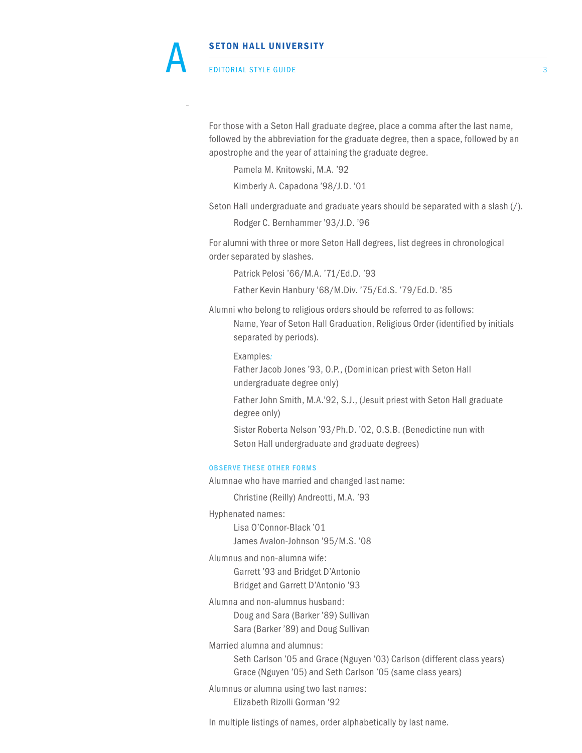For those with a Seton Hall graduate degree, place a comma after the last name, followed by the abbreviation for the graduate degree, then a space, followed by an apostrophe and the year of attaining the graduate degree.

> Pamela M. Knitowski, M.A. ’92
>
> Kimberly A. Capadona ’98/J.D. ’01

Seton Hall undergraduate and graduate years should be separated with a slash (/).

> Rodger C. Bernhammer ’93/J.D. ’96

For alumni with three or more Seton Hall degrees, list degrees in chronological order separated by slashes.

> Patrick Pelosi ’66/M.A. ’71/Ed.D. ’93
>
> Father Kevin Hanbury ’68/M.Div. ’75/Ed.S. ’79/Ed.D. ’85

Alumni who belong to religious orders should be referred to as follows:

> Name, Year of Seton Hall Graduation, Religious Order (identified by initials separated by periods).
>
> Examples:
> Father Jacob Jones ’93, O.P., (Dominican priest with Seton Hall undergraduate degree only)
>
> Father John Smith, M.A.’92, S.J., (Jesuit priest with Seton Hall graduate degree only)
>
> Sister Roberta Nelson ’93/Ph.D. ’02, O.S.B. (Benedictine nun with Seton Hall undergraduate and graduate degrees)

#### OBSERVE THESE OTHER FORMS

Alumnae who have married and changed last name:

> Christine (Reilly) Andreotti, M.A. ’93

Hyphenated names:

> Lisa O’Connor-Black ’01
> James Avalon-Johnson ’95/M.S. ’08

Alumnus and non-alumna wife:

> Garrett ’93 and Bridget D’Antonio
> Bridget and Garrett D’Antonio ’93

Alumna and non-alumnus husband:

> Doug and Sara (Barker ’89) Sullivan
> Sara (Barker ’89) and Doug Sullivan

Married alumna and alumnus:

> Seth Carlson ’05 and Grace (Nguyen ’03) Carlson (different class years)
> Grace (Nguyen ’05) and Seth Carlson ’05 (same class years)

Alumnus or alumna using two last names:

> Elizabeth Rizolli Gorman ’92

In multiple listings of names, order alphabetically by last name.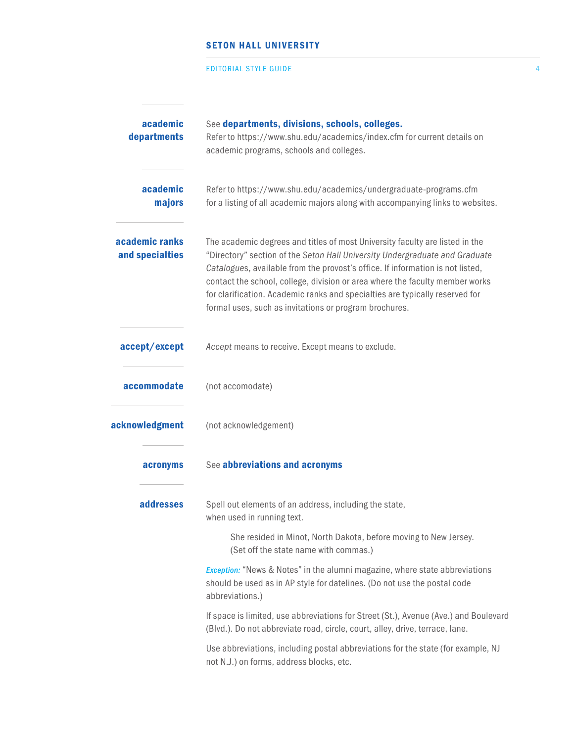**academic departments**

See **departments, divisions, schools, colleges.**
Refer to https://www.shu.edu/academics/index.cfm for current details on academic programs, schools and colleges.

**academic majors**

Refer to https://www.shu.edu/academics/undergraduate-programs.cfm for a listing of all academic majors along with accompanying links to websites.

**academic ranks and specialties**

The academic degrees and titles of most University faculty are listed in the "Directory" section of the *Seton Hall University Undergraduate and Graduate Catalogue*s, available from the provost's office. If information is not listed, contact the school, college, division or area where the faculty member works for clarification. Academic ranks and specialties are typically reserved for formal uses, such as invitations or program brochures.

**accept/except**

*Accept* means to receive. Except means to exclude.

**accommodate**

(not accomodate)

**acknowledgment**

(not acknowledgement)

**acronyms**

See **abbreviations and acronyms**

**addresses**

Spell out elements of an address, including the state, when used in running text.

> She resided in Minot, North Dakota, before moving to New Jersey. (Set off the state name with commas.)

*Exception:* "News & Notes" in the alumni magazine, where state abbreviations should be used as in AP style for datelines. (Do not use the postal code abbreviations.)

If space is limited, use abbreviations for Street (St.), Avenue (Ave.) and Boulevard (Blvd.). Do not abbreviate road, circle, court, alley, drive, terrace, lane.

Use abbreviations, including postal abbreviations for the state (for example, NJ not N.J.) on forms, address blocks, etc.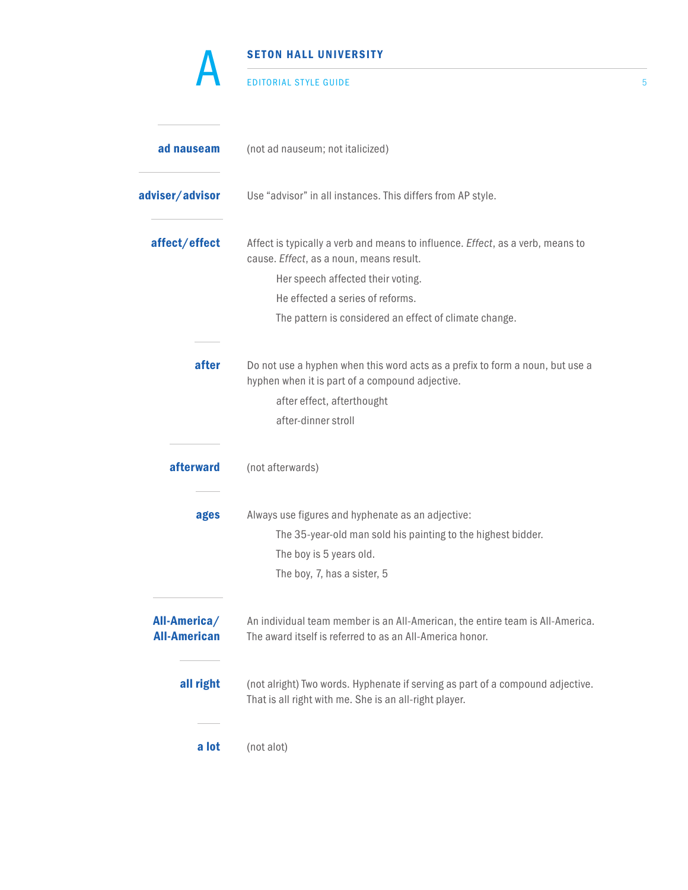**ad nauseam** (not ad nauseum; not italicized)

**adviser/advisor** Use “advisor” in all instances. This differs from AP style.

**affect/effect** Affect is typically a verb and means to influence. *Effect*, as a verb, means to cause. *Effect*, as a noun, means result.

> Her speech affected their voting.
>
> He effected a series of reforms.
>
> The pattern is considered an effect of climate change.

**after** Do not use a hyphen when this word acts as a prefix to form a noun, but use a hyphen when it is part of a compound adjective.

> after effect, afterthought
>
> after-dinner stroll

**afterward** (not afterwards)

**ages** Always use figures and hyphenate as an adjective:

> The 35-year-old man sold his painting to the highest bidder.
>
> The boy is 5 years old.
>
> The boy, 7, has a sister, 5

**All-America/ All-American** An individual team member is an All-American, the entire team is All-America. The award itself is referred to as an All-America honor.

**all right** (not alright) Two words. Hyphenate if serving as part of a compound adjective. That is all right with me. She is an all-right player.

**a lot** (not alot)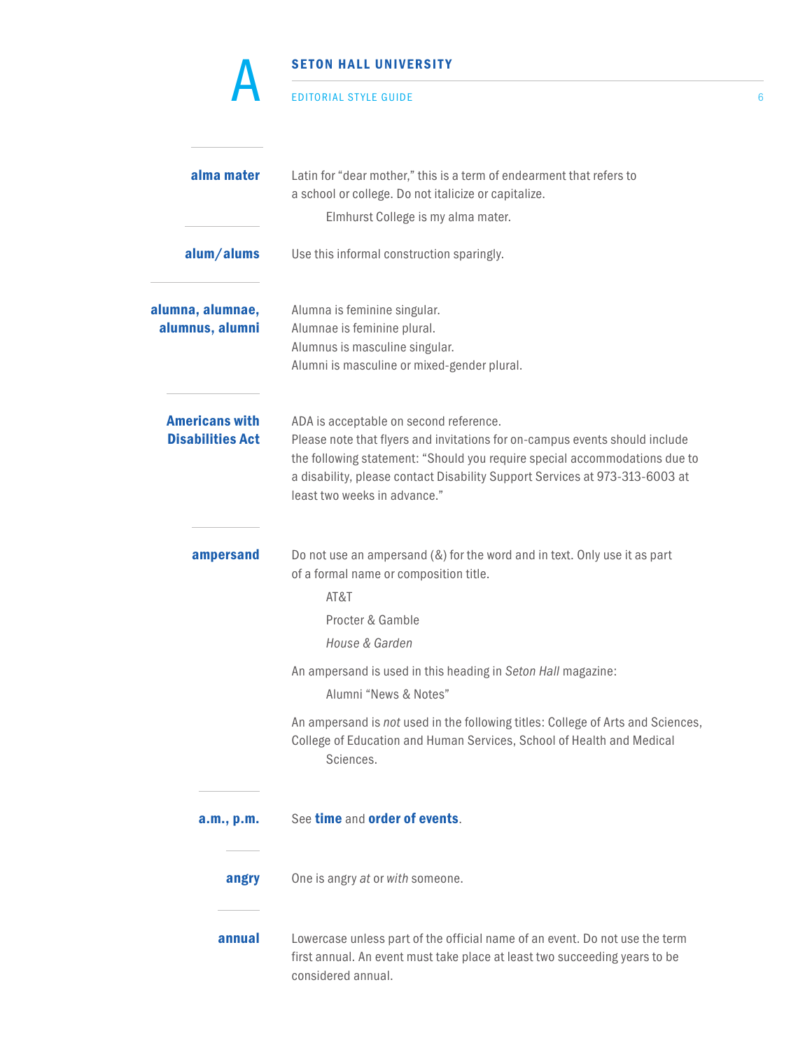**alma mater**

Latin for "dear mother," this is a term of endearment that refers to a school or college. Do not italicize or capitalize.

> Elmhurst College is my alma mater.

**alum/alums**

Use this informal construction sparingly.

**alumna, alumnae, alumnus, alumni**

Alumna is feminine singular.
Alumnae is feminine plural.
Alumnus is masculine singular.
Alumni is masculine or mixed-gender plural.

**Americans with Disabilities Act**

ADA is acceptable on second reference.
Please note that flyers and invitations for on-campus events should include the following statement: "Should you require special accommodations due to a disability, please contact Disability Support Services at 973-313-6003 at least two weeks in advance."

**ampersand**

Do not use an ampersand (&) for the word and in text. Only use it as part of a formal name or composition title.

> AT&T
>
> Procter & Gamble
>
> *House & Garden*

An ampersand is used in this heading in *Seton Hall* magazine:

> Alumni "News & Notes"

An ampersand is *not* used in the following titles: College of Arts and Sciences, College of Education and Human Services, School of Health and Medical Sciences.

**a.m., p.m.**

See **time** and **order of events**.

**angry**

One is angry *at* or *with* someone.

**annual**

Lowercase unless part of the official name of an event. Do not use the term first annual. An event must take place at least two succeeding years to be considered annual.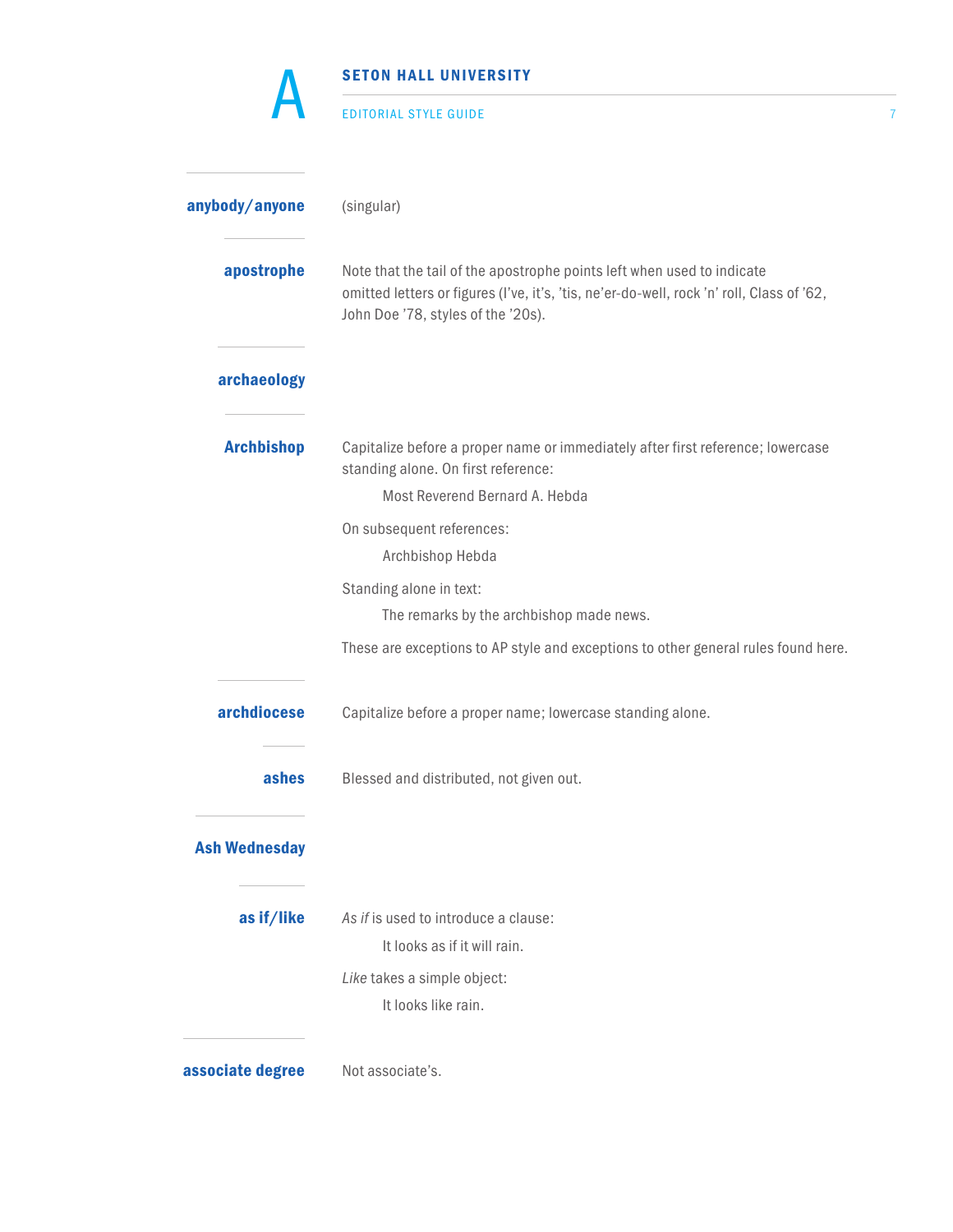**anybody/anyone**

(singular)

**apostrophe**

Note that the tail of the apostrophe points left when used to indicate omitted letters or figures (I've, it's, 'tis, ne'er-do-well, rock 'n' roll, Class of '62, John Doe '78, styles of the '20s).

**archaeology**

**Archbishop**

Capitalize before a proper name or immediately after first reference; lowercase standing alone. On first reference:

> Most Reverend Bernard A. Hebda

On subsequent references:

> Archbishop Hebda

Standing alone in text:

> The remarks by the archbishop made news.

These are exceptions to AP style and exceptions to other general rules found here.

**archdiocese**

Capitalize before a proper name; lowercase standing alone.

**ashes**

Blessed and distributed, not given out.

**Ash Wednesday**

**as if/like**

*As if* is used to introduce a clause:

> It looks as if it will rain.

*Like* takes a simple object:

> It looks like rain.

**associate degree**

Not associate's.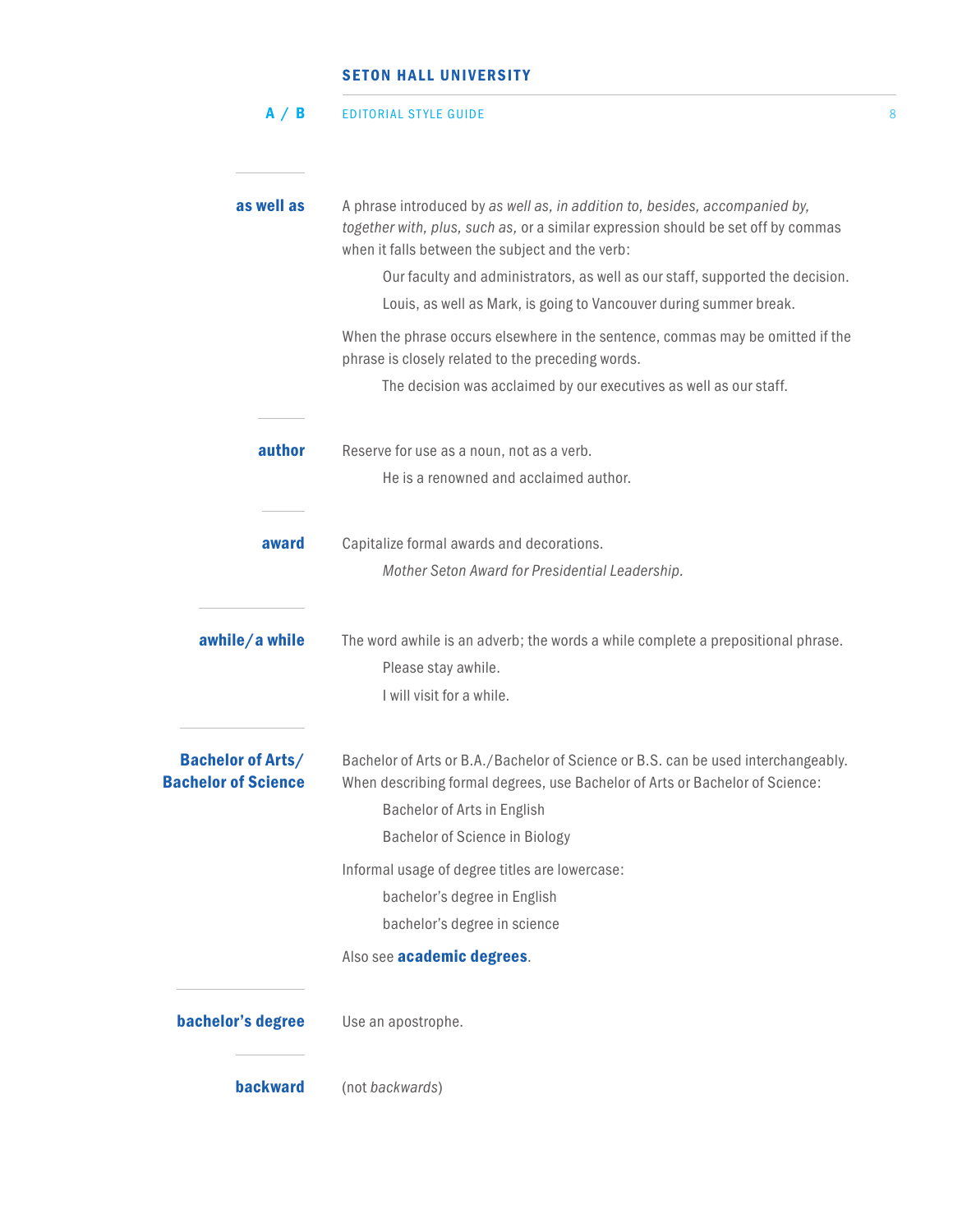**as well as**

A phrase introduced by *as well as, in addition to, besides, accompanied by, together with, plus, such as,* or a similar expression should be set off by commas when it falls between the subject and the verb:

> Our faculty and administrators, as well as our staff, supported the decision.
>
> Louis, as well as Mark, is going to Vancouver during summer break.

When the phrase occurs elsewhere in the sentence, commas may be omitted if the phrase is closely related to the preceding words.

> The decision was acclaimed by our executives as well as our staff.

**author**

Reserve for use as a noun, not as a verb.

> He is a renowned and acclaimed author.

**award**

Capitalize formal awards and decorations.

> *Mother Seton Award for Presidential Leadership.*

**awhile/a while**

The word awhile is an adverb; the words a while complete a prepositional phrase.

> Please stay awhile.
>
> I will visit for a while.

**Bachelor of Arts/ Bachelor of Science**

Bachelor of Arts or B.A./Bachelor of Science or B.S. can be used interchangeably. When describing formal degrees, use Bachelor of Arts or Bachelor of Science:

> Bachelor of Arts in English
>
> Bachelor of Science in Biology

Informal usage of degree titles are lowercase:

> bachelor's degree in English
>
> bachelor's degree in science

Also see **academic degrees**.

**bachelor's degree**

Use an apostrophe.

**backward**

(not *backwards*)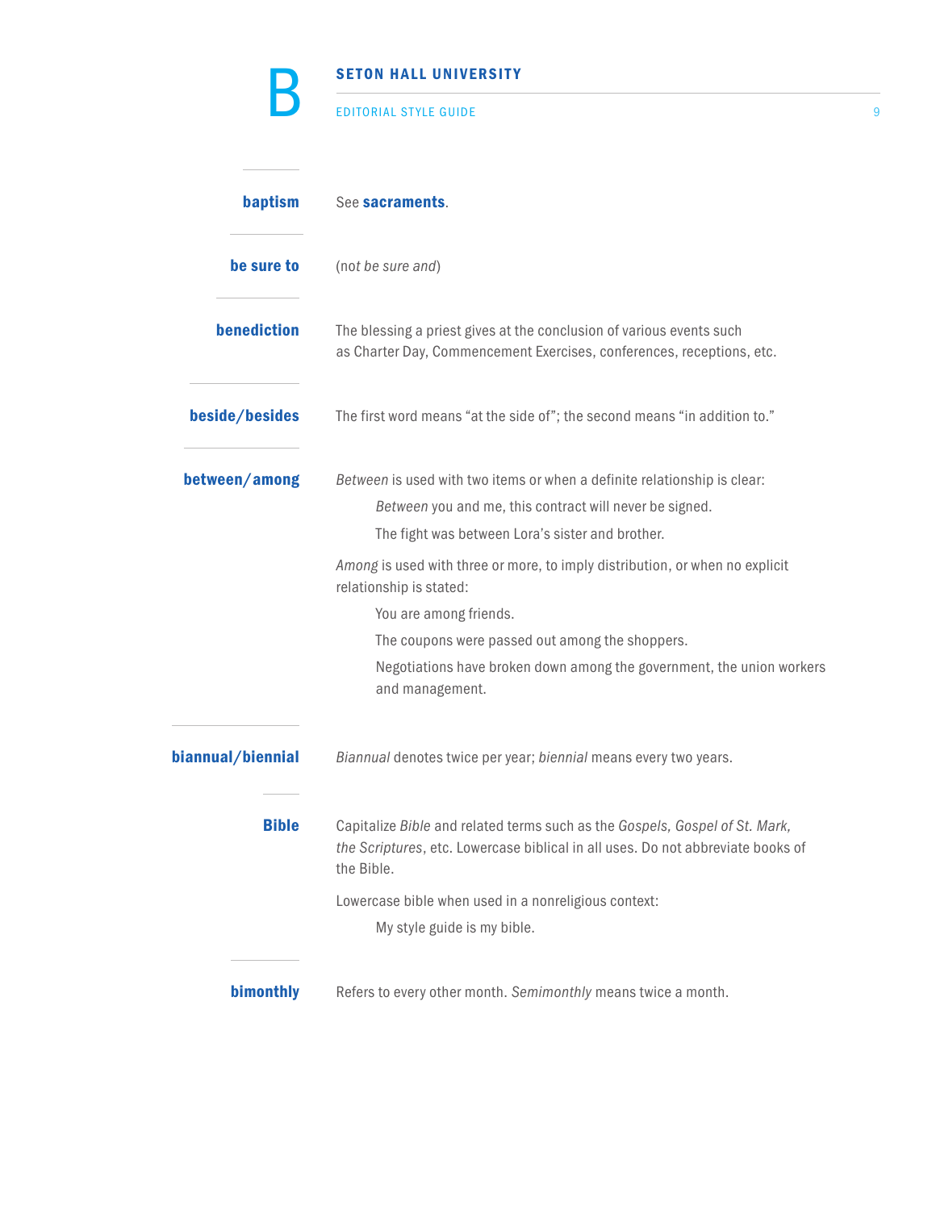**baptism**

See **sacraments**.

**be sure to**

(not *be sure and*)

**benediction**

The blessing a priest gives at the conclusion of various events such as Charter Day, Commencement Exercises, conferences, receptions, etc.

**beside/besides**

The first word means "at the side of"; the second means "in addition to."

**between/among**

*Between* is used with two items or when a definite relationship is clear:

> *Between* you and me, this contract will never be signed.
>
> The fight was between Lora's sister and brother.

*Among* is used with three or more, to imply distribution, or when no explicit relationship is stated:

> You are among friends.
>
> The coupons were passed out among the shoppers.
>
> Negotiations have broken down among the government, the union workers and management.

**biannual/biennial**

*Biannual* denotes twice per year; *biennial* means every two years.

**Bible**

Capitalize *Bible* and related terms such as the *Gospels, Gospel of St. Mark, the Scriptures*, etc. Lowercase biblical in all uses. Do not abbreviate books of the Bible.

Lowercase bible when used in a nonreligious context:

> My style guide is my bible.

**bimonthly**

Refers to every other month. *Semimonthly* means twice a month.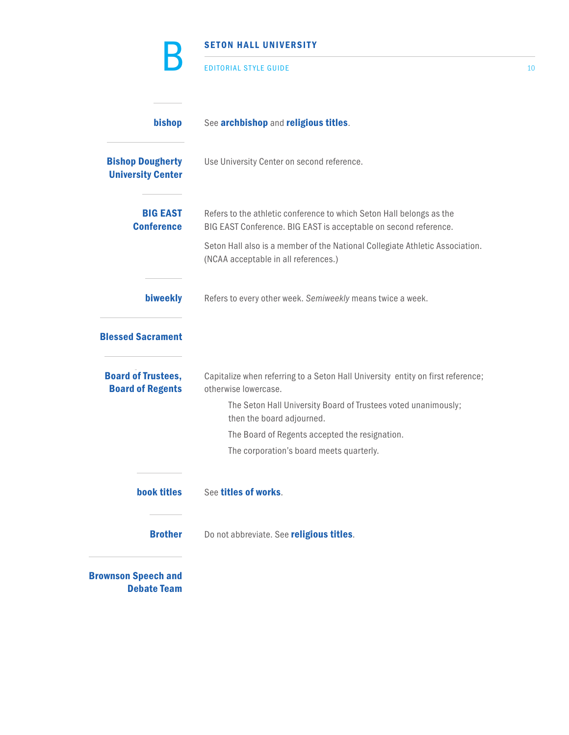**bishop**

See **archbishop** and **religious titles**.

**Bishop Dougherty University Center**

Use University Center on second reference.

**BIG EAST Conference**

Refers to the athletic conference to which Seton Hall belongs as the BIG EAST Conference. BIG EAST is acceptable on second reference.

Seton Hall also is a member of the National Collegiate Athletic Association. (NCAA acceptable in all references.)

**biweekly**

Refers to every other week. *Semiweekly* means twice a week.

**Blessed Sacrament**

**Board of Trustees, Board of Regents**

Capitalize when referring to a Seton Hall University entity on first reference; otherwise lowercase.

> The Seton Hall University Board of Trustees voted unanimously; then the board adjourned.
>
> The Board of Regents accepted the resignation.
>
> The corporation's board meets quarterly.

**book titles**

See **titles of works**.

**Brother**

Do not abbreviate. See **religious titles**.

**Brownson Speech and Debate Team**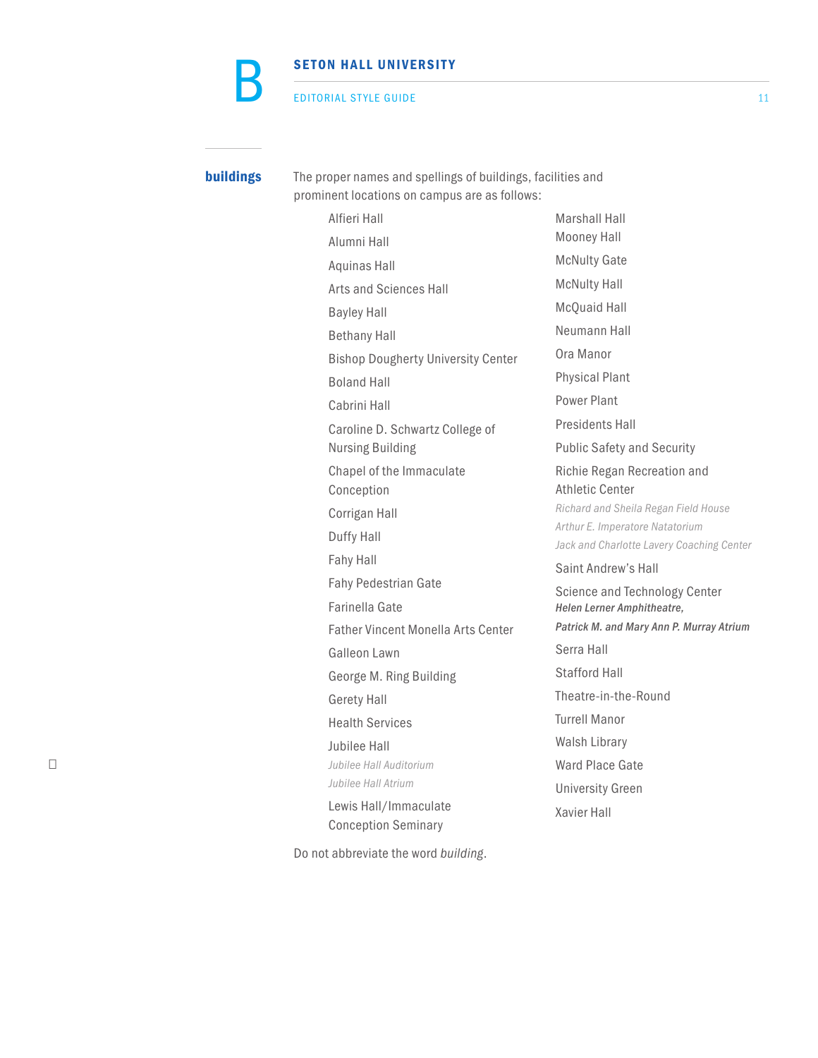## buildings

The proper names and spellings of buildings, facilities and prominent locations on campus are as follows:

- Alfieri Hall
- Alumni Hall
- Aquinas Hall
- Arts and Sciences Hall
- Bayley Hall
- Bethany Hall
- Bishop Dougherty University Center
- Boland Hall
- Cabrini Hall
- Caroline D. Schwartz College of Nursing Building
- Chapel of the Immaculate Conception
- Corrigan Hall
- Duffy Hall
- Fahy Hall
- Fahy Pedestrian Gate
- Farinella Gate
- Father Vincent Monella Arts Center
- Galleon Lawn
- George M. Ring Building
- Gerety Hall
- Health Services
- Jubilee Hall
  - *Jubilee Hall Auditorium*
  - *Jubilee Hall Atrium*
- Lewis Hall/Immaculate Conception Seminary
- Marshall Hall
- Mooney Hall
- McNulty Gate
- McNulty Hall
- McQuaid Hall
- Neumann Hall
- Ora Manor
- Physical Plant
- Power Plant
- Presidents Hall
- Public Safety and Security
- Richie Regan Recreation and Athletic Center
  - *Richard and Sheila Regan Field House*
  - *Arthur E. Imperatore Natatorium*
  - *Jack and Charlotte Lavery Coaching Center*
- Saint Andrew's Hall
- Science and Technology Center
  - ***Helen Lerner Amphitheatre,***
  - ***Patrick M. and Mary Ann P. Murray Atrium***
- Serra Hall
- Stafford Hall
- Theatre-in-the-Round
- Turrell Manor
- Walsh Library
- Ward Place Gate
- University Green
- Xavier Hall

Do not abbreviate the word *building*.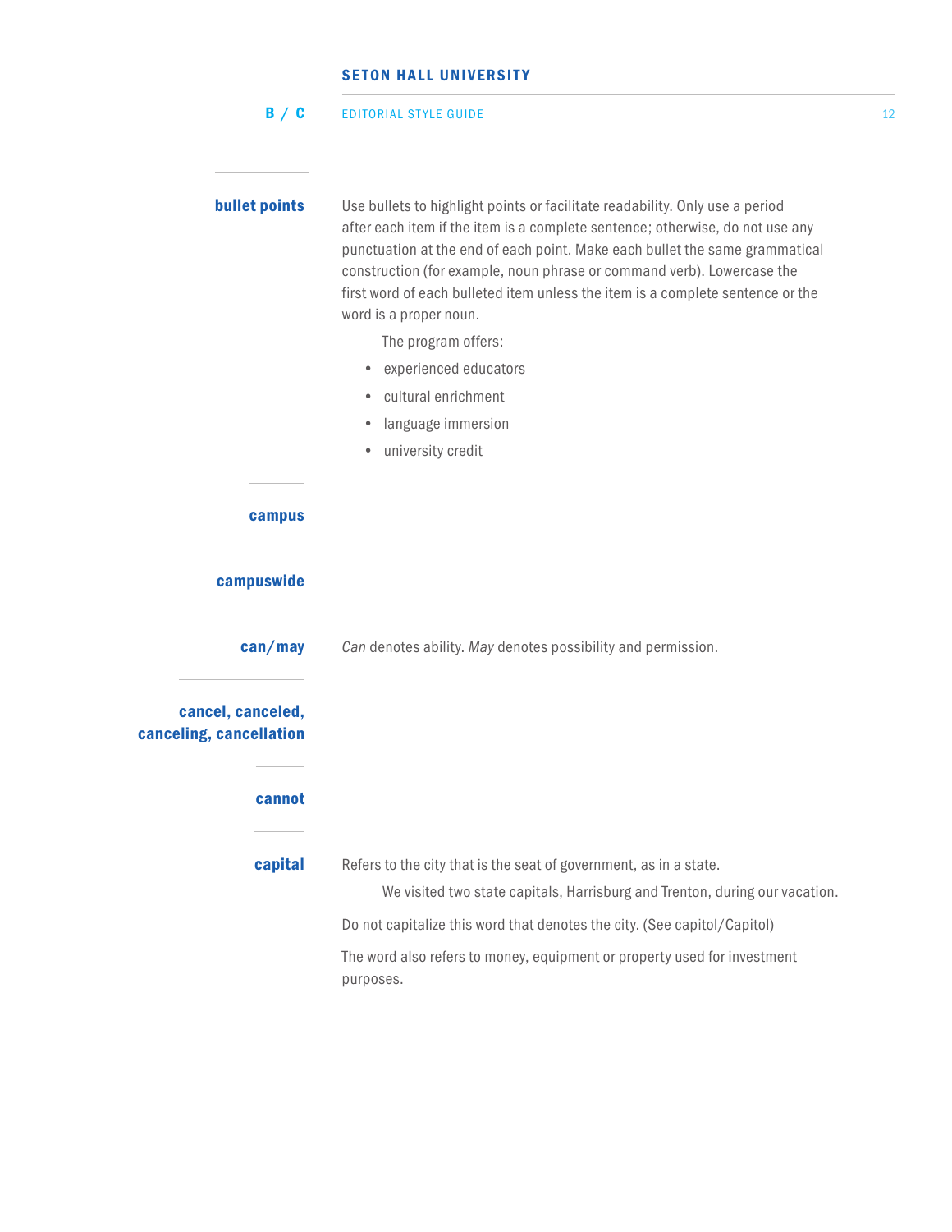### bullet points

Use bullets to highlight points or facilitate readability. Only use a period after each item if the item is a complete sentence; otherwise, do not use any punctuation at the end of each point. Make each bullet the same grammatical construction (for example, noun phrase or command verb). Lowercase the first word of each bulleted item unless the item is a complete sentence or the word is a proper noun.

> The program offers:

- experienced educators
- cultural enrichment
- language immersion
- university credit

### campus

### campuswide

### can/may

*Can* denotes ability. *May* denotes possibility and permission.

### cancel, canceled, canceling, cancellation

### cannot

### capital

Refers to the city that is the seat of government, as in a state.

> We visited two state capitals, Harrisburg and Trenton, during our vacation.

Do not capitalize this word that denotes the city. (See capitol/Capitol)

The word also refers to money, equipment or property used for investment purposes.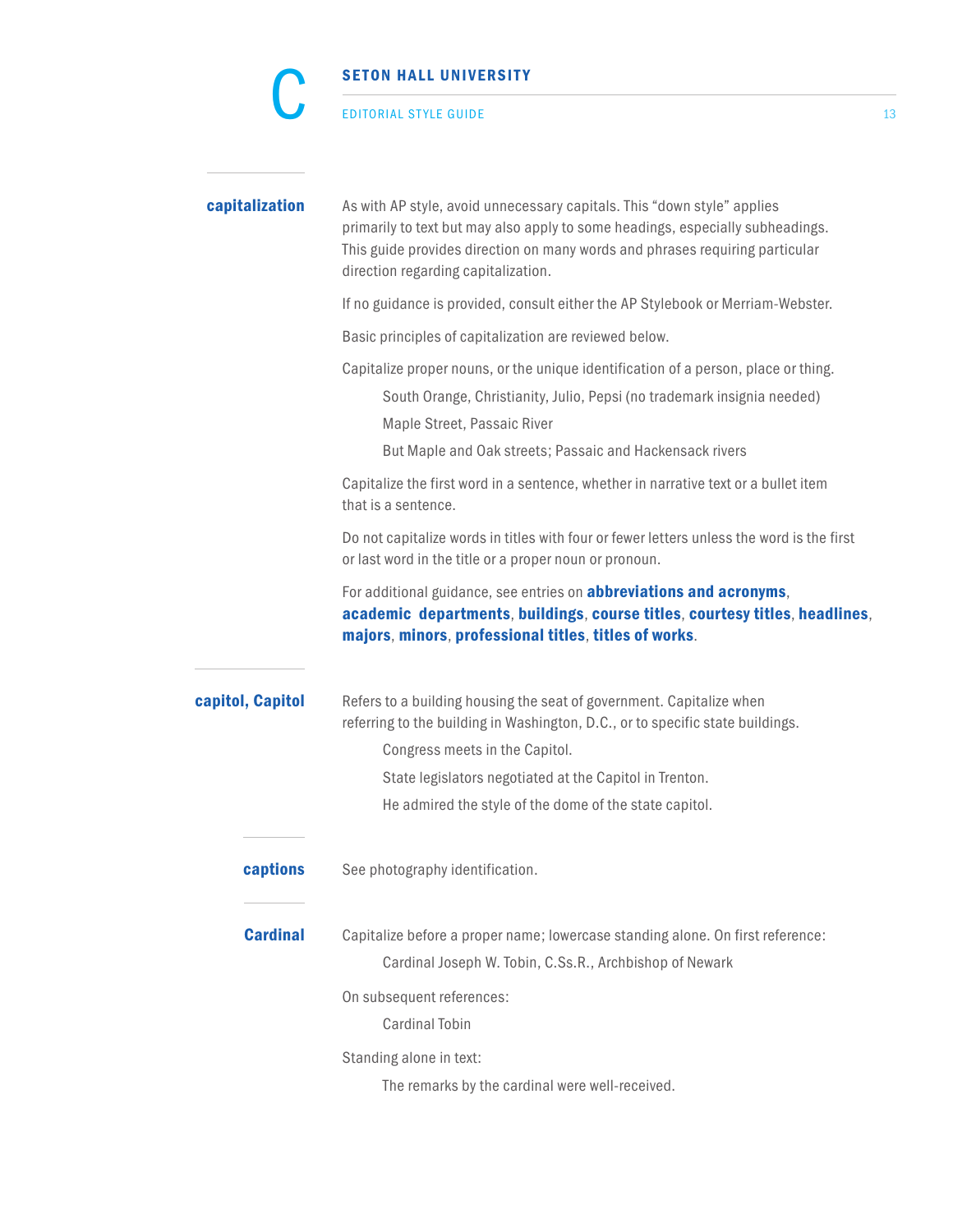## capitalization

As with AP style, avoid unnecessary capitals. This "down style" applies primarily to text but may also apply to some headings, especially subheadings. This guide provides direction on many words and phrases requiring particular direction regarding capitalization.

If no guidance is provided, consult either the AP Stylebook or Merriam-Webster.

Basic principles of capitalization are reviewed below.

Capitalize proper nouns, or the unique identification of a person, place or thing.

> South Orange, Christianity, Julio, Pepsi (no trademark insignia needed)
>
> Maple Street, Passaic River
>
> But Maple and Oak streets; Passaic and Hackensack rivers

Capitalize the first word in a sentence, whether in narrative text or a bullet item that is a sentence.

Do not capitalize words in titles with four or fewer letters unless the word is the first or last word in the title or a proper noun or pronoun.

For additional guidance, see entries on **abbreviations and acronyms**, **academic departments**, **buildings**, **course titles**, **courtesy titles**, **headlines**, **majors**, **minors**, **professional titles**, **titles of works**.

## capitol, Capitol

Refers to a building housing the seat of government. Capitalize when referring to the building in Washington, D.C., or to specific state buildings.

> Congress meets in the Capitol.
>
> State legislators negotiated at the Capitol in Trenton.
>
> He admired the style of the dome of the state capitol.

## captions

See photography identification.

## Cardinal

Capitalize before a proper name; lowercase standing alone. On first reference:

> Cardinal Joseph W. Tobin, C.Ss.R., Archbishop of Newark

On subsequent references:

> Cardinal Tobin

Standing alone in text:

> The remarks by the cardinal were well-received.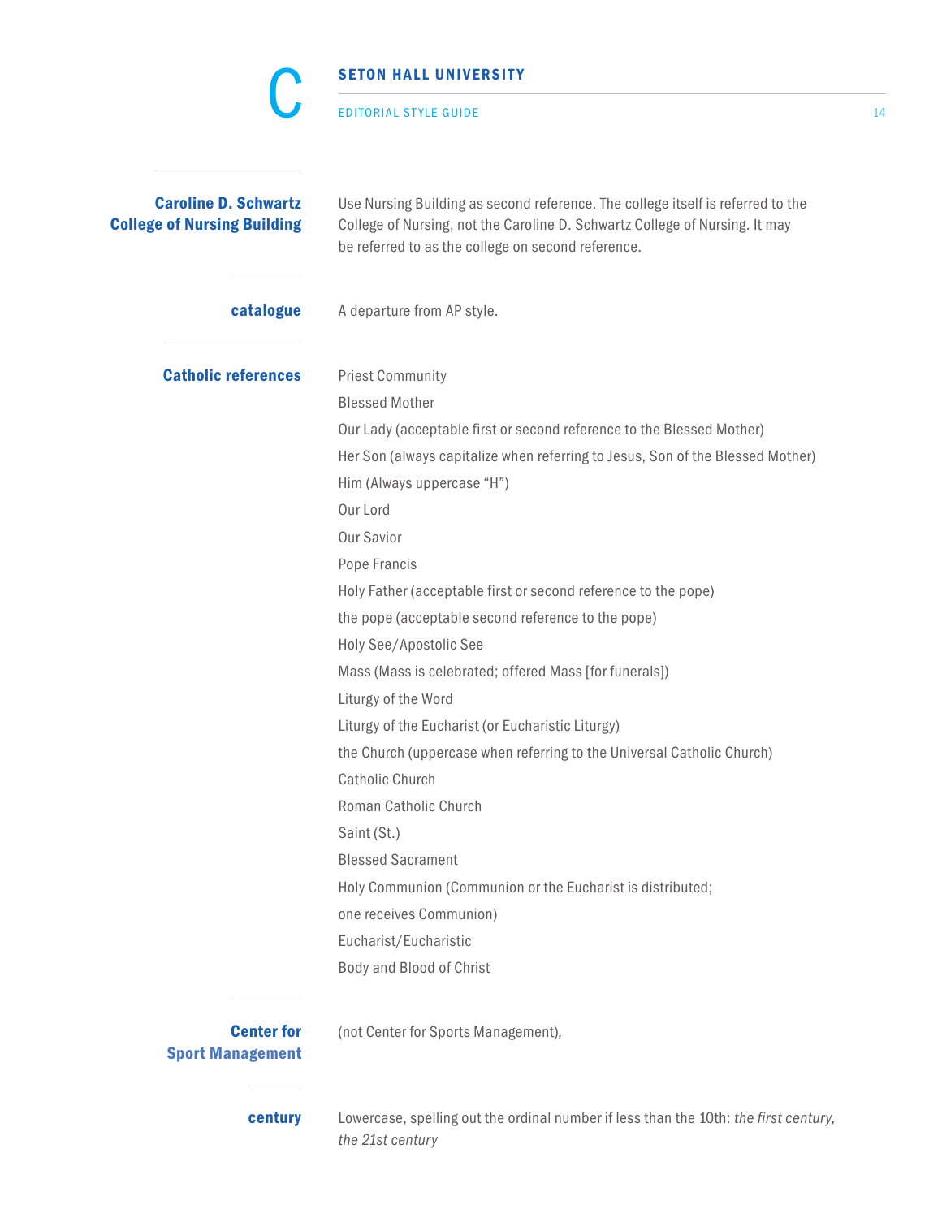**Caroline D. Schwartz College of Nursing Building**

Use Nursing Building as second reference. The college itself is referred to the College of Nursing, not the Caroline D. Schwartz College of Nursing. It may be referred to as the college on second reference.

**catalogue**

A departure from AP style.

**Catholic references**

Priest Community
Blessed Mother
Our Lady (acceptable first or second reference to the Blessed Mother)
Her Son (always capitalize when referring to Jesus, Son of the Blessed Mother)
Him (Always uppercase "H")
Our Lord
Our Savior
Pope Francis
Holy Father (acceptable first or second reference to the pope)
the pope (acceptable second reference to the pope)
Holy See/Apostolic See
Mass (Mass is celebrated; offered Mass [for funerals])
Liturgy of the Word
Liturgy of the Eucharist (or Eucharistic Liturgy)
the Church (uppercase when referring to the Universal Catholic Church)
Catholic Church
Roman Catholic Church
Saint (St.)
Blessed Sacrament
Holy Communion (Communion or the Eucharist is distributed;
one receives Communion)
Eucharist/Eucharistic
Body and Blood of Christ

**Center for Sport Management**

(not Center for Sports Management),

**century**

Lowercase, spelling out the ordinal number if less than the 10th: *the first century, the 21st century*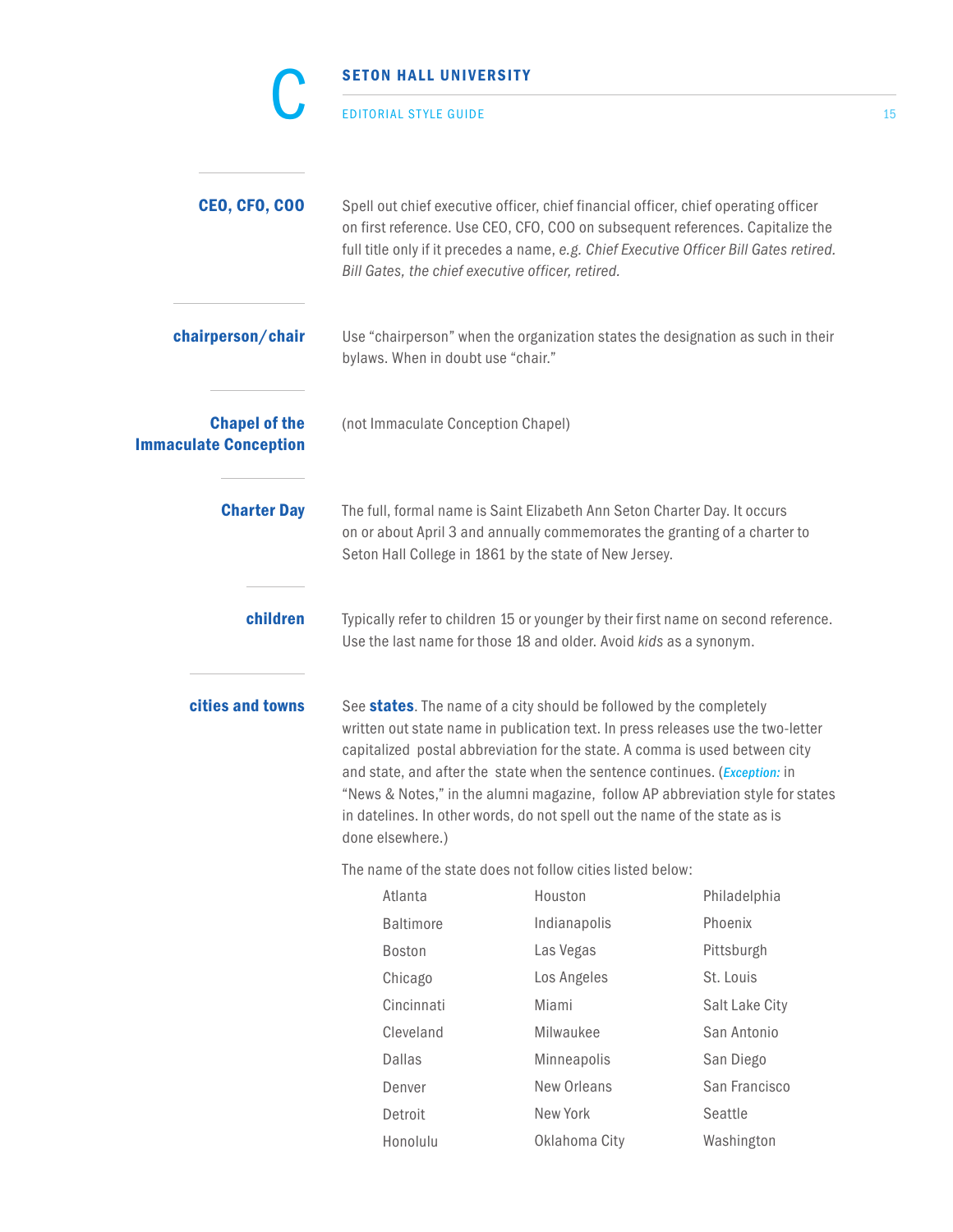## CEO, CFO, COO

Spell out chief executive officer, chief financial officer, chief operating officer on first reference. Use CEO, CFO, COO on subsequent references. Capitalize the full title only if it precedes a name, *e.g. Chief Executive Officer Bill Gates retired. Bill Gates, the chief executive officer, retired.*

## chairperson/chair

Use "chairperson" when the organization states the designation as such in their bylaws. When in doubt use "chair."

## Chapel of the Immaculate Conception

(not Immaculate Conception Chapel)

## Charter Day

The full, formal name is Saint Elizabeth Ann Seton Charter Day. It occurs on or about April 3 and annually commemorates the granting of a charter to Seton Hall College in 1861 by the state of New Jersey.

## children

Typically refer to children 15 or younger by their first name on second reference. Use the last name for those 18 and older. Avoid *kids* as a synonym.

## cities and towns

See **states**. The name of a city should be followed by the completely written out state name in publication text. In press releases use the two-letter capitalized postal abbreviation for the state. A comma is used between city and state, and after the state when the sentence continues. (***Exception:*** in "News & Notes," in the alumni magazine, follow AP abbreviation style for states in datelines. In other words, do not spell out the name of the state as is done elsewhere.)

The name of the state does not follow cities listed below:

| | | |
|---|---|---|
| Atlanta | Houston | Philadelphia |
| Baltimore | Indianapolis | Phoenix |
| Boston | Las Vegas | Pittsburgh |
| Chicago | Los Angeles | St. Louis |
| Cincinnati | Miami | Salt Lake City |
| Cleveland | Milwaukee | San Antonio |
| Dallas | Minneapolis | San Diego |
| Denver | New Orleans | San Francisco |
| Detroit | New York | Seattle |
| Honolulu | Oklahoma City | Washington |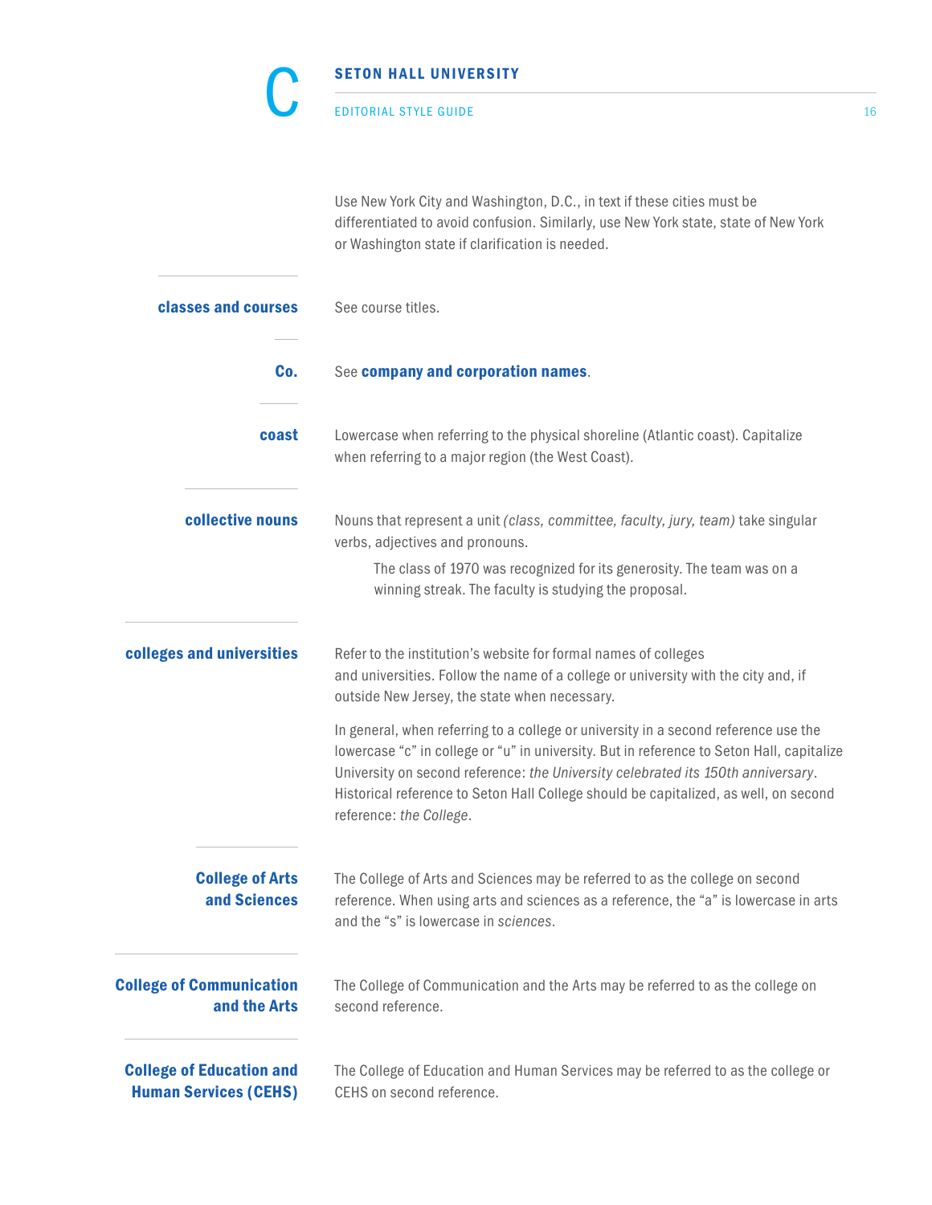Use New York City and Washington, D.C., in text if these cities must be differentiated to avoid confusion. Similarly, use New York state, state of New York or Washington state if clarification is needed.

**classes and courses**

See course titles.

**Co.**

See **company and corporation names**.

**coast**

Lowercase when referring to the physical shoreline (Atlantic coast). Capitalize when referring to a major region (the West Coast).

**collective nouns**

Nouns that represent a unit *(class, committee, faculty, jury, team)* take singular verbs, adjectives and pronouns.

> The class of 1970 was recognized for its generosity. The team was on a winning streak. The faculty is studying the proposal.

**colleges and universities**

Refer to the institution's website for formal names of colleges and universities. Follow the name of a college or university with the city and, if outside New Jersey, the state when necessary.

In general, when referring to a college or university in a second reference use the lowercase "c" in college or "u" in university. But in reference to Seton Hall, capitalize University on second reference: *the University celebrated its 150th anniversary*. Historical reference to Seton Hall College should be capitalized, as well, on second reference: *the College*.

**College of Arts and Sciences**

The College of Arts and Sciences may be referred to as the college on second reference. When using arts and sciences as a reference, the "a" is lowercase in arts and the "s" is lowercase in *sciences*.

**College of Communication and the Arts**

The College of Communication and the Arts may be referred to as the college on second reference.

**College of Education and Human Services (CEHS)**

The College of Education and Human Services may be referred to as the college or CEHS on second reference.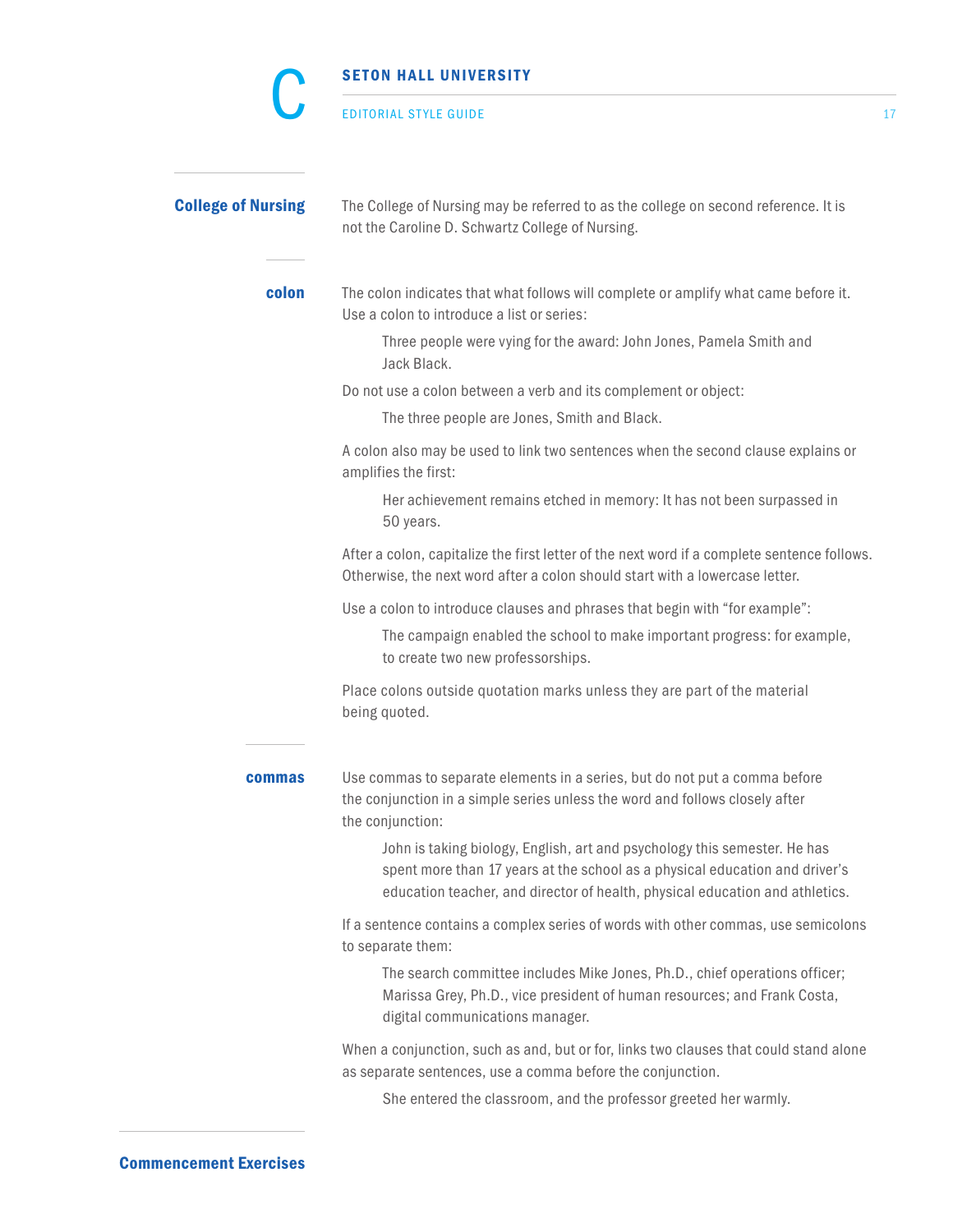## College of Nursing

The College of Nursing may be referred to as the college on second reference. It is not the Caroline D. Schwartz College of Nursing.

## colon

The colon indicates that what follows will complete or amplify what came before it. Use a colon to introduce a list or series:

> Three people were vying for the award: John Jones, Pamela Smith and Jack Black.

Do not use a colon between a verb and its complement or object:

> The three people are Jones, Smith and Black.

A colon also may be used to link two sentences when the second clause explains or amplifies the first:

> Her achievement remains etched in memory: It has not been surpassed in 50 years.

After a colon, capitalize the first letter of the next word if a complete sentence follows. Otherwise, the next word after a colon should start with a lowercase letter.

Use a colon to introduce clauses and phrases that begin with "for example":

> The campaign enabled the school to make important progress: for example, to create two new professorships.

Place colons outside quotation marks unless they are part of the material being quoted.

## commas

Use commas to separate elements in a series, but do not put a comma before the conjunction in a simple series unless the word and follows closely after the conjunction:

> John is taking biology, English, art and psychology this semester. He has spent more than 17 years at the school as a physical education and driver's education teacher, and director of health, physical education and athletics.

If a sentence contains a complex series of words with other commas, use semicolons to separate them:

> The search committee includes Mike Jones, Ph.D., chief operations officer; Marissa Grey, Ph.D., vice president of human resources; and Frank Costa, digital communications manager.

When a conjunction, such as and, but or for, links two clauses that could stand alone as separate sentences, use a comma before the conjunction.

> She entered the classroom, and the professor greeted her warmly.

## Commencement Exercises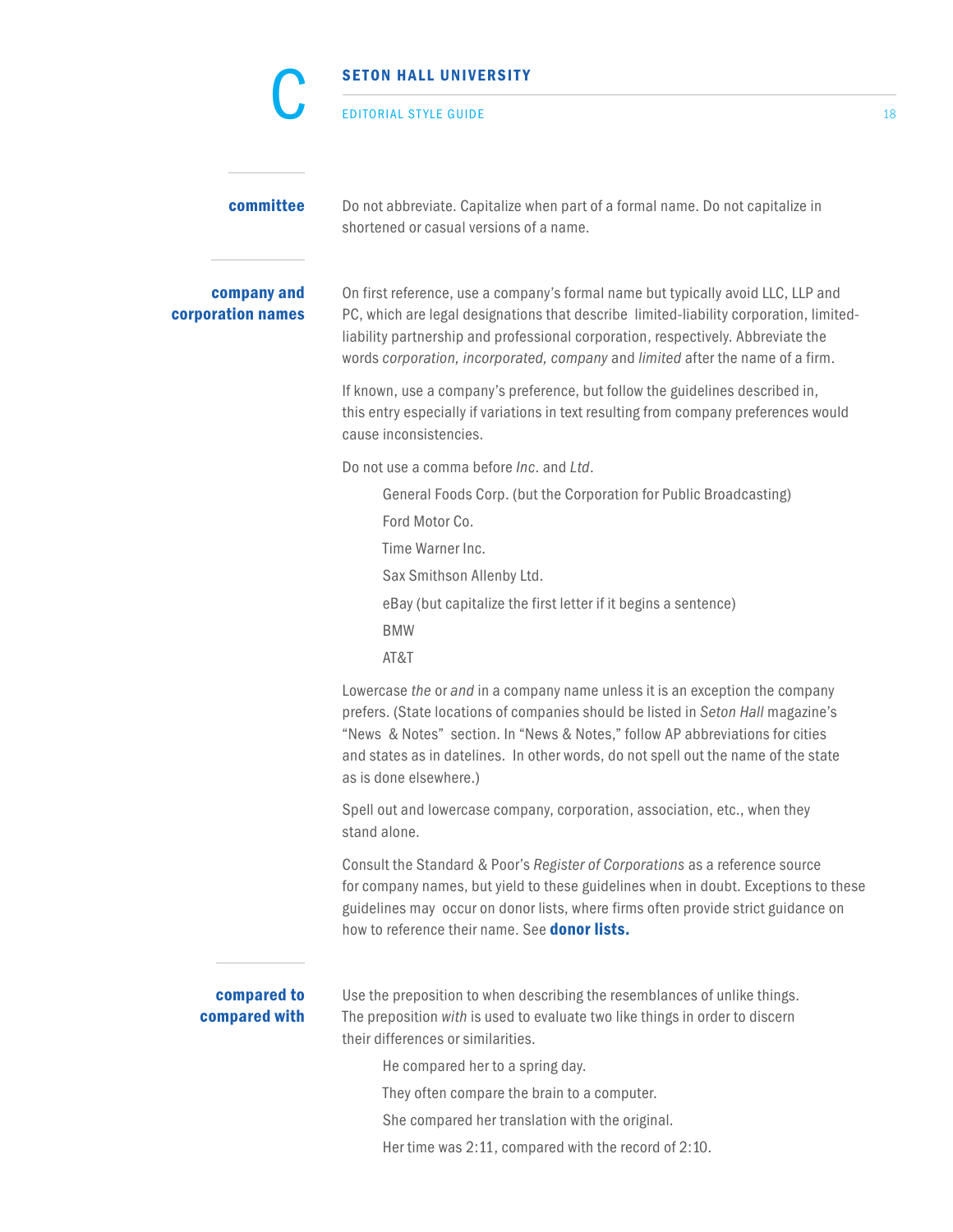## committee

Do not abbreviate. Capitalize when part of a formal name. Do not capitalize in shortened or casual versions of a name.

## company and corporation names

On first reference, use a company's formal name but typically avoid LLC, LLP and PC, which are legal designations that describe limited-liability corporation, limited-liability partnership and professional corporation, respectively. Abbreviate the words *corporation, incorporated, company* and *limited* after the name of a firm.

If known, use a company's preference, but follow the guidelines described in, this entry especially if variations in text resulting from company preferences would cause inconsistencies.

Do not use a comma before *Inc*. and *Ltd*.

> General Foods Corp. (but the Corporation for Public Broadcasting)
>
> Ford Motor Co.
>
> Time Warner Inc.
>
> Sax Smithson Allenby Ltd.
>
> eBay (but capitalize the first letter if it begins a sentence)
>
> BMW
>
> AT&T

Lowercase *the* or *and* in a company name unless it is an exception the company prefers. (State locations of companies should be listed in *Seton Hall* magazine's "News & Notes" section. In "News & Notes," follow AP abbreviations for cities and states as in datelines. In other words, do not spell out the name of the state as is done elsewhere.)

Spell out and lowercase company, corporation, association, etc., when they stand alone.

Consult the Standard & Poor's *Register of Corporations* as a reference source for company names, but yield to these guidelines when in doubt. Exceptions to these guidelines may occur on donor lists, where firms often provide strict guidance on how to reference their name. See **donor lists.**

## compared to / compared with

Use the preposition to when describing the resemblances of unlike things. The preposition *with* is used to evaluate two like things in order to discern their differences or similarities.

> He compared her to a spring day.
>
> They often compare the brain to a computer.
>
> She compared her translation with the original.
>
> Her time was 2:11, compared with the record of 2:10.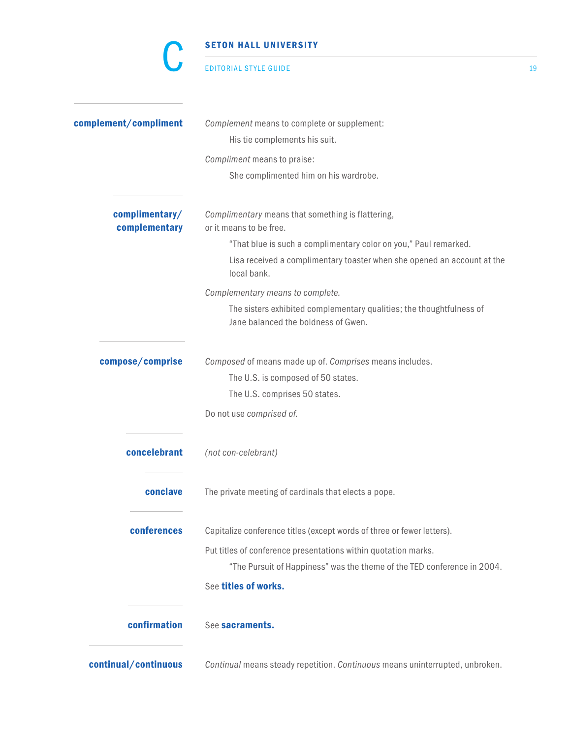### complement/compliment

*Complement* means to complete or supplement:

> His tie complements his suit.

*Compliment* means to praise:

> She complimented him on his wardrobe.

### complimentary/complementary

*Complimentary* means that something is flattering, or it means to be free.

> "That blue is such a complimentary color on you," Paul remarked.
>
> Lisa received a complimentary toaster when she opened an account at the local bank.

*Complementary means to complete.*

> The sisters exhibited complementary qualities; the thoughtfulness of Jane balanced the boldness of Gwen.

### compose/comprise

*Composed* of means made up of. *Comprises* means includes.

> The U.S. is composed of 50 states.
>
> The U.S. comprises 50 states.

Do not use *comprised of.*

### concelebrant

*(not con-celebrant)*

### conclave

The private meeting of cardinals that elects a pope.

### conferences

Capitalize conference titles (except words of three or fewer letters).

Put titles of conference presentations within quotation marks.

> "The Pursuit of Happiness" was the theme of the TED conference in 2004.

See **titles of works.**

### confirmation

See **sacraments.**

### continual/continuous

*Continual* means steady repetition. *Continuous* means uninterrupted, unbroken.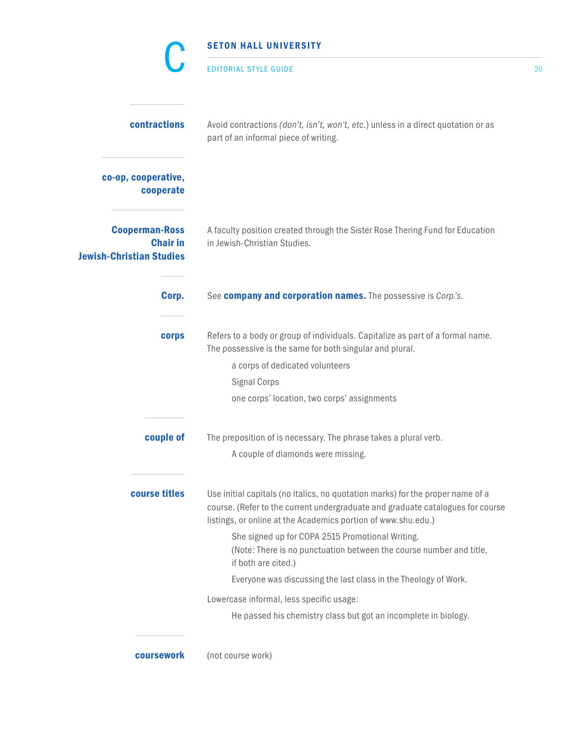**contractions**

Avoid contractions *(don't, isn't, won't, etc.*) unless in a direct quotation or as part of an informal piece of writing.

**co-op, cooperative, cooperate**

**Cooperman-Ross Chair in Jewish-Christian Studies**

A faculty position created through the Sister Rose Thering Fund for Education in Jewish-Christian Studies.

**Corp.**

See **company and corporation names.** The possessive is *Corp.'s.*

**corps**

Refers to a body or group of individuals. Capitalize as part of a formal name. The possessive is the same for both singular and plural.

> a corps of dedicated volunteers
>
> Signal Corps
>
> one corps' location, two corps' assignments

**couple of**

The preposition of is necessary. The phrase takes a plural verb.

> A couple of diamonds were missing.

**course titles**

Use initial capitals (no italics, no quotation marks) for the proper name of a course. (Refer to the current undergraduate and graduate catalogues for course listings, or online at the Academics portion of www.shu.edu.)

> She signed up for COPA 2515 Promotional Writing.
> (Note: There is no punctuation between the course number and title, if both are cited.)
>
> Everyone was discussing the last class in the Theology of Work.

Lowercase informal, less specific usage:

> He passed his chemistry class but got an incomplete in biology.

**coursework**

(not course work)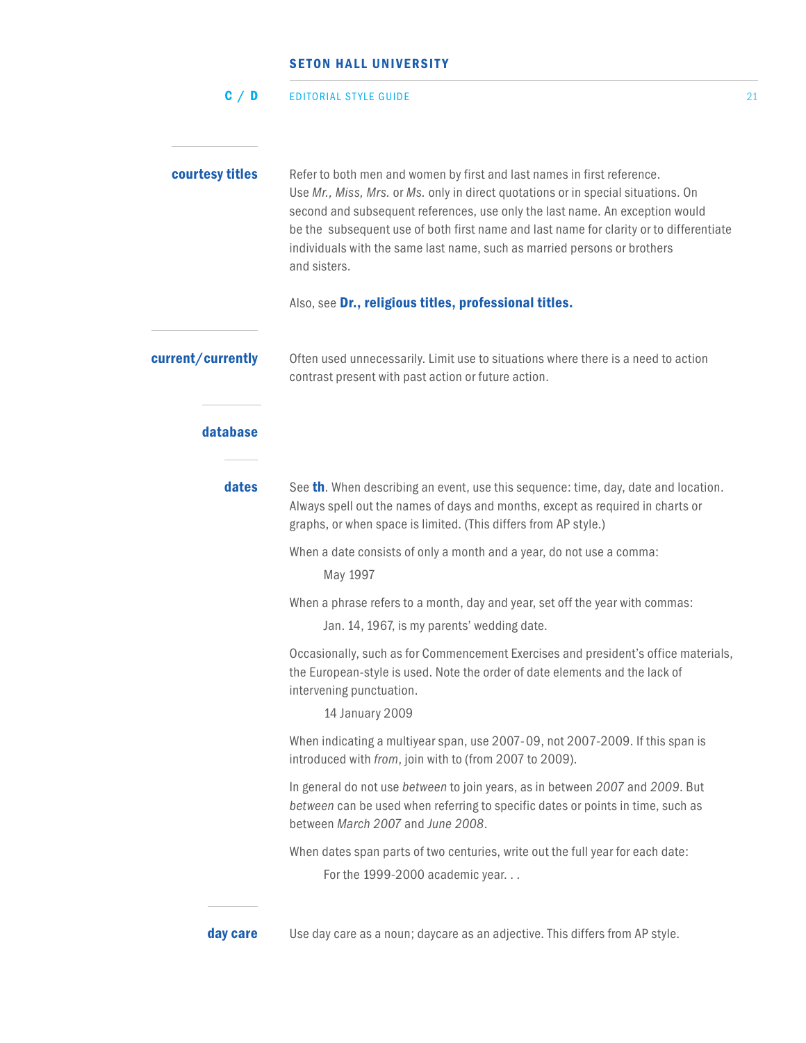### courtesy titles

Refer to both men and women by first and last names in first reference. Use *Mr., Miss, Mrs.* or *Ms.* only in direct quotations or in special situations. On second and subsequent references, use only the last name. An exception would be the subsequent use of both first name and last name for clarity or to differentiate individuals with the same last name, such as married persons or brothers and sisters.

Also, see **Dr., religious titles, professional titles.**

### current/currently

Often used unnecessarily. Limit use to situations where there is a need to action contrast present with past action or future action.

### database

### dates

See **th**. When describing an event, use this sequence: time, day, date and location. Always spell out the names of days and months, except as required in charts or graphs, or when space is limited. (This differs from AP style.)

When a date consists of only a month and a year, do not use a comma:

> May 1997

When a phrase refers to a month, day and year, set off the year with commas:

> Jan. 14, 1967, is my parents' wedding date.

Occasionally, such as for Commencement Exercises and president's office materials, the European-style is used. Note the order of date elements and the lack of intervening punctuation.

> 14 January 2009

When indicating a multiyear span, use 2007-09, not 2007-2009. If this span is introduced with *from*, join with to (from 2007 to 2009).

In general do not use *between* to join years, as in between *2007* and *2009*. But *between* can be used when referring to specific dates or points in time, such as between *March 2007* and *June 2008*.

When dates span parts of two centuries, write out the full year for each date:

> For the 1999-2000 academic year. . .

### day care

Use day care as a noun; daycare as an adjective. This differs from AP style.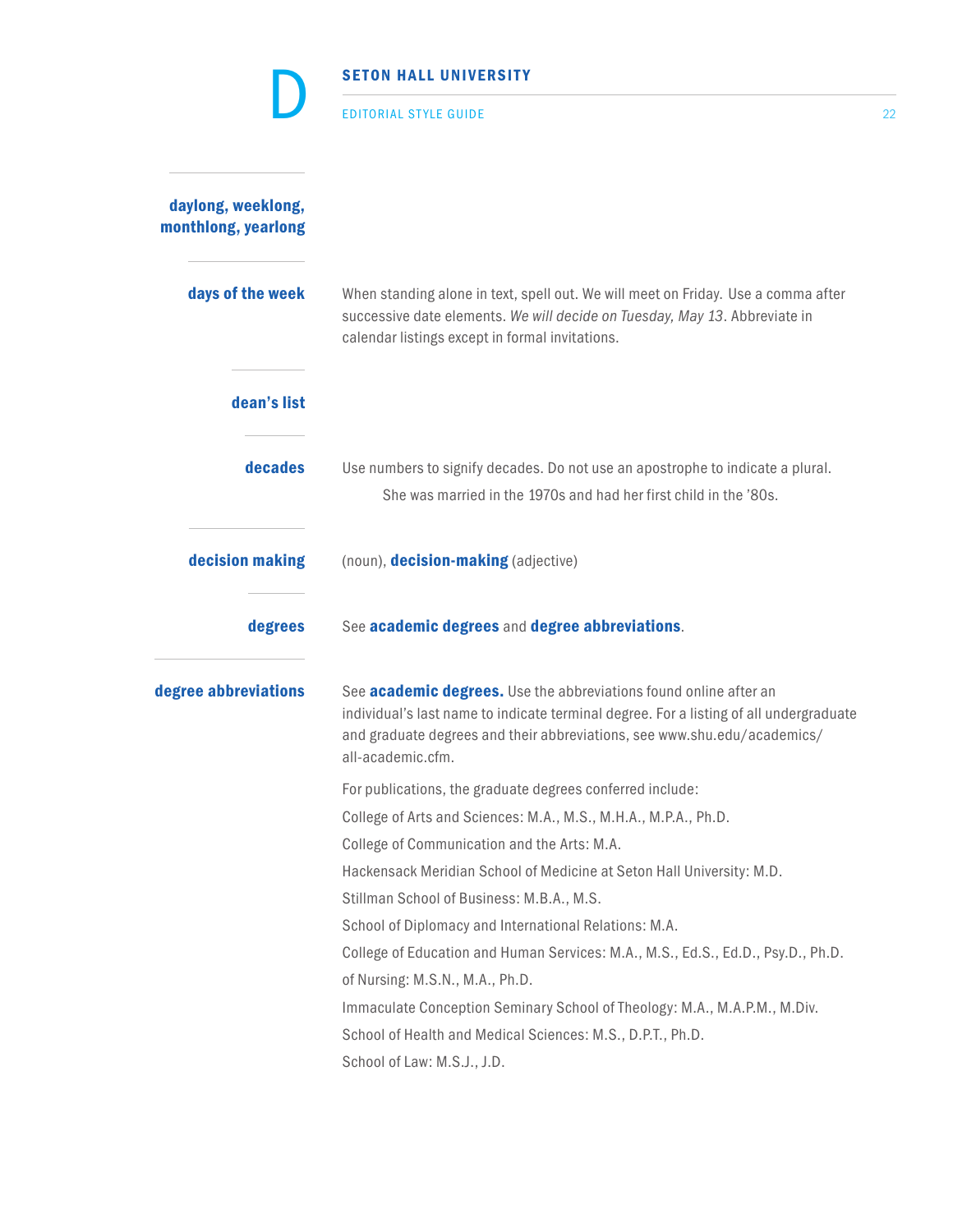**daylong, weeklong, monthlong, yearlong**

**days of the week**

When standing alone in text, spell out. We will meet on Friday. Use a comma after successive date elements. *We will decide on Tuesday, May 13*. Abbreviate in calendar listings except in formal invitations.

**dean's list**

**decades**

Use numbers to signify decades. Do not use an apostrophe to indicate a plural.

She was married in the 1970s and had her first child in the '80s.

**decision making**

(noun), **decision-making** (adjective)

**degrees**

See **academic degrees** and **degree abbreviations**.

**degree abbreviations**

See **academic degrees.** Use the abbreviations found online after an individual's last name to indicate terminal degree. For a listing of all undergraduate and graduate degrees and their abbreviations, see www.shu.edu/academics/all-academic.cfm.

For publications, the graduate degrees conferred include:

College of Arts and Sciences: M.A., M.S., M.H.A., M.P.A., Ph.D.

College of Communication and the Arts: M.A.

Hackensack Meridian School of Medicine at Seton Hall University: M.D.

Stillman School of Business: M.B.A., M.S.

School of Diplomacy and International Relations: M.A.

College of Education and Human Services: M.A., M.S., Ed.S., Ed.D., Psy.D., Ph.D.

of Nursing: M.S.N., M.A., Ph.D.

Immaculate Conception Seminary School of Theology: M.A., M.A.P.M., M.Div.

School of Health and Medical Sciences: M.S., D.P.T., Ph.D.

School of Law: M.S.J., J.D.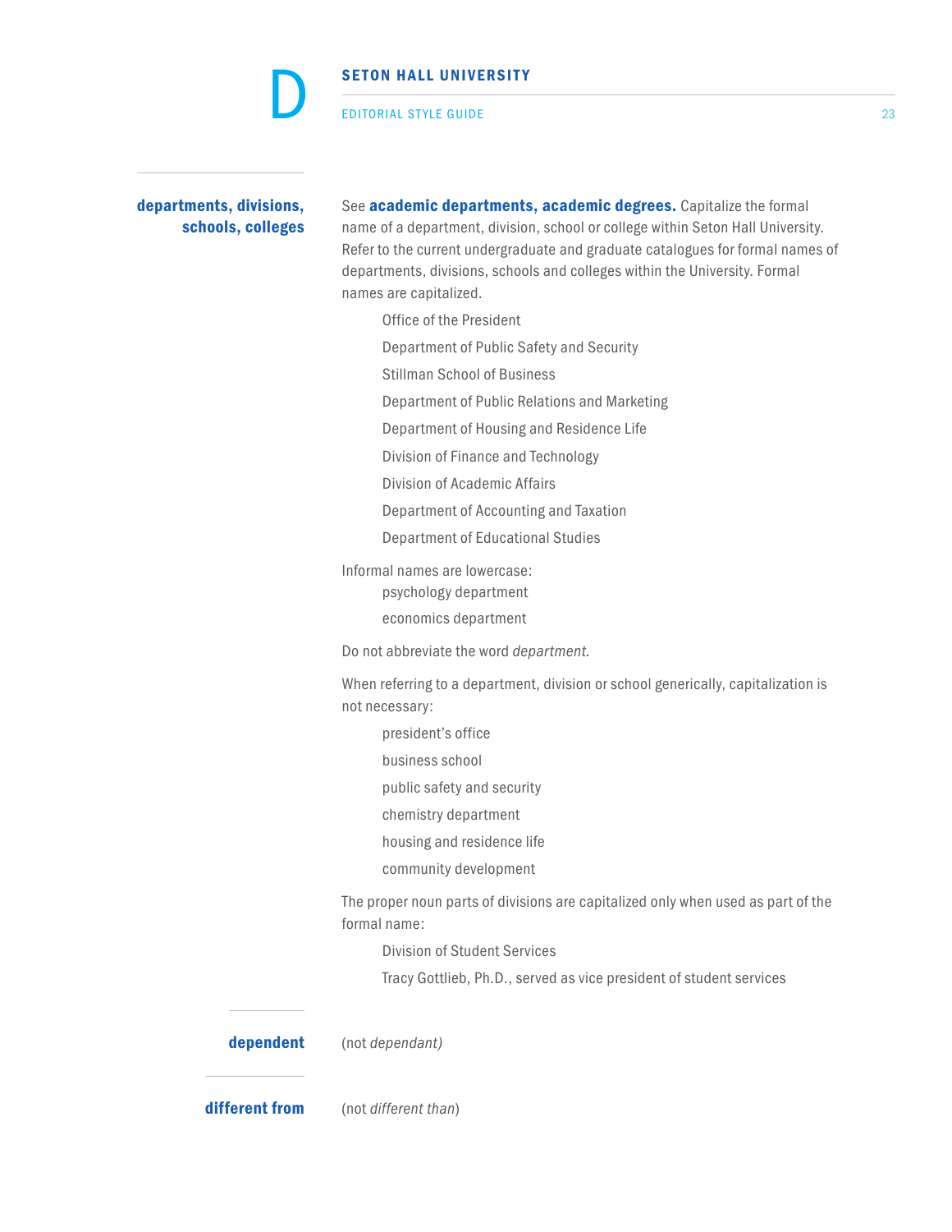### departments, divisions, schools, colleges

See **academic departments, academic degrees.** Capitalize the formal name of a department, division, school or college within Seton Hall University. Refer to the current undergraduate and graduate catalogues for formal names of departments, divisions, schools and colleges within the University. Formal names are capitalized.

> Office of the President
>
> Department of Public Safety and Security
>
> Stillman School of Business
>
> Department of Public Relations and Marketing
>
> Department of Housing and Residence Life
>
> Division of Finance and Technology
>
> Division of Academic Affairs
>
> Department of Accounting and Taxation
>
> Department of Educational Studies

Informal names are lowercase:

> psychology department
>
> economics department

Do not abbreviate the word *department.*

When referring to a department, division or school generically, capitalization is not necessary:

> president's office
>
> business school
>
> public safety and security
>
> chemistry department
>
> housing and residence life
>
> community development

The proper noun parts of divisions are capitalized only when used as part of the formal name:

> Division of Student Services
>
> Tracy Gottlieb, Ph.D., served as vice president of student services

### dependent

(not *dependant)*

### different from

(not *different than*)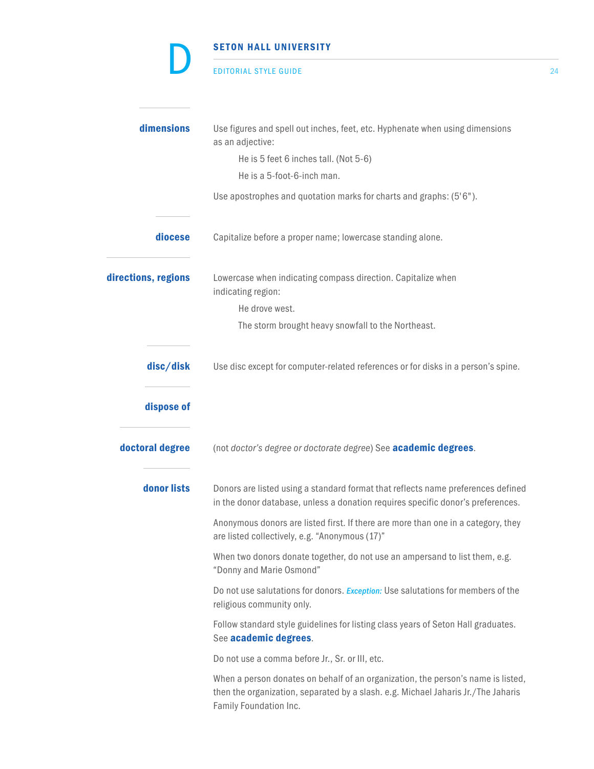**dimensions**

Use figures and spell out inches, feet, etc. Hyphenate when using dimensions as an adjective:

> He is 5 feet 6 inches tall. (Not 5-6)
>
> He is a 5-foot-6-inch man.

Use apostrophes and quotation marks for charts and graphs: (5'6").

**diocese**

Capitalize before a proper name; lowercase standing alone.

**directions, regions**

Lowercase when indicating compass direction. Capitalize when indicating region:

> He drove west.
>
> The storm brought heavy snowfall to the Northeast.

**disc/disk**

Use disc except for computer-related references or for disks in a person's spine.

**dispose of**

**doctoral degree**

(not *doctor's degree or doctorate degree*) See **academic degrees**.

**donor lists**

Donors are listed using a standard format that reflects name preferences defined in the donor database, unless a donation requires specific donor's preferences.

Anonymous donors are listed first. If there are more than one in a category, they are listed collectively, e.g. "Anonymous (17)"

When two donors donate together, do not use an ampersand to list them, e.g. "Donny and Marie Osmond"

Do not use salutations for donors. ***Exception:*** Use salutations for members of the religious community only.

Follow standard style guidelines for listing class years of Seton Hall graduates. See **academic degrees**.

Do not use a comma before Jr., Sr. or III, etc.

When a person donates on behalf of an organization, the person's name is listed, then the organization, separated by a slash. e.g. Michael Jaharis Jr./The Jaharis Family Foundation Inc.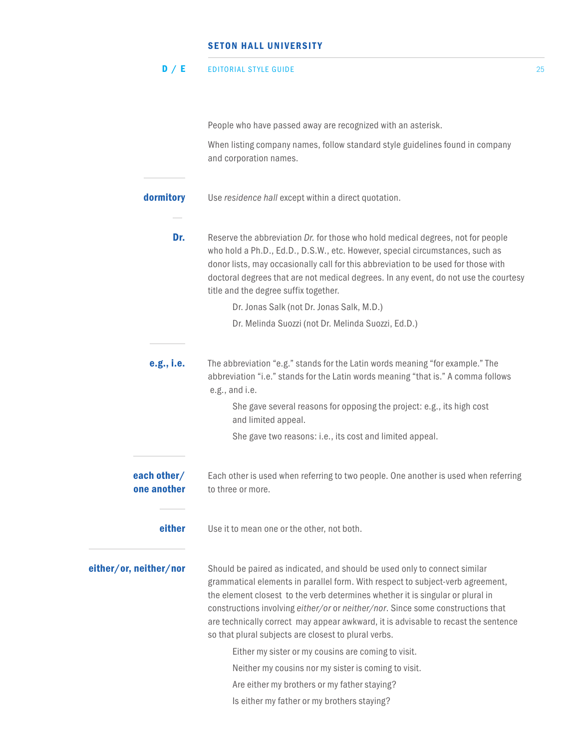People who have passed away are recognized with an asterisk.

When listing company names, follow standard style guidelines found in company and corporation names.

**dormitory**

Use *residence hall* except within a direct quotation.

**Dr.**

Reserve the abbreviation *Dr.* for those who hold medical degrees, not for people who hold a Ph.D., Ed.D., D.S.W., etc. However, special circumstances, such as donor lists, may occasionally call for this abbreviation to be used for those with doctoral degrees that are not medical degrees. In any event, do not use the courtesy title and the degree suffix together.

> Dr. Jonas Salk (not Dr. Jonas Salk, M.D.)
>
> Dr. Melinda Suozzi (not Dr. Melinda Suozzi, Ed.D.)

**e.g., i.e.**

The abbreviation “e.g.” stands for the Latin words meaning “for example.” The abbreviation “i.e.” stands for the Latin words meaning “that is.” A comma follows e.g., and i.e.

> She gave several reasons for opposing the project: e.g., its high cost and limited appeal.
>
> She gave two reasons: i.e., its cost and limited appeal.

**each other/ one another**

Each other is used when referring to two people. One another is used when referring to three or more.

**either**

Use it to mean one or the other, not both.

**either/or, neither/nor**

Should be paired as indicated, and should be used only to connect similar grammatical elements in parallel form. With respect to subject-verb agreement, the element closest to the verb determines whether it is singular or plural in constructions involving *either/or* or *neither/nor*. Since some constructions that are technically correct may appear awkward, it is advisable to recast the sentence so that plural subjects are closest to plural verbs.

> Either my sister or my cousins are coming to visit.
>
> Neither my cousins nor my sister is coming to visit.
>
> Are either my brothers or my father staying?
>
> Is either my father or my brothers staying?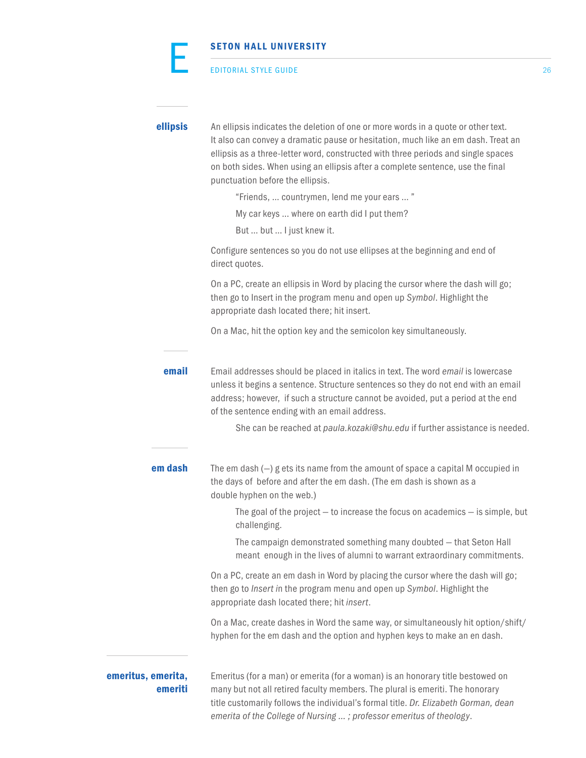## ellipsis

An ellipsis indicates the deletion of one or more words in a quote or other text. It also can convey a dramatic pause or hesitation, much like an em dash. Treat an ellipsis as a three-letter word, constructed with three periods and single spaces on both sides. When using an ellipsis after a complete sentence, use the final punctuation before the ellipsis.

> "Friends, ... countrymen, lend me your ears ... "
>
> My car keys ... where on earth did I put them?
>
> But ... but ... I just knew it.

Configure sentences so you do not use ellipses at the beginning and end of direct quotes.

On a PC, create an ellipsis in Word by placing the cursor where the dash will go; then go to Insert in the program menu and open up *Symbol*. Highlight the appropriate dash located there; hit insert.

On a Mac, hit the option key and the semicolon key simultaneously.

## email

Email addresses should be placed in italics in text. The word *email* is lowercase unless it begins a sentence. Structure sentences so they do not end with an email address; however, if such a structure cannot be avoided, put a period at the end of the sentence ending with an email address.

> She can be reached at *paula.kozaki@shu.edu* if further assistance is needed.

## em dash

The em dash (—) g ets its name from the amount of space a capital M occupied in the days of before and after the em dash. (The em dash is shown as a double hyphen on the web.)

> The goal of the project — to increase the focus on academics — is simple, but challenging.
>
> The campaign demonstrated something many doubted — that Seton Hall meant enough in the lives of alumni to warrant extraordinary commitments.

On a PC, create an em dash in Word by placing the cursor where the dash will go; then go to *Insert i*n the program menu and open up *Symbol*. Highlight the appropriate dash located there; hit *insert*.

On a Mac, create dashes in Word the same way, or simultaneously hit option/shift/hyphen for the em dash and the option and hyphen keys to make an en dash.

## emeritus, emerita, emeriti

Emeritus (for a man) or emerita (for a woman) is an honorary title bestowed on many but not all retired faculty members. The plural is emeriti. The honorary title customarily follows the individual's formal title. *Dr. Elizabeth Gorman, dean emerita of the College of Nursing ... ; professor emeritus of theology*.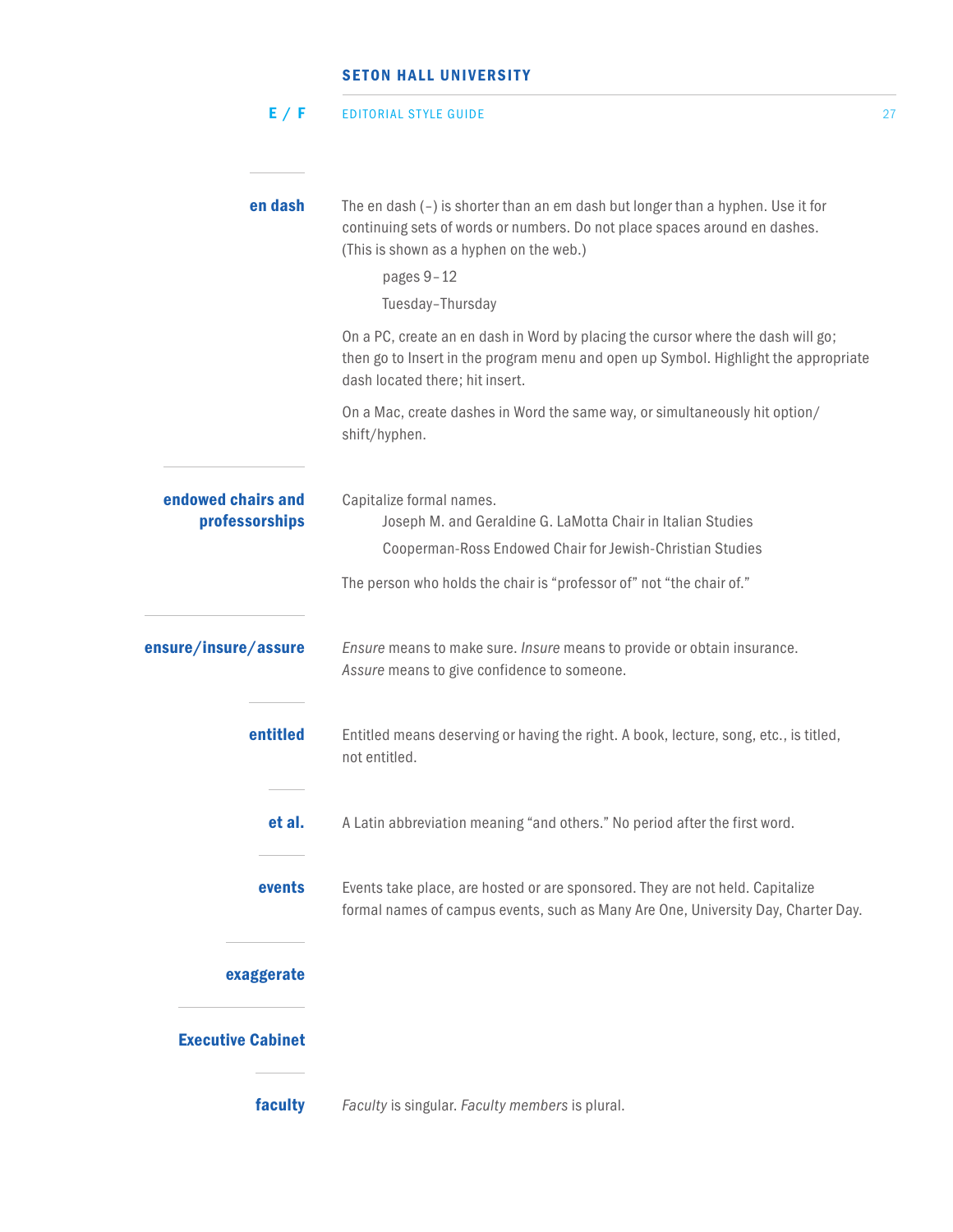### en dash

The en dash (–) is shorter than an em dash but longer than a hyphen. Use it for continuing sets of words or numbers. Do not place spaces around en dashes. (This is shown as a hyphen on the web.)

> pages 9–12
>
> Tuesday–Thursday

On a PC, create an en dash in Word by placing the cursor where the dash will go; then go to Insert in the program menu and open up Symbol. Highlight the appropriate dash located there; hit insert.

On a Mac, create dashes in Word the same way, or simultaneously hit option/shift/hyphen.

### endowed chairs and professorships

Capitalize formal names.

> Joseph M. and Geraldine G. LaMotta Chair in Italian Studies
>
> Cooperman-Ross Endowed Chair for Jewish-Christian Studies

The person who holds the chair is "professor of" not "the chair of."

### ensure/insure/assure

*Ensure* means to make sure. *Insure* means to provide or obtain insurance. *Assure* means to give confidence to someone.

### entitled

Entitled means deserving or having the right. A book, lecture, song, etc., is titled, not entitled.

### et al.

A Latin abbreviation meaning "and others." No period after the first word.

### events

Events take place, are hosted or are sponsored. They are not held. Capitalize formal names of campus events, such as Many Are One, University Day, Charter Day.

### exaggerate

### Executive Cabinet

### faculty

*Faculty* is singular. *Faculty members* is plural.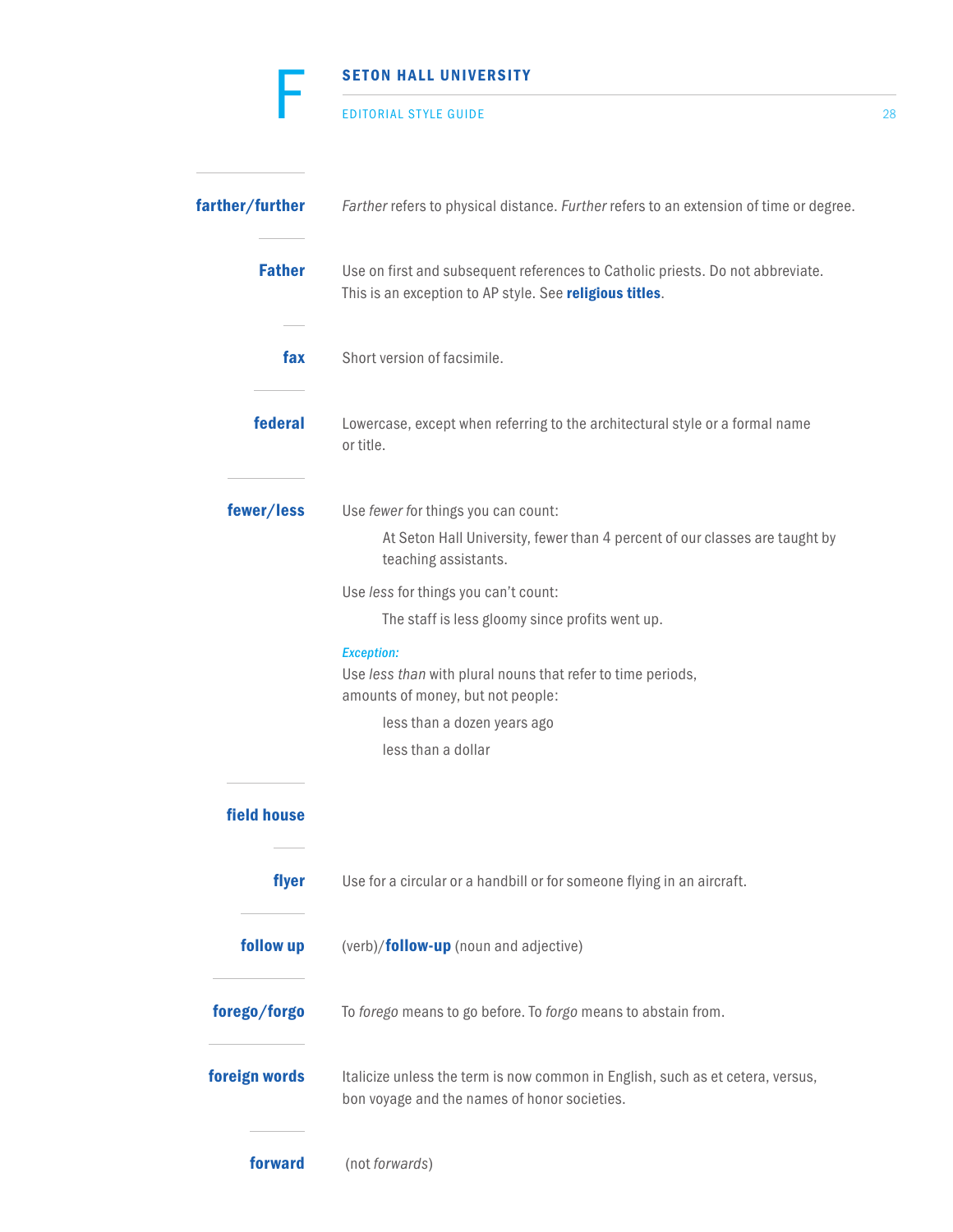**farther/further**

*Farther* refers to physical distance. *Further* refers to an extension of time or degree.

**Father**

Use on first and subsequent references to Catholic priests. Do not abbreviate. This is an exception to AP style. See **religious titles**.

**fax**

Short version of facsimile.

**federal**

Lowercase, except when referring to the architectural style or a formal name or title.

**fewer/less**

Use *fewer* for things you can count:

> At Seton Hall University, fewer than 4 percent of our classes are taught by teaching assistants.

Use *less* for things you can't count:

> The staff is less gloomy since profits went up.

*Exception:*
Use *less than* with plural nouns that refer to time periods, amounts of money, but not people:

> less than a dozen years ago
>
> less than a dollar

**field house**

**flyer**

Use for a circular or a handbill or for someone flying in an aircraft.

**follow up**

(verb)/**follow-up** (noun and adjective)

**forego/forgo**

To *forego* means to go before. To *forgo* means to abstain from.

**foreign words**

Italicize unless the term is now common in English, such as et cetera, versus, bon voyage and the names of honor societies.

**forward**

(not *forwards*)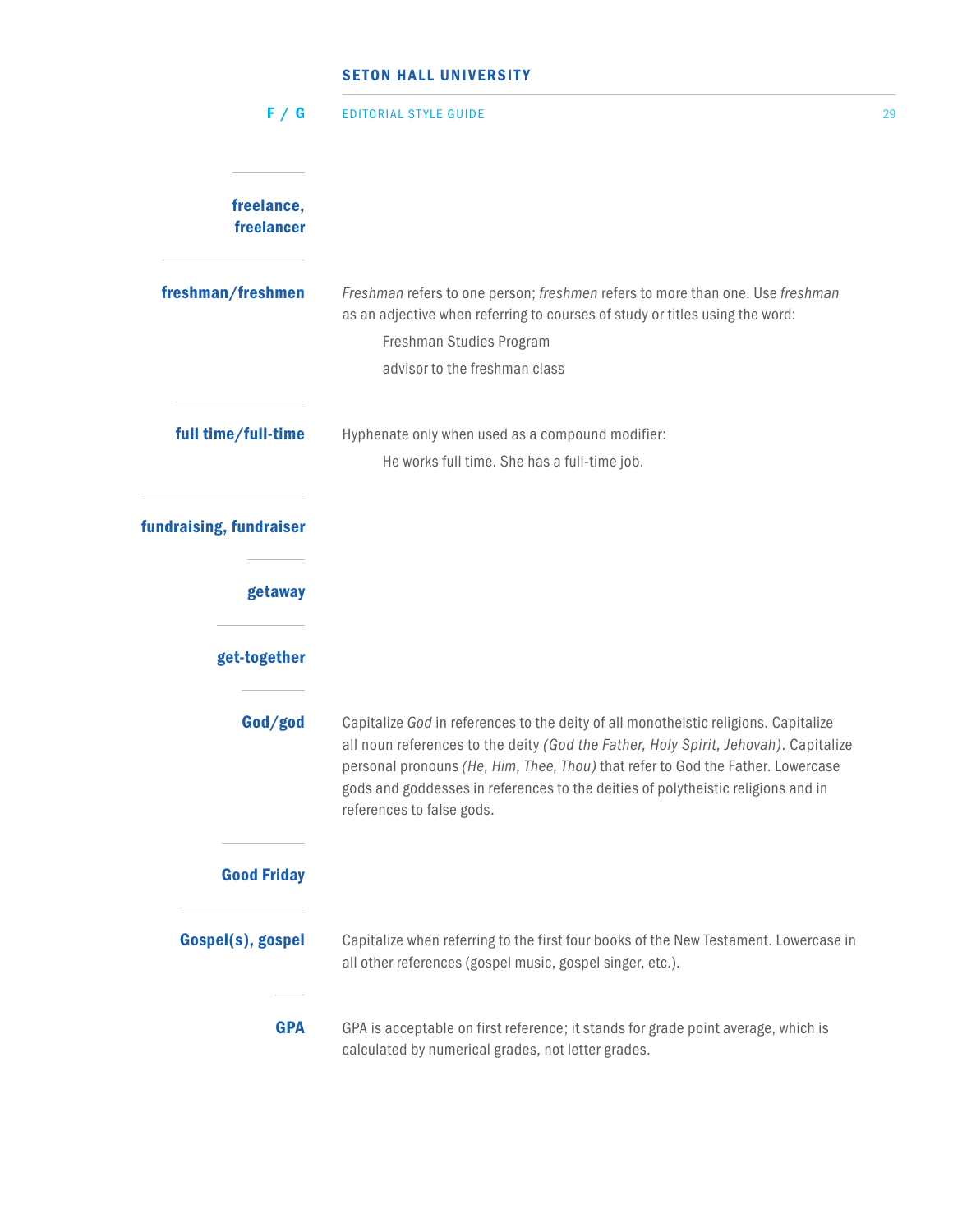**freelance, freelancer**

**freshman/freshmen**

*Freshman* refers to one person; *freshmen* refers to more than one. Use *freshman* as an adjective when referring to courses of study or titles using the word:

> Freshman Studies Program
>
> advisor to the freshman class

**full time/full-time**

Hyphenate only when used as a compound modifier:

> He works full time. She has a full-time job.

**fundraising, fundraiser**

**getaway**

**get-together**

**God/god**

Capitalize *God* in references to the deity of all monotheistic religions. Capitalize all noun references to the deity *(God the Father, Holy Spirit, Jehovah)*. Capitalize personal pronouns *(He, Him, Thee, Thou)* that refer to God the Father. Lowercase gods and goddesses in references to the deities of polytheistic religions and in references to false gods.

**Good Friday**

**Gospel(s), gospel**

Capitalize when referring to the first four books of the New Testament. Lowercase in all other references (gospel music, gospel singer, etc.).

**GPA**

GPA is acceptable on first reference; it stands for grade point average, which is calculated by numerical grades, not letter grades.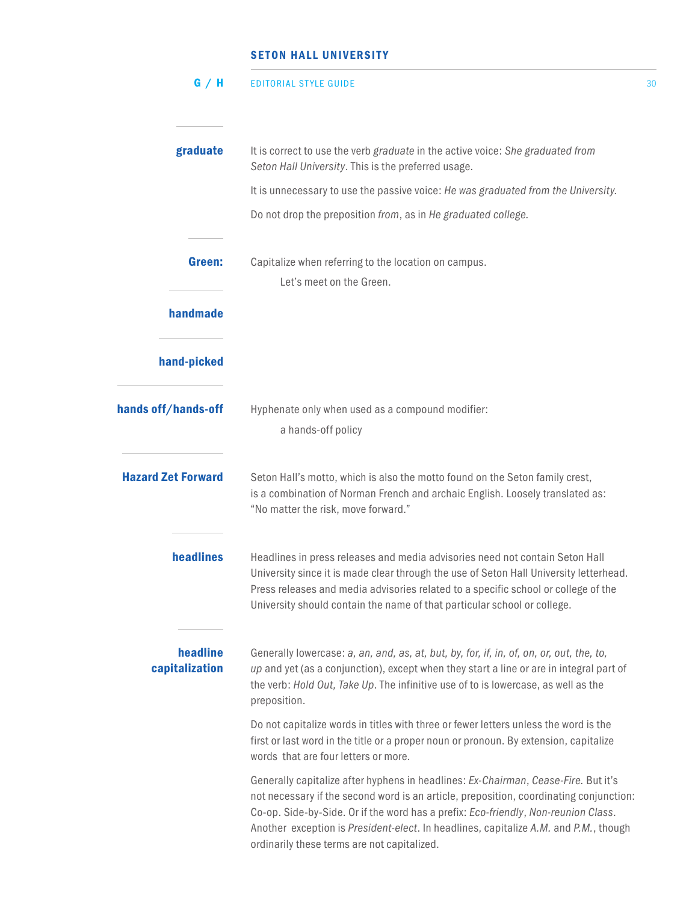**graduate**

It is correct to use the verb *graduate* in the active voice: *She graduated from Seton Hall University*. This is the preferred usage.

It is unnecessary to use the passive voice: *He was graduated from the University.*

Do not drop the preposition *from*, as in *He graduated college.*

**Green:**

Capitalize when referring to the location on campus.

> Let's meet on the Green.

**handmade**

**hand-picked**

**hands off/hands-off**

Hyphenate only when used as a compound modifier:

> a hands-off policy

**Hazard Zet Forward**

Seton Hall's motto, which is also the motto found on the Seton family crest, is a combination of Norman French and archaic English. Loosely translated as: "No matter the risk, move forward."

**headlines**

Headlines in press releases and media advisories need not contain Seton Hall University since it is made clear through the use of Seton Hall University letterhead. Press releases and media advisories related to a specific school or college of the University should contain the name of that particular school or college.

**headline capitalization**

Generally lowercase: *a, an, and, as, at, but, by, for, if, in, of, on, or, out, the, to, up* and yet (as a conjunction), except when they start a line or are in integral part of the verb: *Hold Out, Take Up*. The infinitive use of to is lowercase, as well as the preposition.

Do not capitalize words in titles with three or fewer letters unless the word is the first or last word in the title or a proper noun or pronoun. By extension, capitalize words that are four letters or more.

Generally capitalize after hyphens in headlines: *Ex-Chairman*, *Cease-Fire.* But it's not necessary if the second word is an article, preposition, coordinating conjunction: Co-op. Side-by-Side. Or if the word has a prefix: *Eco-friendly*, *Non-reunion Class*. Another exception is *President-elect*. In headlines, capitalize *A.M.* and *P.M.*, though ordinarily these terms are not capitalized.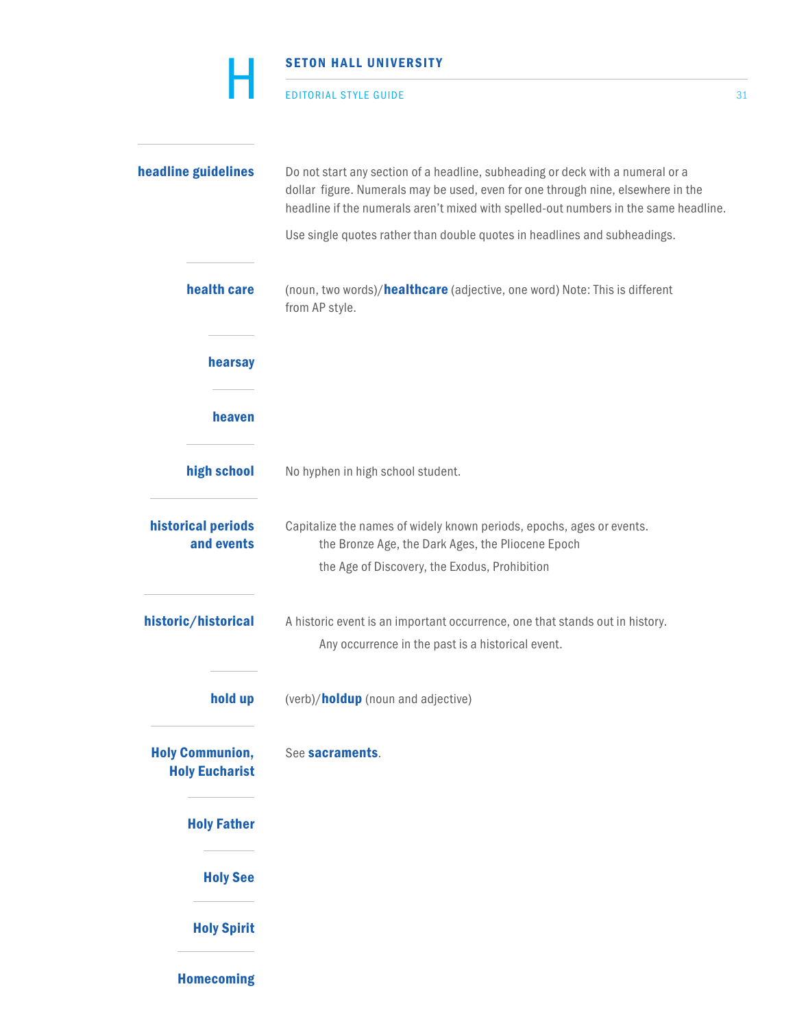**headline guidelines**

Do not start any section of a headline, subheading or deck with a numeral or a dollar figure. Numerals may be used, even for one through nine, elsewhere in the headline if the numerals aren't mixed with spelled-out numbers in the same headline.

Use single quotes rather than double quotes in headlines and subheadings.

**health care**

(noun, two words)/**healthcare** (adjective, one word) Note: This is different from AP style.

**hearsay**

**heaven**

**high school**

No hyphen in high school student.

**historical periods and events**

Capitalize the names of widely known periods, epochs, ages or events.

the Bronze Age, the Dark Ages, the Pliocene Epoch

the Age of Discovery, the Exodus, Prohibition

**historic/historical**

A historic event is an important occurrence, one that stands out in history.

Any occurrence in the past is a historical event.

**hold up**

(verb)/**holdup** (noun and adjective)

**Holy Communion, Holy Eucharist**

See **sacraments**.

**Holy Father**

**Holy See**

**Holy Spirit**

**Homecoming**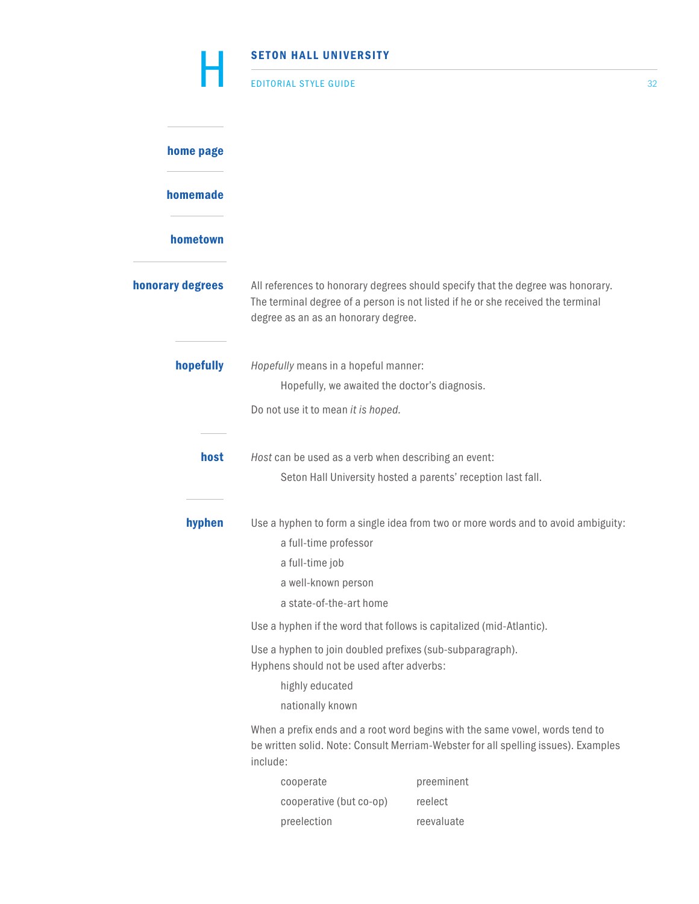**home page**

**homemade**

**hometown**

**honorary degrees**

All references to honorary degrees should specify that the degree was honorary. The terminal degree of a person is not listed if he or she received the terminal degree as an as an honorary degree.

**hopefully**

*Hopefully* means in a hopeful manner:

> Hopefully, we awaited the doctor's diagnosis.

Do not use it to mean *it is hoped.*

**host**

*Host* can be used as a verb when describing an event:

> Seton Hall University hosted a parents' reception last fall.

**hyphen**

Use a hyphen to form a single idea from two or more words and to avoid ambiguity:

> a full-time professor
>
> a full-time job
>
> a well-known person
>
> a state-of-the-art home

Use a hyphen if the word that follows is capitalized (mid-Atlantic).

Use a hyphen to join doubled prefixes (sub-subparagraph).
Hyphens should not be used after adverbs:

> highly educated
>
> nationally known

When a prefix ends and a root word begins with the same vowel, words tend to be written solid. Note: Consult Merriam-Webster for all spelling issues). Examples include:

> cooperate
>
> cooperative (but co-op)
>
> preelection
>
> preeminent
>
> reelect
>
> reevaluate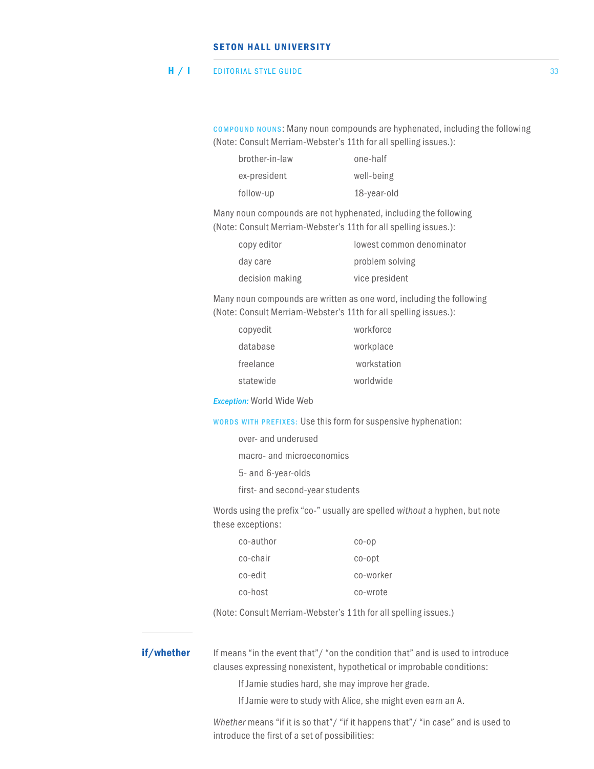COMPOUND NOUNS: Many noun compounds are hyphenated, including the following (Note: Consult Merriam-Webster's 11th for all spelling issues.):

| | |
|---|---|
| brother-in-law | one-half |
| ex-president | well-being |
| follow-up | 18-year-old |

Many noun compounds are not hyphenated, including the following (Note: Consult Merriam-Webster's 11th for all spelling issues.):

| | |
|---|---|
| copy editor | lowest common denominator |
| day care | problem solving |
| decision making | vice president |

Many noun compounds are written as one word, including the following (Note: Consult Merriam-Webster's 11th for all spelling issues.):

| | |
|---|---|
| copyedit | workforce |
| database | workplace |
| freelance | workstation |
| statewide | worldwide |

*Exception:* World Wide Web

WORDS WITH PREFIXES: Use this form for suspensive hyphenation:

over- and underused

macro- and microeconomics

5- and 6-year-olds

first- and second-year students

Words using the prefix "co-" usually are spelled *without* a hyphen, but note these exceptions:

| | |
|---|---|
| co-author | co-op |
| co-chair | co-opt |
| co-edit | co-worker |
| co-host | co-wrote |

(Note: Consult Merriam-Webster's 11th for all spelling issues.)

## if/whether

If means "in the event that"/ "on the condition that" and is used to introduce clauses expressing nonexistent, hypothetical or improbable conditions:

If Jamie studies hard, she may improve her grade.

If Jamie were to study with Alice, she might even earn an A.

*Whether* means "if it is so that"/ "if it happens that"/ "in case" and is used to introduce the first of a set of possibilities: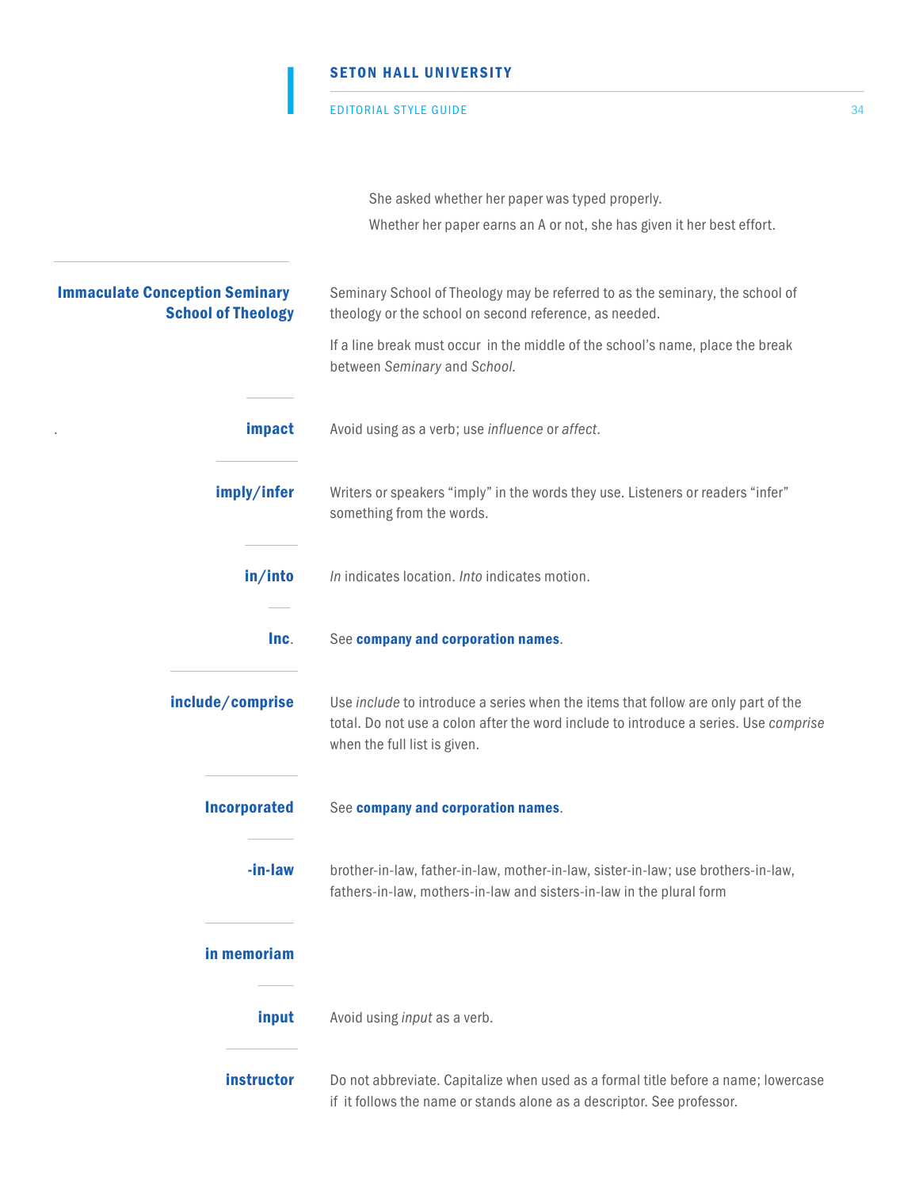She asked whether her paper was typed properly.

Whether her paper earns an A or not, she has given it her best effort.

---

**Immaculate Conception Seminary School of Theology**

Seminary School of Theology may be referred to as the seminary, the school of theology or the school on second reference, as needed.

If a line break must occur in the middle of the school's name, place the break between *Seminary* and *School.*

---

**impact**

Avoid using as a verb; use *influence* or *affect*.

---

**imply/infer**

Writers or speakers "imply" in the words they use. Listeners or readers "infer" something from the words.

---

**in/into**

*In* indicates location. *Into* indicates motion.

---

**Inc.**

See **company and corporation names**.

---

**include/comprise**

Use *include* to introduce a series when the items that follow are only part of the total. Do not use a colon after the word include to introduce a series. Use *comprise* when the full list is given.

---

**Incorporated**

See **company and corporation names**.

---

**-in-law**

brother-in-law, father-in-law, mother-in-law, sister-in-law; use brothers-in-law, fathers-in-law, mothers-in-law and sisters-in-law in the plural form

---

**in memoriam**

---

**input**

Avoid using *input* as a verb.

---

**instructor**

Do not abbreviate. Capitalize when used as a formal title before a name; lowercase if it follows the name or stands alone as a descriptor. See professor.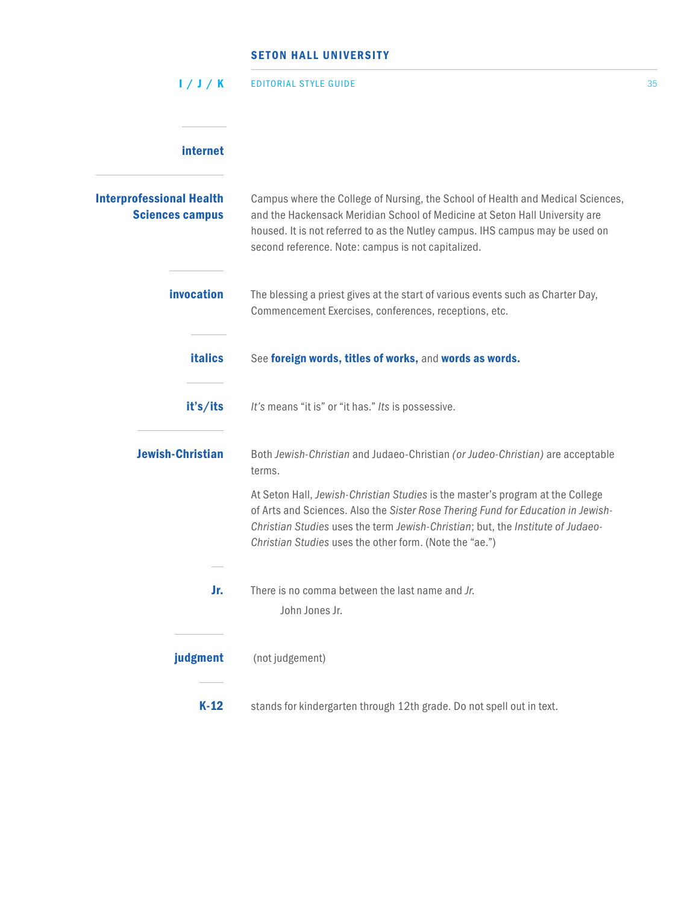**internet**

**Interprofessional Health Sciences campus**

Campus where the College of Nursing, the School of Health and Medical Sciences, and the Hackensack Meridian School of Medicine at Seton Hall University are housed. It is not referred to as the Nutley campus. IHS campus may be used on second reference. Note: campus is not capitalized.

**invocation**

The blessing a priest gives at the start of various events such as Charter Day, Commencement Exercises, conferences, receptions, etc.

**italics**

See **foreign words, titles of works,** and **words as words.**

**it's/its**

*It's* means "it is" or "it has." *Its* is possessive.

**Jewish-Christian**

Both *Jewish-Christian* and Judaeo-Christian *(or Judeo-Christian)* are acceptable terms.

At Seton Hall, *Jewish-Christian Studies* is the master's program at the College of Arts and Sciences. Also the *Sister Rose Thering Fund for Education in Jewish-Christian Studies* uses the term *Jewish-Christian*; but, the *Institute of Judaeo-Christian Studies* uses the other form. (Note the "ae.")

**Jr.**

There is no comma between the last name and *Jr.*

John Jones Jr.

**judgment**

(not judgement)

**K-12**

stands for kindergarten through 12th grade. Do not spell out in text.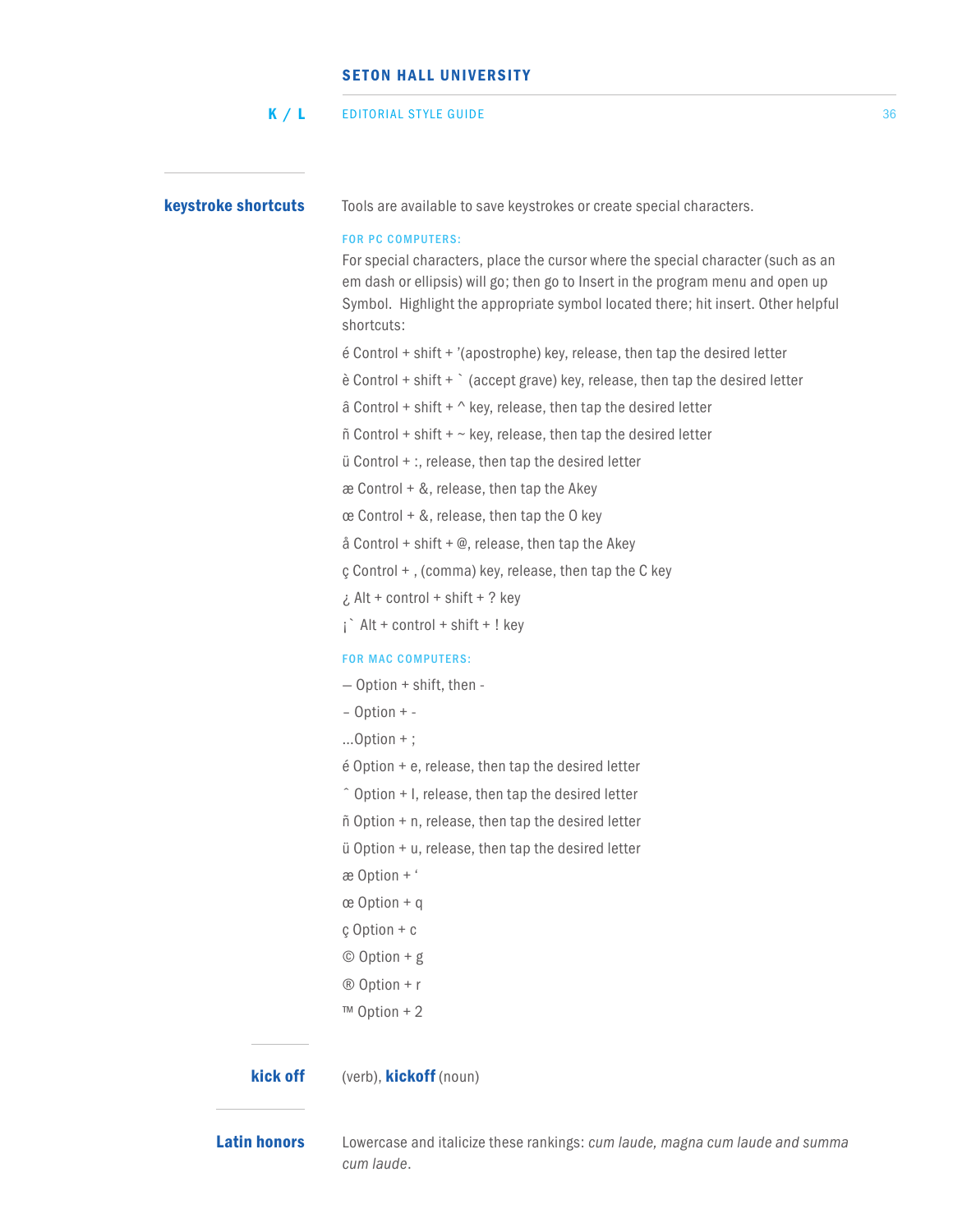## keystroke shortcuts

Tools are available to save keystrokes or create special characters.

**FOR PC COMPUTERS:**

For special characters, place the cursor where the special character (such as an em dash or ellipsis) will go; then go to Insert in the program menu and open up Symbol.  Highlight the appropriate symbol located there; hit insert. Other helpful shortcuts:

é Control + shift + '(apostrophe) key, release, then tap the desired letter

è Control + shift + ` (accept grave) key, release, then tap the desired letter

â Control + shift + ^ key, release, then tap the desired letter

ñ Control + shift + ~ key, release, then tap the desired letter

ü Control + :, release, then tap the desired letter

æ Control + &, release, then tap the Akey

œ Control + &, release, then tap the O key

å Control + shift + @, release, then tap the Akey

ç Control + , (comma) key, release, then tap the C key

¿ Alt + control + shift + ? key

¡` Alt + control + shift + ! key

**FOR MAC COMPUTERS:**

— Option + shift, then -

– Option + -

…Option + ;

é Option + e, release, then tap the desired letter

ˆ Option + I, release, then tap the desired letter

ñ Option + n, release, then tap the desired letter

ü Option + u, release, then tap the desired letter

æ Option + '

œ Option + q

ç Option + c

© Option + g

® Option + r

™ Option + 2

## kick off

(verb), **kickoff** (noun)

## Latin honors

Lowercase and italicize these rankings: *cum laude, magna cum laude and summa cum laude*.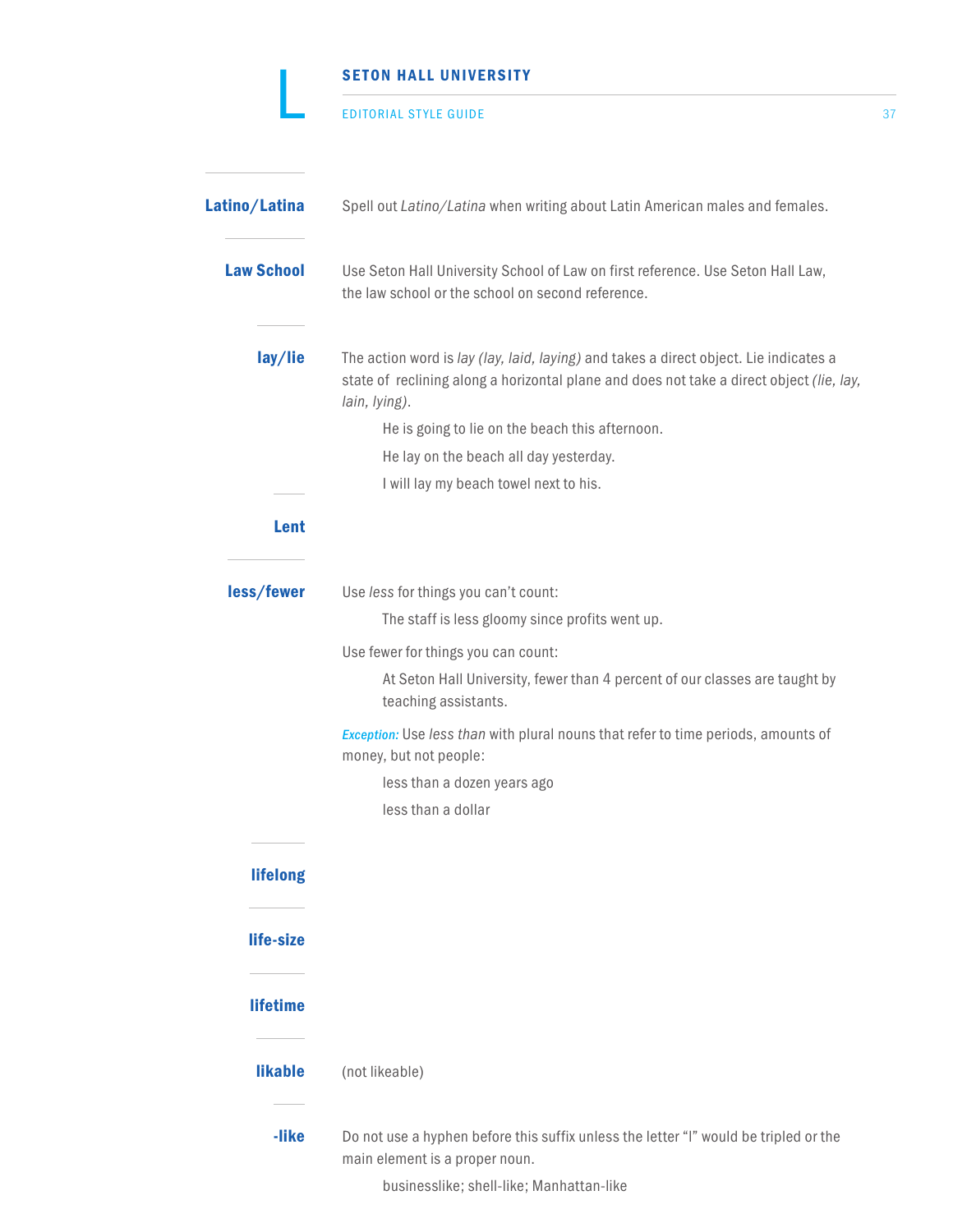**Latino/Latina**

Spell out *Latino/Latina* when writing about Latin American males and females.

**Law School**

Use Seton Hall University School of Law on first reference. Use Seton Hall Law, the law school or the school on second reference.

**lay/lie**

The action word is *lay (lay, laid, laying)* and takes a direct object. Lie indicates a state of reclining along a horizontal plane and does not take a direct object *(lie, lay, lain, lying)*.

> He is going to lie on the beach this afternoon.
>
> He lay on the beach all day yesterday.
>
> I will lay my beach towel next to his.

**Lent**

**less/fewer**

Use *less* for things you can't count:

> The staff is less gloomy since profits went up.

Use fewer for things you can count:

> At Seton Hall University, fewer than 4 percent of our classes are taught by teaching assistants.

*Exception:* Use *less than* with plural nouns that refer to time periods, amounts of money, but not people:

> less than a dozen years ago
>
> less than a dollar

**lifelong**

**life-size**

**lifetime**

**likable**

(not likeable)

**-like**

Do not use a hyphen before this suffix unless the letter "l" would be tripled or the main element is a proper noun.

> businesslike; shell-like; Manhattan-like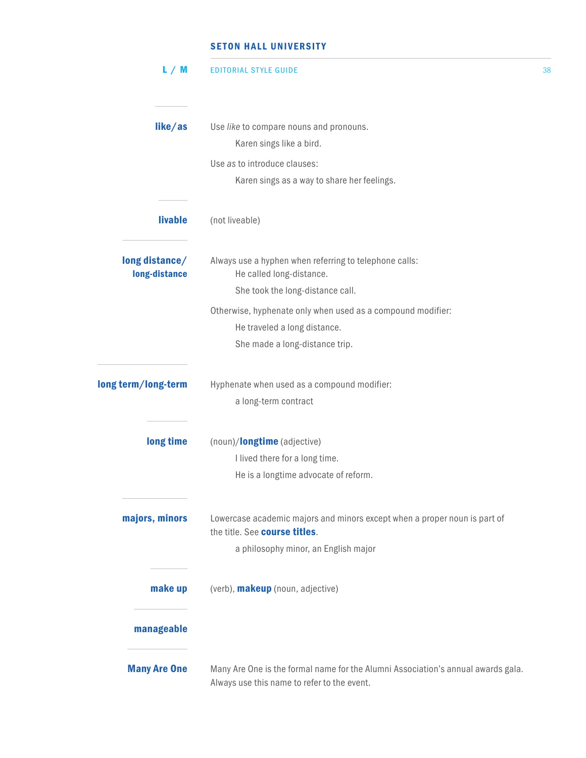**like/as**

Use *like* to compare nouns and pronouns.

> Karen sings like a bird.

Use *as* to introduce clauses:

> Karen sings as a way to share her feelings.

**livable**

(not liveable)

**long distance/ long-distance**

Always use a hyphen when referring to telephone calls:

> He called long-distance.
>
> She took the long-distance call.

Otherwise, hyphenate only when used as a compound modifier:

> He traveled a long distance.
>
> She made a long-distance trip.

**long term/long-term**

Hyphenate when used as a compound modifier:

> a long-term contract

**long time**

(noun)/**longtime** (adjective)

> I lived there for a long time.
>
> He is a longtime advocate of reform.

**majors, minors**

Lowercase academic majors and minors except when a proper noun is part of the title. See **course titles**.

> a philosophy minor, an English major

**make up**

(verb), **makeup** (noun, adjective)

**manageable**

**Many Are One**

Many Are One is the formal name for the Alumni Association's annual awards gala. Always use this name to refer to the event.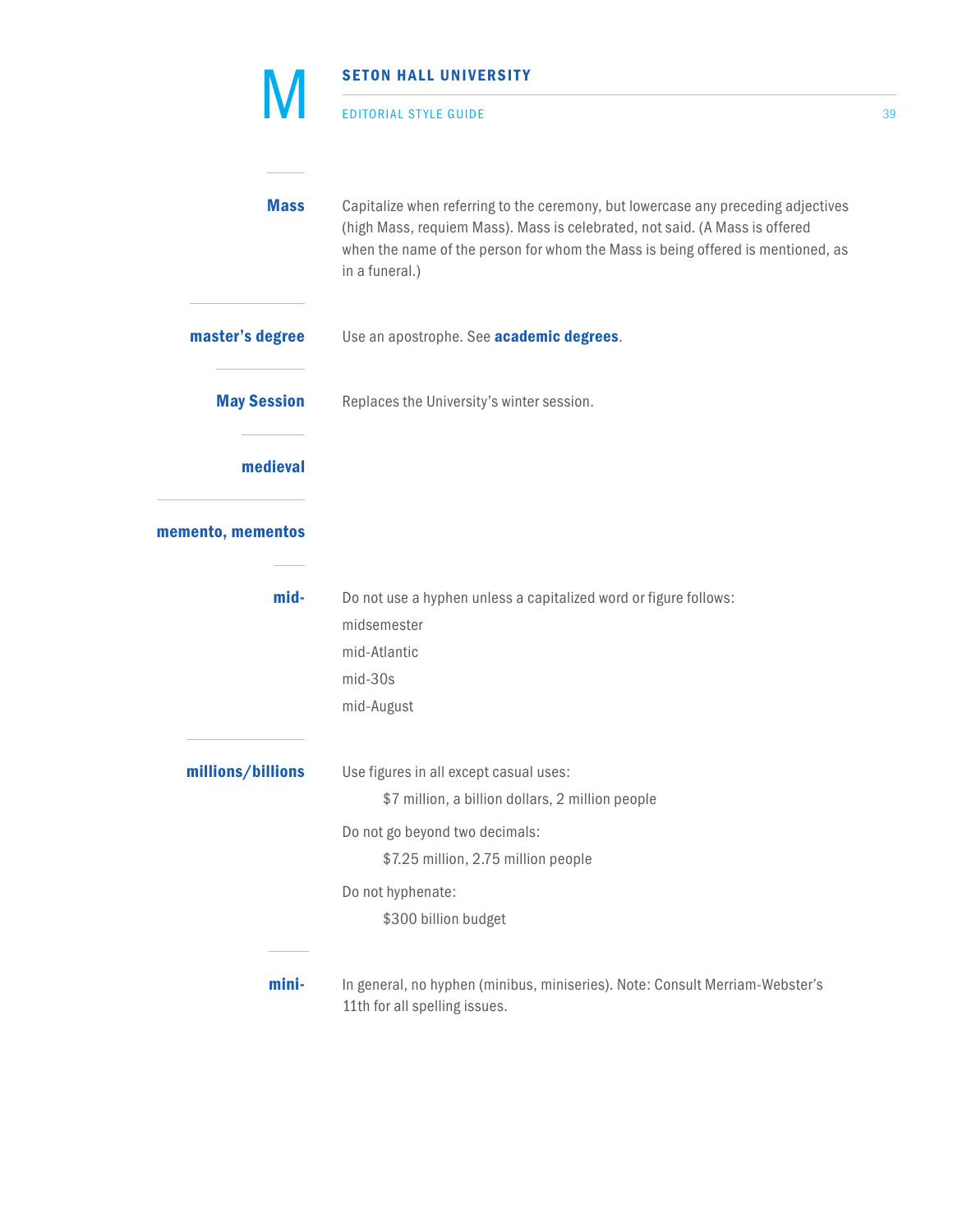**Mass**

Capitalize when referring to the ceremony, but lowercase any preceding adjectives (high Mass, requiem Mass). Mass is celebrated, not said. (A Mass is offered when the name of the person for whom the Mass is being offered is mentioned, as in a funeral.)

**master's degree**

Use an apostrophe. See **academic degrees**.

**May Session**

Replaces the University's winter session.

**medieval**

**memento, mementos**

**mid-**

Do not use a hyphen unless a capitalized word or figure follows:

midsemester

mid-Atlantic

mid-30s

mid-August

**millions/billions**

Use figures in all except casual uses:

$7 million, a billion dollars, 2 million people

Do not go beyond two decimals:

$7.25 million, 2.75 million people

Do not hyphenate:

$300 billion budget

**mini-**

In general, no hyphen (minibus, miniseries). Note: Consult Merriam-Webster's 11th for all spelling issues.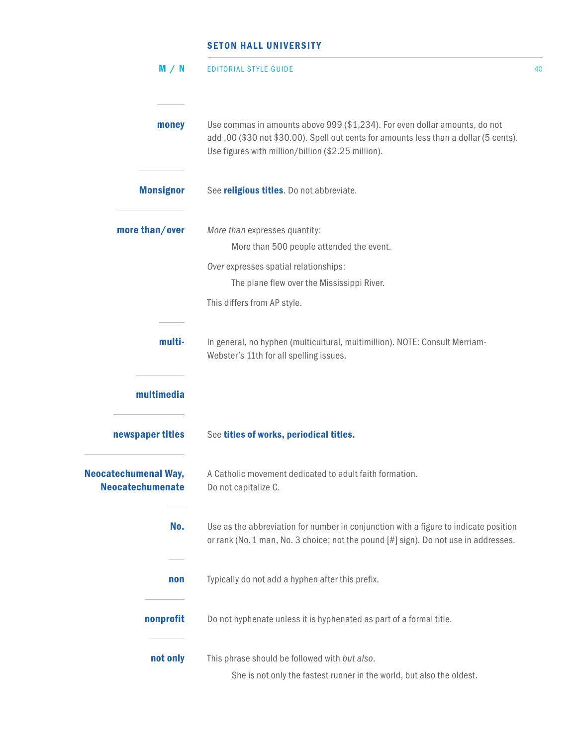**money**

Use commas in amounts above 999 ($1,234). For even dollar amounts, do not add .00 ($30 not $30.00). Spell out cents for amounts less than a dollar (5 cents). Use figures with million/billion ($2.25 million).

**Monsignor**

See **religious titles**. Do not abbreviate.

**more than/over**

*More than* expresses quantity:

> More than 500 people attended the event.

*Over* expresses spatial relationships:

> The plane flew over the Mississippi River.

This differs from AP style.

**multi-**

In general, no hyphen (multicultural, multimillion). NOTE: Consult Merriam-Webster's 11th for all spelling issues.

**multimedia**

**newspaper titles**

See **titles of works, periodical titles.**

**Neocatechumenal Way, Neocatechumenate**

A Catholic movement dedicated to adult faith formation. Do not capitalize C.

**No.**

Use as the abbreviation for number in conjunction with a figure to indicate position or rank (No. 1 man, No. 3 choice; not the pound [#] sign). Do not use in addresses.

**non**

Typically do not add a hyphen after this prefix.

**nonprofit**

Do not hyphenate unless it is hyphenated as part of a formal title.

**not only**

This phrase should be followed with *but also*.

> She is not only the fastest runner in the world, but also the oldest.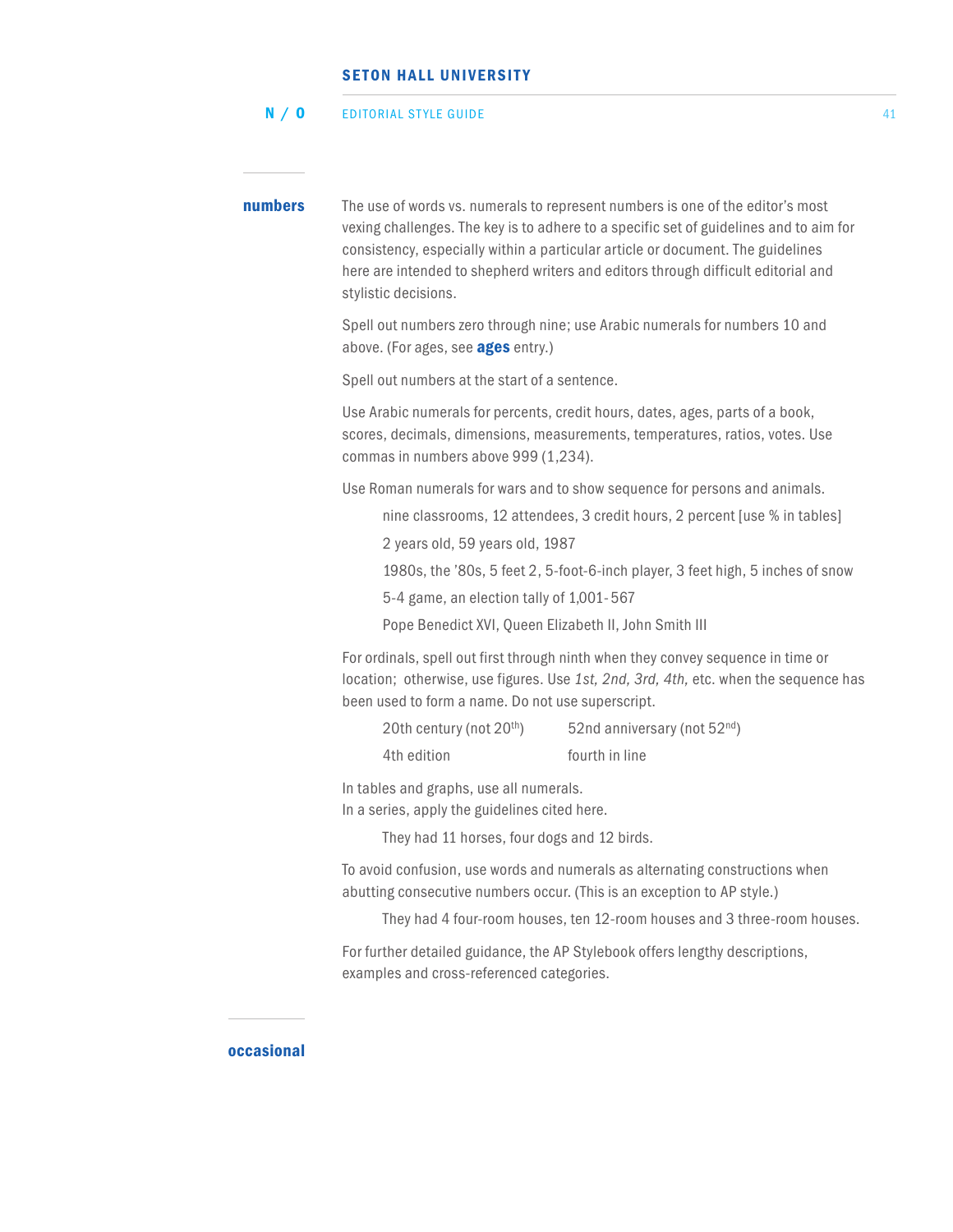## numbers

The use of words vs. numerals to represent numbers is one of the editor's most vexing challenges. The key is to adhere to a specific set of guidelines and to aim for consistency, especially within a particular article or document. The guidelines here are intended to shepherd writers and editors through difficult editorial and stylistic decisions.

Spell out numbers zero through nine; use Arabic numerals for numbers 10 and above. (For ages, see **ages** entry.)

Spell out numbers at the start of a sentence.

Use Arabic numerals for percents, credit hours, dates, ages, parts of a book, scores, decimals, dimensions, measurements, temperatures, ratios, votes. Use commas in numbers above 999 (1,234).

Use Roman numerals for wars and to show sequence for persons and animals.

> nine classrooms, 12 attendees, 3 credit hours, 2 percent [use % in tables]
>
> 2 years old, 59 years old, 1987
>
> 1980s, the '80s, 5 feet 2, 5-foot-6-inch player, 3 feet high, 5 inches of snow
>
> 5-4 game, an election tally of 1,001-567
>
> Pope Benedict XVI, Queen Elizabeth II, John Smith III

For ordinals, spell out first through ninth when they convey sequence in time or location; otherwise, use figures. Use *1st, 2nd, 3rd, 4th,* etc. when the sequence has been used to form a name. Do not use superscript.

> 20th century (not 20th) — 52nd anniversary (not 52nd)
>
> 4th edition — fourth in line

In tables and graphs, use all numerals.
In a series, apply the guidelines cited here.

> They had 11 horses, four dogs and 12 birds.

To avoid confusion, use words and numerals as alternating constructions when abutting consecutive numbers occur. (This is an exception to AP style.)

> They had 4 four-room houses, ten 12-room houses and 3 three-room houses.

For further detailed guidance, the AP Stylebook offers lengthy descriptions, examples and cross-referenced categories.

## occasional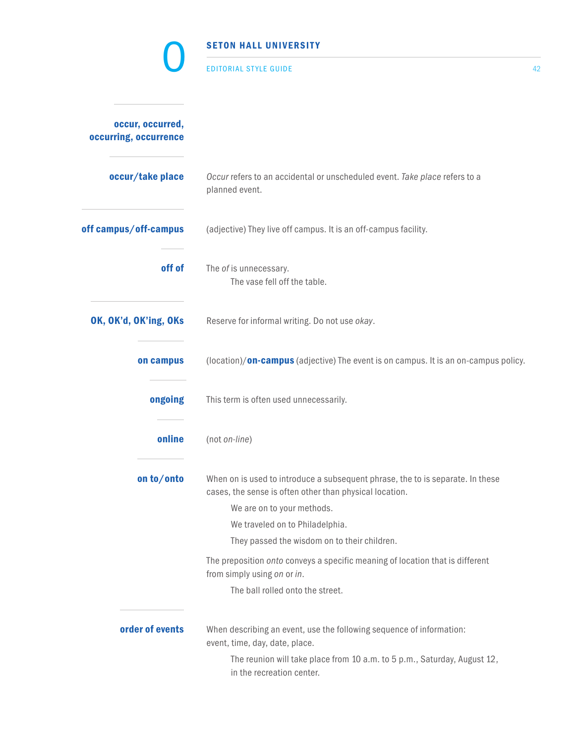# O

**occur, occurred, occurring, occurrence**

**occur/take place**

*Occur* refers to an accidental or unscheduled event. *Take place* refers to a planned event.

**off campus/off-campus**

(adjective) They live off campus. It is an off-campus facility.

**off of**

The *of* is unnecessary.

> The vase fell off the table.

**OK, OK'd, OK'ing, OKs**

Reserve for informal writing. Do not use *okay*.

**on campus**

(location)/**on-campus** (adjective) The event is on campus. It is an on-campus policy.

**ongoing**

This term is often used unnecessarily.

**online**

(not *on-line*)

**on to/onto**

When on is used to introduce a subsequent phrase, the to is separate. In these cases, the sense is often other than physical location.

> We are on to your methods.
>
> We traveled on to Philadelphia.
>
> They passed the wisdom on to their children.

The preposition *onto* conveys a specific meaning of location that is different from simply using *on* or *in*.

> The ball rolled onto the street.

**order of events**

When describing an event, use the following sequence of information: event, time, day, date, place.

> The reunion will take place from 10 a.m. to 5 p.m., Saturday, August 12, in the recreation center.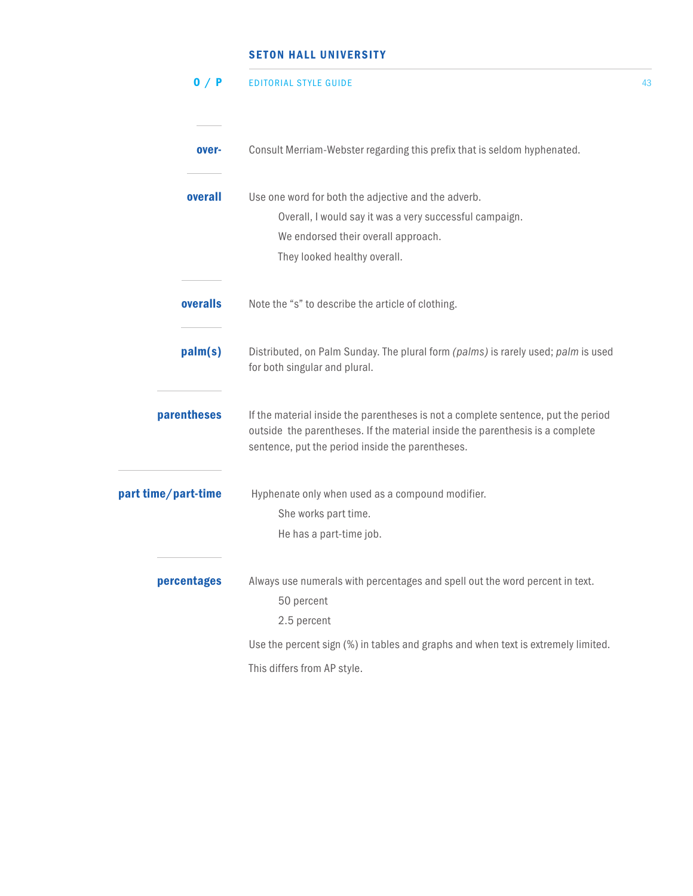**over-**

Consult Merriam-Webster regarding this prefix that is seldom hyphenated.

**overall**

Use one word for both the adjective and the adverb.

> Overall, I would say it was a very successful campaign.
>
> We endorsed their overall approach.
>
> They looked healthy overall.

**overalls**

Note the "s" to describe the article of clothing.

**palm(s)**

Distributed, on Palm Sunday. The plural form *(palms)* is rarely used; *palm* is used for both singular and plural.

**parentheses**

If the material inside the parentheses is not a complete sentence, put the period outside the parentheses. If the material inside the parenthesis is a complete sentence, put the period inside the parentheses.

**part time/part-time**

Hyphenate only when used as a compound modifier.

> She works part time.
>
> He has a part-time job.

**percentages**

Always use numerals with percentages and spell out the word percent in text.

> 50 percent
>
> 2.5 percent

Use the percent sign (%) in tables and graphs and when text is extremely limited.

This differs from AP style.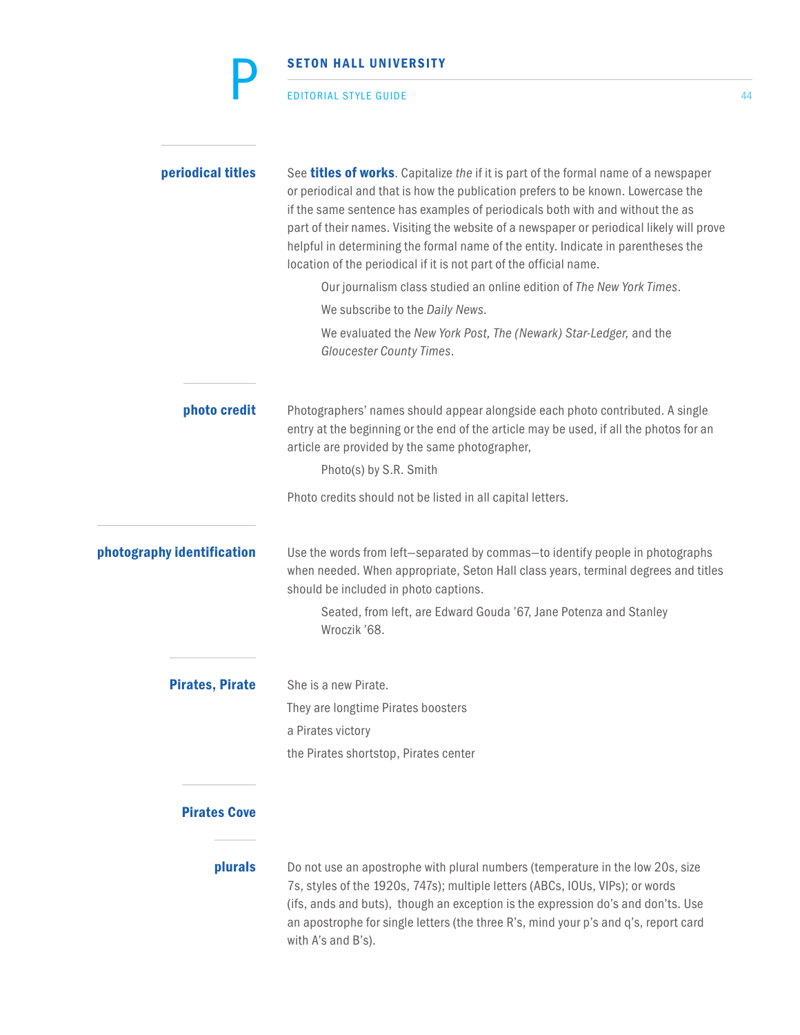### periodical titles

See **titles of works**. Capitalize *the* if it is part of the formal name of a newspaper or periodical and that is how the publication prefers to be known. Lowercase the if the same sentence has examples of periodicals both with and without the as part of their names. Visiting the website of a newspaper or periodical likely will prove helpful in determining the formal name of the entity. Indicate in parentheses the location of the periodical if it is not part of the official name.

> Our journalism class studied an online edition of *The New York Times*.
>
> We subscribe to the *Daily News*.
>
> We evaluated the *New York Post, The (Newark) Star-Ledger,* and the *Gloucester County Times*.

### photo credit

Photographers' names should appear alongside each photo contributed. A single entry at the beginning or the end of the article may be used, if all the photos for an article are provided by the same photographer,

> Photo(s) by S.R. Smith

Photo credits should not be listed in all capital letters.

### photography identification

Use the words from left—separated by commas—to identify people in photographs when needed. When appropriate, Seton Hall class years, terminal degrees and titles should be included in photo captions.

> Seated, from left, are Edward Gouda '67, Jane Potenza and Stanley Wroczik '68.

### Pirates, Pirate

She is a new Pirate.

They are longtime Pirates boosters

a Pirates victory

the Pirates shortstop, Pirates center

### Pirates Cove

### plurals

Do not use an apostrophe with plural numbers (temperature in the low 20s, size 7s, styles of the 1920s, 747s); multiple letters (ABCs, IOUs, VIPs); or words (ifs, ands and buts), though an exception is the expression do's and don'ts. Use an apostrophe for single letters (the three R's, mind your p's and q's, report card with A's and B's).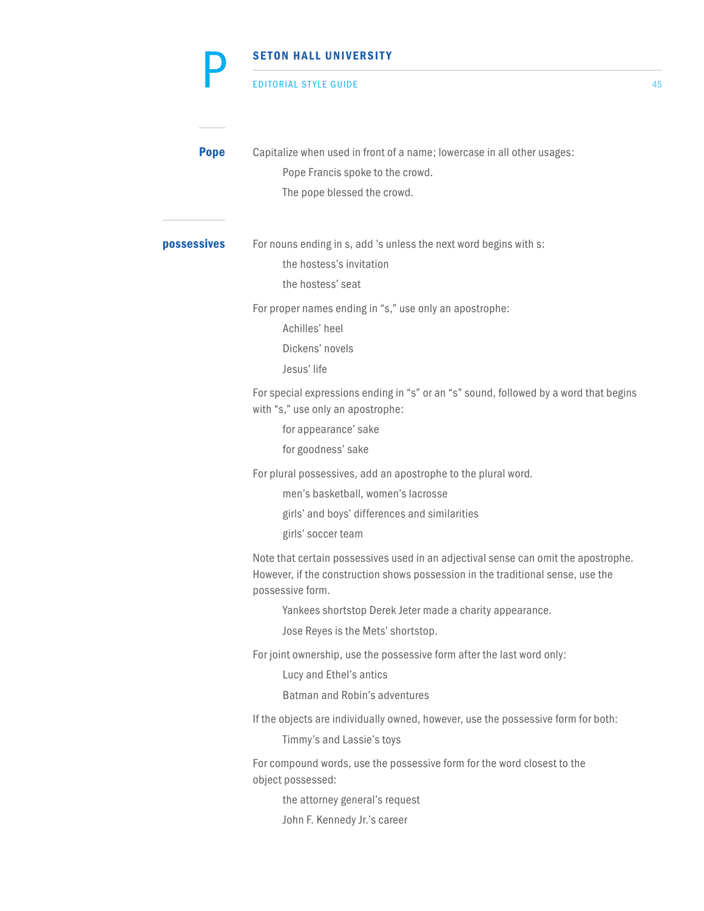## Pope

Capitalize when used in front of a name; lowercase in all other usages:

> Pope Francis spoke to the crowd.
>
> The pope blessed the crowd.

## possessives

For nouns ending in s, add 's unless the next word begins with s:

> the hostess's invitation
>
> the hostess' seat

For proper names ending in "s," use only an apostrophe:

> Achilles' heel
>
> Dickens' novels
>
> Jesus' life

For special expressions ending in "s" or an "s" sound, followed by a word that begins with "s," use only an apostrophe:

> for appearance' sake
>
> for goodness' sake

For plural possessives, add an apostrophe to the plural word.

> men's basketball, women's lacrosse
>
> girls' and boys' differences and similarities
>
> girls' soccer team

Note that certain possessives used in an adjectival sense can omit the apostrophe. However, if the construction shows possession in the traditional sense, use the possessive form.

> Yankees shortstop Derek Jeter made a charity appearance.
>
> Jose Reyes is the Mets' shortstop.

For joint ownership, use the possessive form after the last word only:

> Lucy and Ethel's antics
>
> Batman and Robin's adventures

If the objects are individually owned, however, use the possessive form for both:

> Timmy's and Lassie's toys

For compound words, use the possessive form for the word closest to the object possessed:

> the attorney general's request
>
> John F. Kennedy Jr.'s career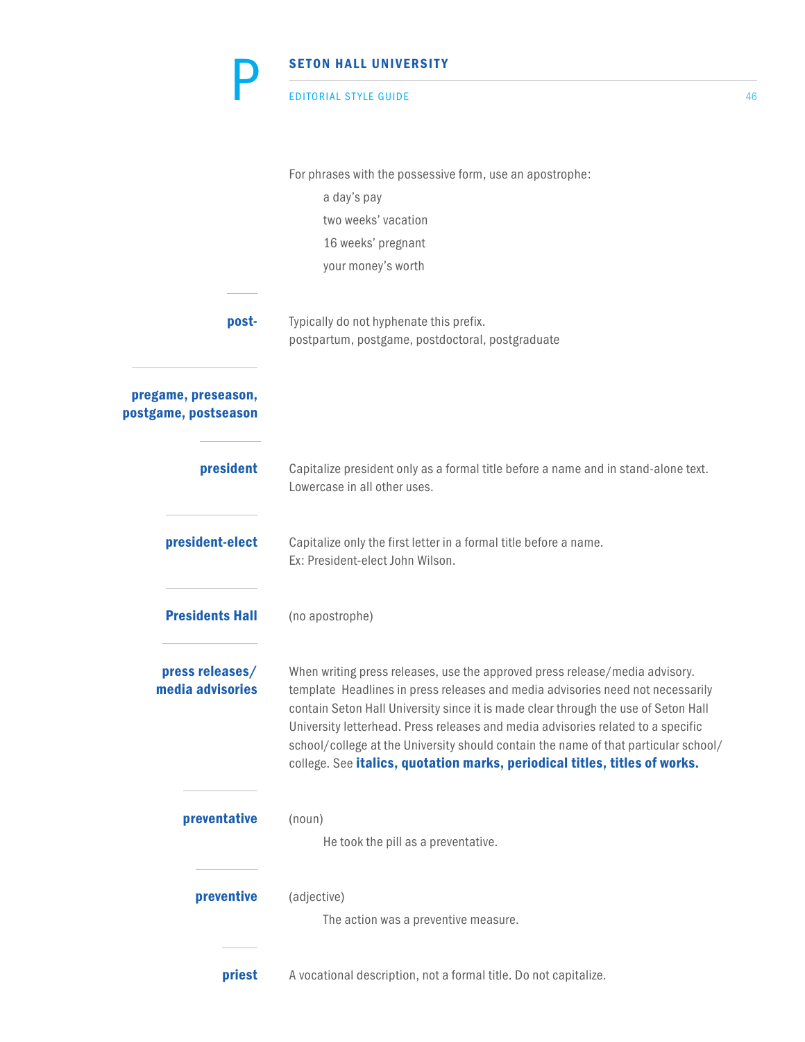For phrases with the possessive form, use an apostrophe:

a day's pay

two weeks' vacation

16 weeks' pregnant

your money's worth

**post-**

Typically do not hyphenate this prefix.
postpartum, postgame, postdoctoral, postgraduate

**pregame, preseason, postgame, postseason**

**president**

Capitalize president only as a formal title before a name and in stand-alone text. Lowercase in all other uses.

**president-elect**

Capitalize only the first letter in a formal title before a name.
Ex: President-elect John Wilson.

**Presidents Hall**

(no apostrophe)

**press releases/ media advisories**

When writing press releases, use the approved press release/media advisory. template Headlines in press releases and media advisories need not necessarily contain Seton Hall University since it is made clear through the use of Seton Hall University letterhead. Press releases and media advisories related to a specific school/college at the University should contain the name of that particular school/ college. See **italics, quotation marks, periodical titles, titles of works.**

**preventative**

(noun)

He took the pill as a preventative.

**preventive**

(adjective)

The action was a preventive measure.

**priest**

A vocational description, not a formal title. Do not capitalize.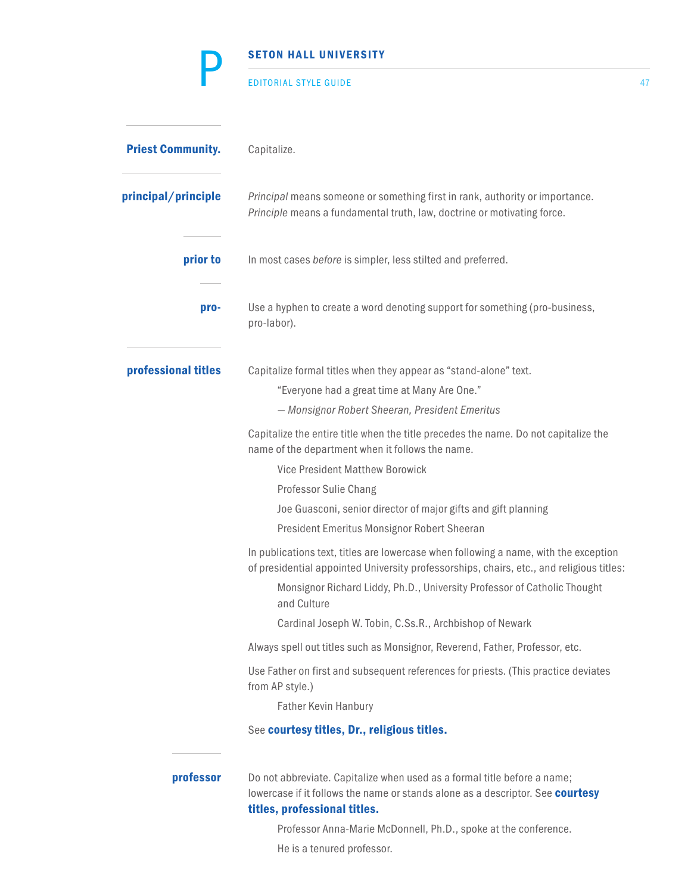**Priest Community.** Capitalize.

**principal/principle** *Principal* means someone or something first in rank, authority or importance. *Principle* means a fundamental truth, law, doctrine or motivating force.

**prior to** In most cases *before* is simpler, less stilted and preferred.

**pro-** Use a hyphen to create a word denoting support for something (pro-business, pro-labor).

**professional titles** Capitalize formal titles when they appear as "stand-alone" text.

> "Everyone had a great time at Many Are One."
>
> *— Monsignor Robert Sheeran, President Emeritus*

Capitalize the entire title when the title precedes the name. Do not capitalize the name of the department when it follows the name.

> Vice President Matthew Borowick
>
> Professor Sulie Chang
>
> Joe Guasconi, senior director of major gifts and gift planning
>
> President Emeritus Monsignor Robert Sheeran

In publications text, titles are lowercase when following a name, with the exception of presidential appointed University professorships, chairs, etc., and religious titles:

> Monsignor Richard Liddy, Ph.D., University Professor of Catholic Thought and Culture
>
> Cardinal Joseph W. Tobin, C.Ss.R., Archbishop of Newark

Always spell out titles such as Monsignor, Reverend, Father, Professor, etc.

Use Father on first and subsequent references for priests. (This practice deviates from AP style.)

> Father Kevin Hanbury

See **courtesy titles, Dr., religious titles.**

**professor** Do not abbreviate. Capitalize when used as a formal title before a name; lowercase if it follows the name or stands alone as a descriptor. See **courtesy titles, professional titles.**

> Professor Anna-Marie McDonnell, Ph.D., spoke at the conference.
>
> He is a tenured professor.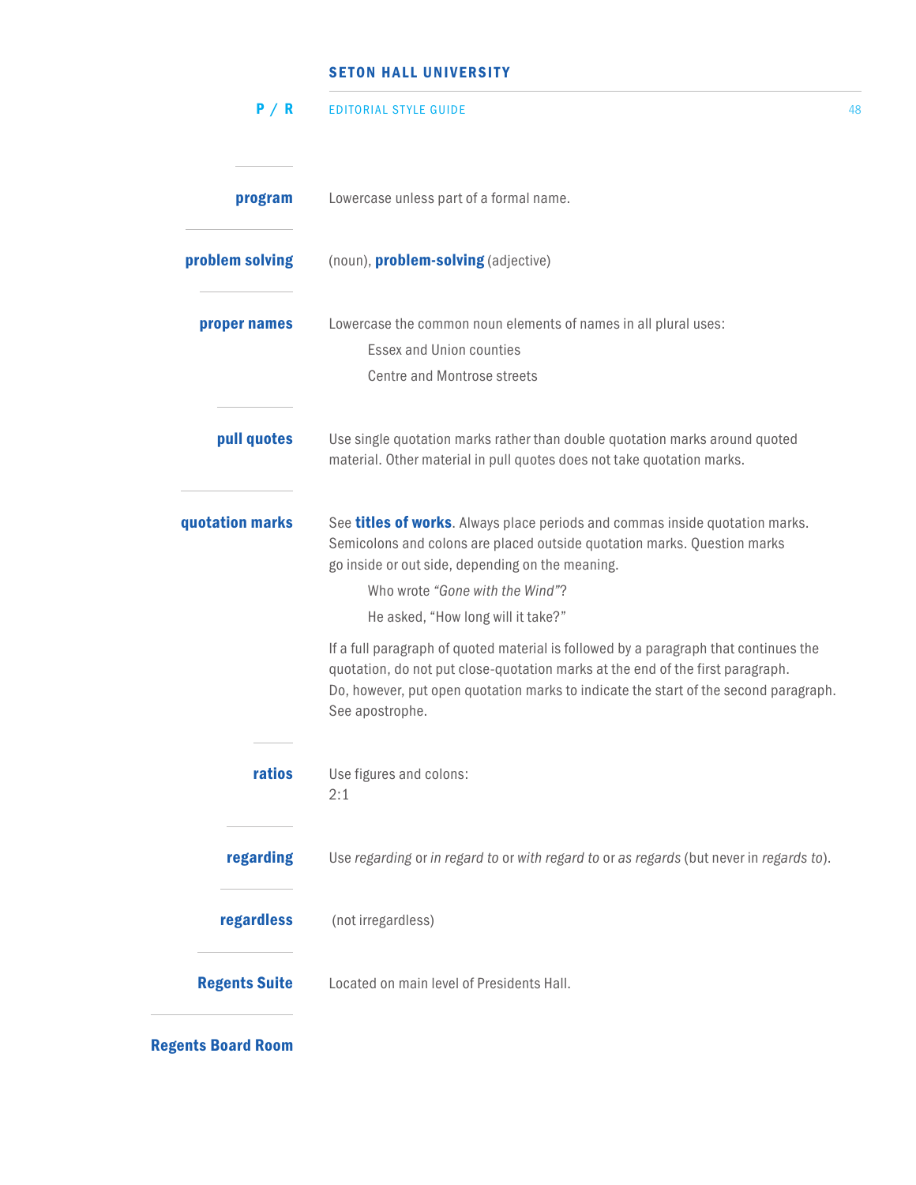**program** Lowercase unless part of a formal name.

**problem solving** (noun), **problem-solving** (adjective)

**proper names** Lowercase the common noun elements of names in all plural uses:

> Essex and Union counties
>
> Centre and Montrose streets

**pull quotes** Use single quotation marks rather than double quotation marks around quoted material. Other material in pull quotes does not take quotation marks.

**quotation marks** See **titles of works**. Always place periods and commas inside quotation marks. Semicolons and colons are placed outside quotation marks. Question marks go inside or out side, depending on the meaning.

> Who wrote *"Gone with the Wind"*?
>
> He asked, "How long will it take?"

If a full paragraph of quoted material is followed by a paragraph that continues the quotation, do not put close-quotation marks at the end of the first paragraph. Do, however, put open quotation marks to indicate the start of the second paragraph. See apostrophe.

**ratios** Use figures and colons:
2:1

**regarding** Use *regarding* or *in regard to* or *with regard to* or *as regards* (but never in *regards to*).

**regardless** (not irregardless)

**Regents Suite** Located on main level of Presidents Hall.

**Regents Board Room**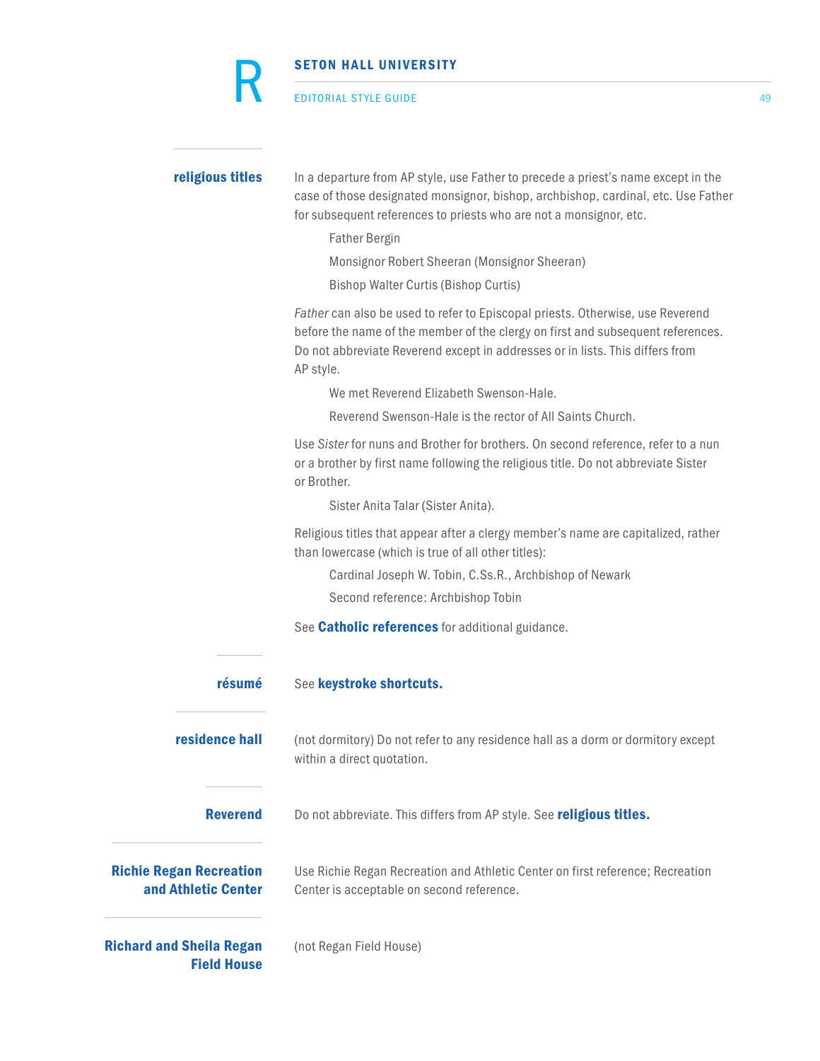### religious titles

In a departure from AP style, use Father to precede a priest's name except in the case of those designated monsignor, bishop, archbishop, cardinal, etc. Use Father for subsequent references to priests who are not a monsignor, etc.

> Father Bergin
>
> Monsignor Robert Sheeran (Monsignor Sheeran)
>
> Bishop Walter Curtis (Bishop Curtis)

*Father* can also be used to refer to Episcopal priests. Otherwise, use Reverend before the name of the member of the clergy on first and subsequent references. Do not abbreviate Reverend except in addresses or in lists. This differs from AP style.

> We met Reverend Elizabeth Swenson-Hale.
>
> Reverend Swenson-Hale is the rector of All Saints Church.

Use *Sister* for nuns and Brother for brothers. On second reference, refer to a nun or a brother by first name following the religious title. Do not abbreviate Sister or Brother.

> Sister Anita Talar (Sister Anita).

Religious titles that appear after a clergy member's name are capitalized, rather than lowercase (which is true of all other titles):

> Cardinal Joseph W. Tobin, C.Ss.R., Archbishop of Newark
>
> Second reference: Archbishop Tobin

See **Catholic references** for additional guidance.

### résumé

See **keystroke shortcuts.**

### residence hall

(not dormitory) Do not refer to any residence hall as a dorm or dormitory except within a direct quotation.

### Reverend

Do not abbreviate. This differs from AP style. See **religious titles.**

### Richie Regan Recreation and Athletic Center

Use Richie Regan Recreation and Athletic Center on first reference; Recreation Center is acceptable on second reference.

### Richard and Sheila Regan Field House

(not Regan Field House)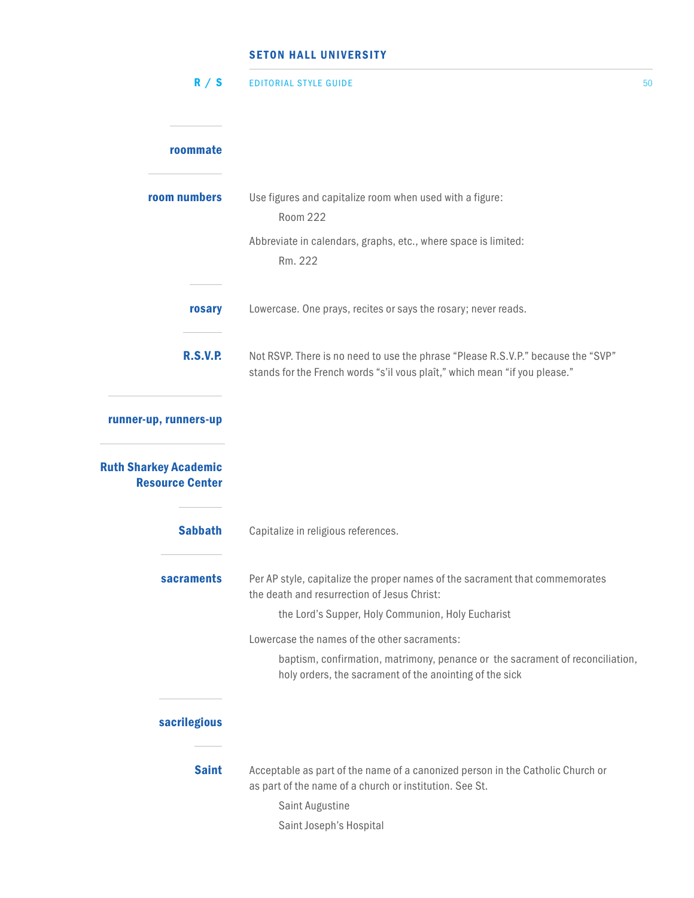**roommate**

**room numbers**

Use figures and capitalize room when used with a figure:

Room 222

Abbreviate in calendars, graphs, etc., where space is limited:

Rm. 222

**rosary**

Lowercase. One prays, recites or says the rosary; never reads.

**R.S.V.P.**

Not RSVP. There is no need to use the phrase "Please R.S.V.P." because the "SVP" stands for the French words "s'il vous plaît," which mean "if you please."

**runner-up, runners-up**

**Ruth Sharkey Academic Resource Center**

**Sabbath**

Capitalize in religious references.

**sacraments**

Per AP style, capitalize the proper names of the sacrament that commemorates the death and resurrection of Jesus Christ:

the Lord's Supper, Holy Communion, Holy Eucharist

Lowercase the names of the other sacraments:

baptism, confirmation, matrimony, penance or the sacrament of reconciliation, holy orders, the sacrament of the anointing of the sick

**sacrilegious**

**Saint**

Acceptable as part of the name of a canonized person in the Catholic Church or as part of the name of a church or institution. See St.

Saint Augustine

Saint Joseph's Hospital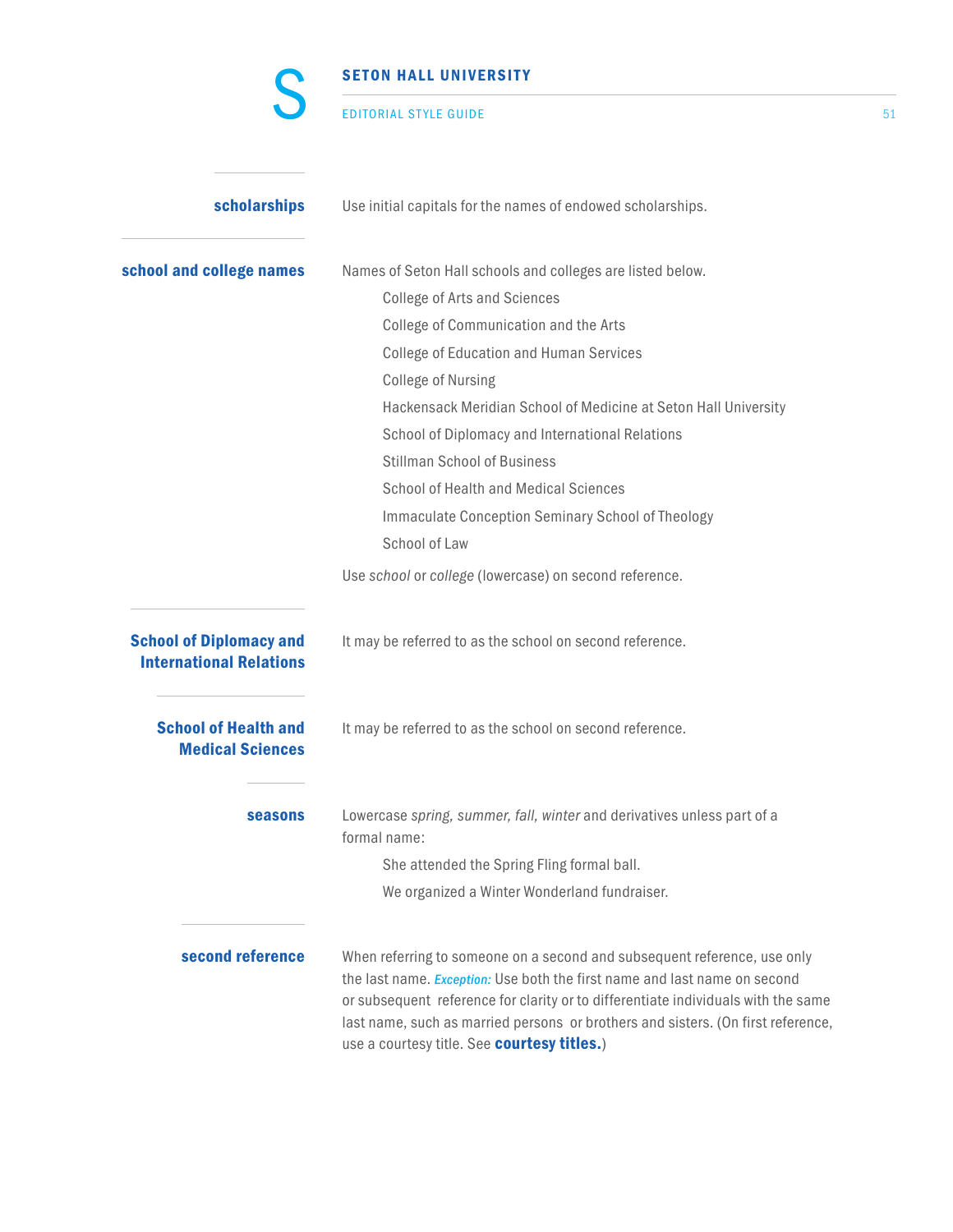### scholarships

Use initial capitals for the names of endowed scholarships.

### school and college names

Names of Seton Hall schools and colleges are listed below.

College of Arts and Sciences

College of Communication and the Arts

College of Education and Human Services

College of Nursing

Hackensack Meridian School of Medicine at Seton Hall University

School of Diplomacy and International Relations

Stillman School of Business

School of Health and Medical Sciences

Immaculate Conception Seminary School of Theology

School of Law

Use *school* or *college* (lowercase) on second reference.

### School of Diplomacy and International Relations

It may be referred to as the school on second reference.

### School of Health and Medical Sciences

It may be referred to as the school on second reference.

### seasons

Lowercase *spring, summer, fall, winter* and derivatives unless part of a formal name:

She attended the Spring Fling formal ball.

We organized a Winter Wonderland fundraiser.

### second reference

When referring to someone on a second and subsequent reference, use only the last name. *Exception:* Use both the first name and last name on second or subsequent reference for clarity or to differentiate individuals with the same last name, such as married persons or brothers and sisters. (On first reference, use a courtesy title. See **courtesy titles.**)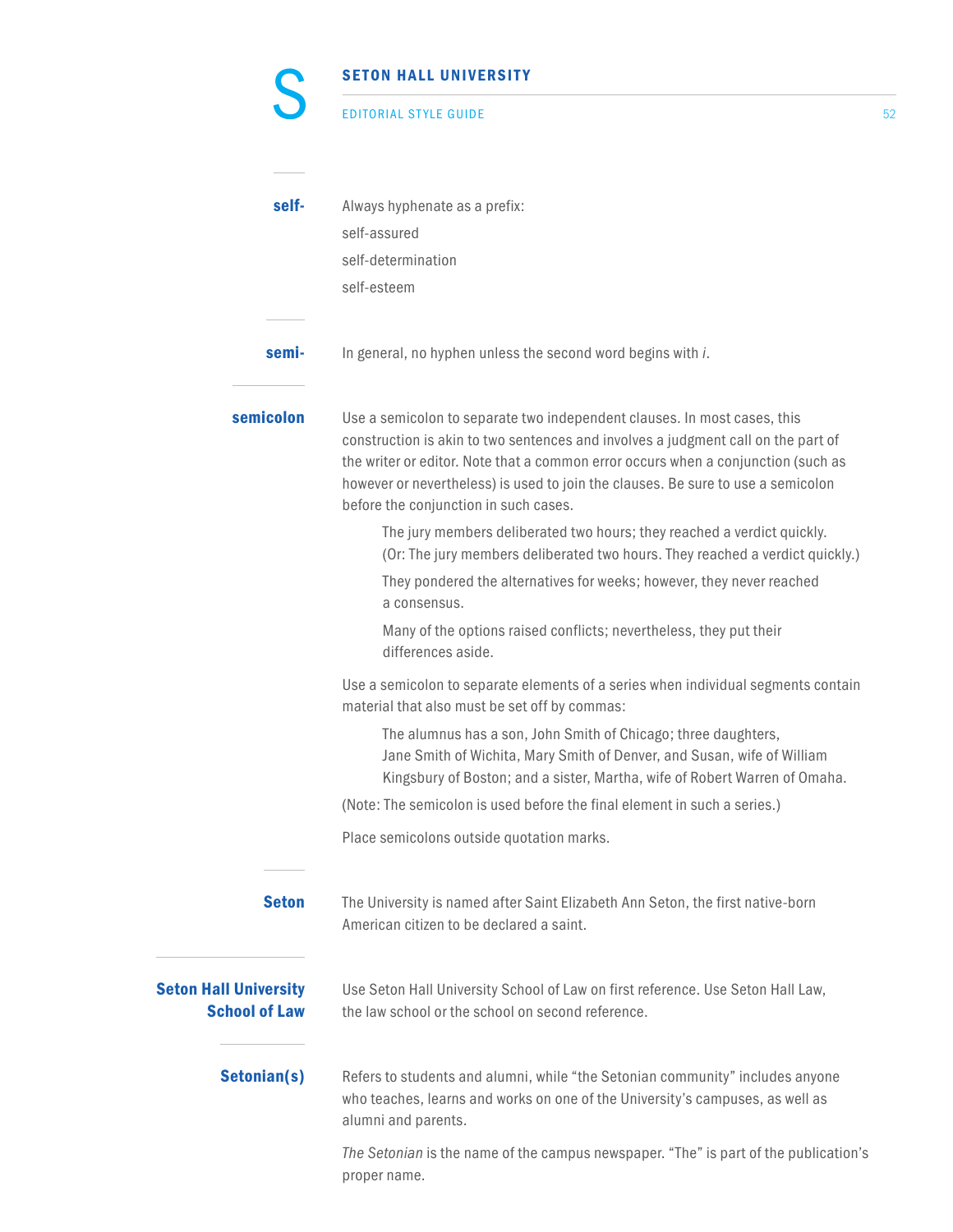**self-**

Always hyphenate as a prefix:

self-assured

self-determination

self-esteem

**semi-**

In general, no hyphen unless the second word begins with *i*.

**semicolon**

Use a semicolon to separate two independent clauses. In most cases, this construction is akin to two sentences and involves a judgment call on the part of the writer or editor. Note that a common error occurs when a conjunction (such as however or nevertheless) is used to join the clauses. Be sure to use a semicolon before the conjunction in such cases.

> The jury members deliberated two hours; they reached a verdict quickly. (Or: The jury members deliberated two hours. They reached a verdict quickly.)
>
> They pondered the alternatives for weeks; however, they never reached a consensus.
>
> Many of the options raised conflicts; nevertheless, they put their differences aside.

Use a semicolon to separate elements of a series when individual segments contain material that also must be set off by commas:

> The alumnus has a son, John Smith of Chicago; three daughters, Jane Smith of Wichita, Mary Smith of Denver, and Susan, wife of William Kingsbury of Boston; and a sister, Martha, wife of Robert Warren of Omaha.

(Note: The semicolon is used before the final element in such a series.)

Place semicolons outside quotation marks.

**Seton**

The University is named after Saint Elizabeth Ann Seton, the first native-born American citizen to be declared a saint.

**Seton Hall University School of Law**

Use Seton Hall University School of Law on first reference. Use Seton Hall Law, the law school or the school on second reference.

**Setonian(s)**

Refers to students and alumni, while “the Setonian community” includes anyone who teaches, learns and works on one of the University’s campuses, as well as alumni and parents.

*The Setonian* is the name of the campus newspaper. “The” is part of the publication’s proper name.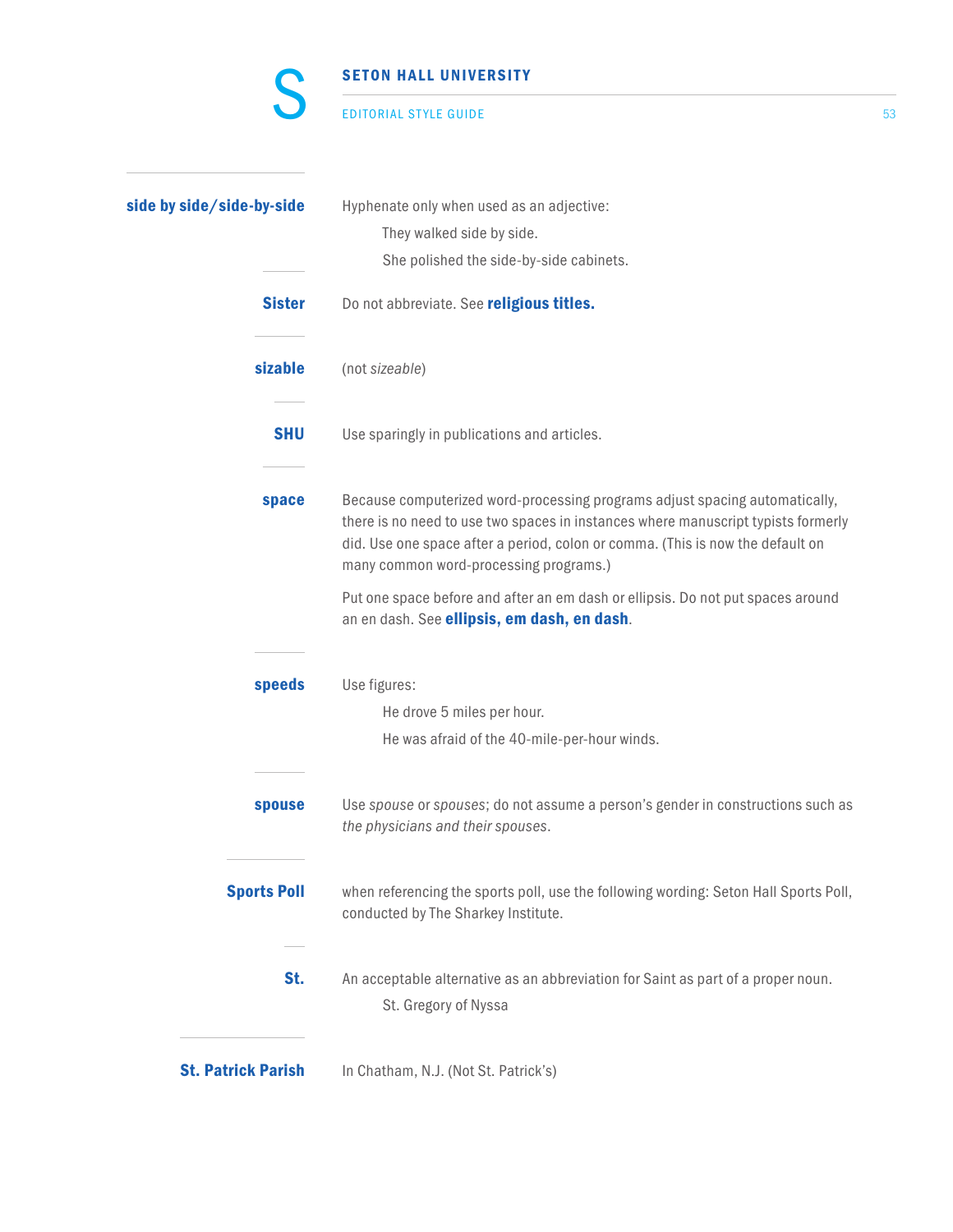**side by side/side-by-side**

Hyphenate only when used as an adjective:

They walked side by side.

She polished the side-by-side cabinets.

**Sister**

Do not abbreviate. See **religious titles.**

**sizable**

(not *sizeable*)

**SHU**

Use sparingly in publications and articles.

**space**

Because computerized word-processing programs adjust spacing automatically, there is no need to use two spaces in instances where manuscript typists formerly did. Use one space after a period, colon or comma. (This is now the default on many common word-processing programs.)

Put one space before and after an em dash or ellipsis. Do not put spaces around an en dash. See **ellipsis, em dash, en dash**.

**speeds**

Use figures:

He drove 5 miles per hour.

He was afraid of the 40-mile-per-hour winds.

**spouse**

Use *spouse* or *spouses*; do not assume a person's gender in constructions such as *the physicians and their spouses*.

**Sports Poll**

when referencing the sports poll, use the following wording: Seton Hall Sports Poll, conducted by The Sharkey Institute.

**St.**

An acceptable alternative as an abbreviation for Saint as part of a proper noun.

St. Gregory of Nyssa

**St. Patrick Parish**

In Chatham, N.J. (Not St. Patrick's)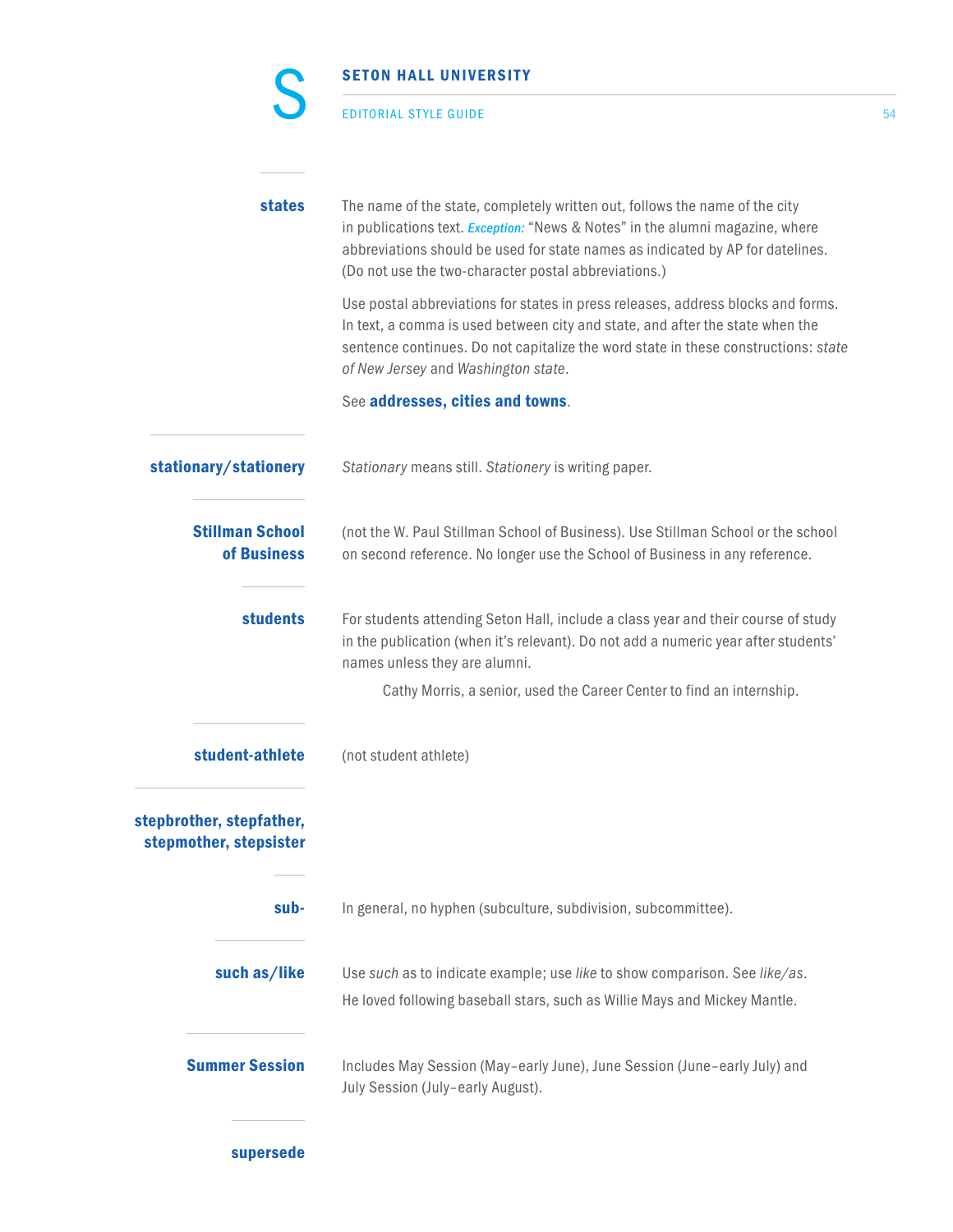**states** The name of the state, completely written out, follows the name of the city in publications text. ***Exception:*** "News & Notes" in the alumni magazine, where abbreviations should be used for state names as indicated by AP for datelines. (Do not use the two-character postal abbreviations.)

Use postal abbreviations for states in press releases, address blocks and forms. In text, a comma is used between city and state, and after the state when the sentence continues. Do not capitalize the word state in these constructions: *state of New Jersey* and *Washington state*.

See **addresses, cities and towns**.

**stationary/stationery** *Stationary* means still. *Stationery* is writing paper.

**Stillman School of Business** (not the W. Paul Stillman School of Business). Use Stillman School or the school on second reference. No longer use the School of Business in any reference.

**students** For students attending Seton Hall, include a class year and their course of study in the publication (when it's relevant). Do not add a numeric year after students' names unless they are alumni.

> Cathy Morris, a senior, used the Career Center to find an internship.

**student-athlete** (not student athlete)

**stepbrother, stepfather, stepmother, stepsister**

**sub-** In general, no hyphen (subculture, subdivision, subcommittee).

**such as/like** Use *such* as to indicate example; use *like* to show comparison. See *like/as*.

He loved following baseball stars, such as Willie Mays and Mickey Mantle.

**Summer Session** Includes May Session (May–early June), June Session (June–early July) and July Session (July–early August).

**supersede**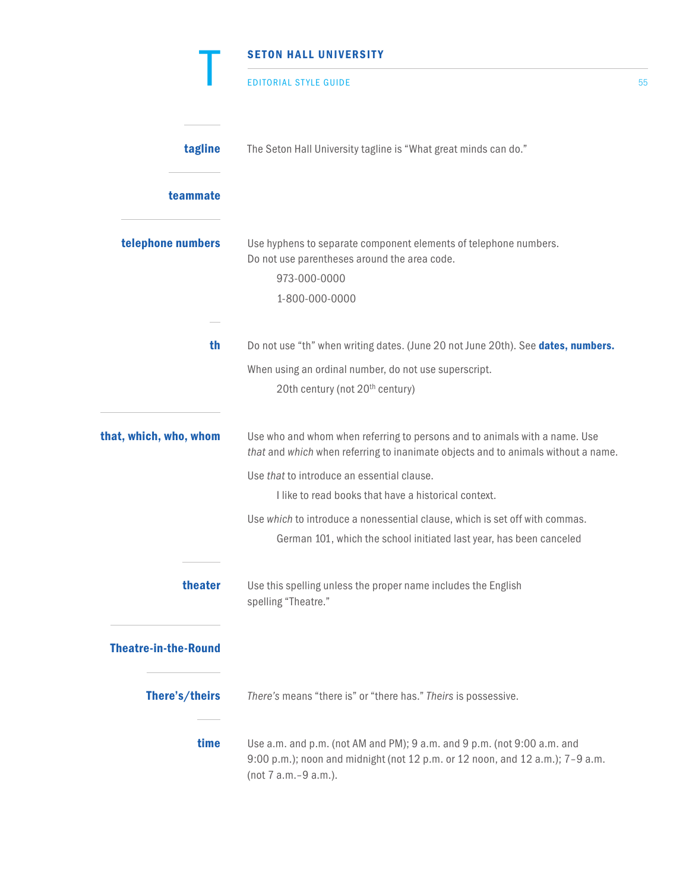# T

### tagline

The Seton Hall University tagline is “What great minds can do.”

### teammate

### telephone numbers

Use hyphens to separate component elements of telephone numbers. Do not use parentheses around the area code.

> 973-000-0000
>
> 1-800-000-0000

### th

Do not use “th” when writing dates. (June 20 not June 20th). See **dates, numbers.**

When using an ordinal number, do not use superscript.

> 20th century (not 20$^{th}$ century)

### that, which, who, whom

Use who and whom when referring to persons and to animals with a name. Use *that* and *which* when referring to inanimate objects and to animals without a name.

Use *that* to introduce an essential clause.

> I like to read books that have a historical context.

Use *which* to introduce a nonessential clause, which is set off with commas.

> German 101, which the school initiated last year, has been canceled

### theater

Use this spelling unless the proper name includes the English spelling “Theatre.”

### Theatre-in-the-Round

### There’s/theirs

*There’s* means “there is” or “there has.” *Theirs* is possessive.

### time

Use a.m. and p.m. (not AM and PM); 9 a.m. and 9 p.m. (not 9:00 a.m. and 9:00 p.m.); noon and midnight (not 12 p.m. or 12 noon, and 12 a.m.); 7–9 a.m. (not 7 a.m.–9 a.m.).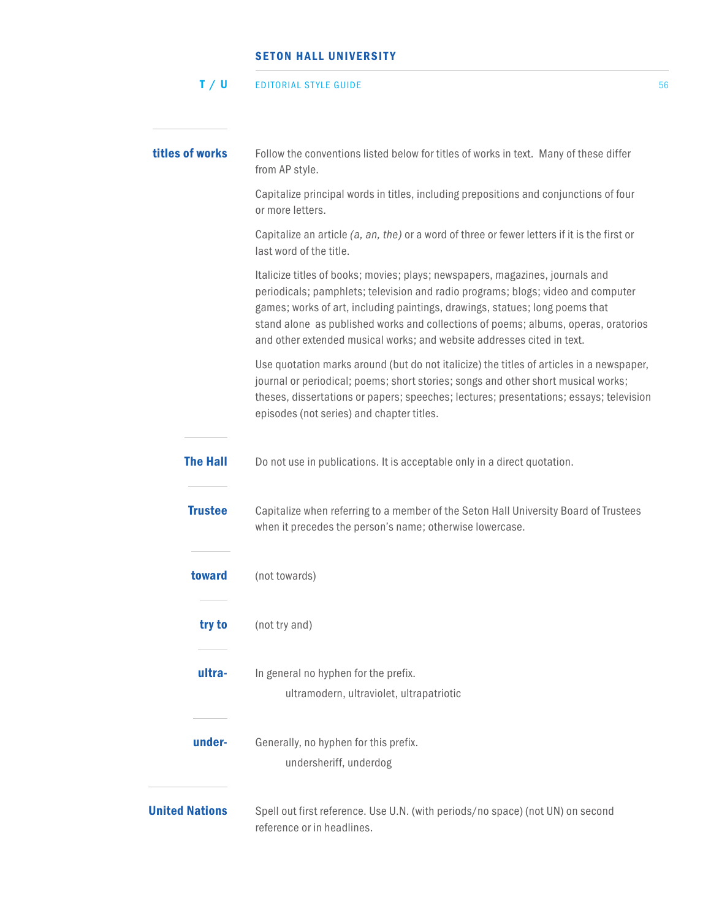### titles of works

Follow the conventions listed below for titles of works in text. Many of these differ from AP style.

Capitalize principal words in titles, including prepositions and conjunctions of four or more letters.

Capitalize an article *(a, an, the)* or a word of three or fewer letters if it is the first or last word of the title.

Italicize titles of books; movies; plays; newspapers, magazines, journals and periodicals; pamphlets; television and radio programs; blogs; video and computer games; works of art, including paintings, drawings, statues; long poems that stand alone as published works and collections of poems; albums, operas, oratorios and other extended musical works; and website addresses cited in text.

Use quotation marks around (but do not italicize) the titles of articles in a newspaper, journal or periodical; poems; short stories; songs and other short musical works; theses, dissertations or papers; speeches; lectures; presentations; essays; television episodes (not series) and chapter titles.

### The Hall

Do not use in publications. It is acceptable only in a direct quotation.

### Trustee

Capitalize when referring to a member of the Seton Hall University Board of Trustees when it precedes the person's name; otherwise lowercase.

### toward

(not towards)

### try to

(not try and)

### ultra-

In general no hyphen for the prefix.

ultramodern, ultraviolet, ultrapatriotic

### under-

Generally, no hyphen for this prefix.

undersheriff, underdog

### United Nations

Spell out first reference. Use U.N. (with periods/no space) (not UN) on second reference or in headlines.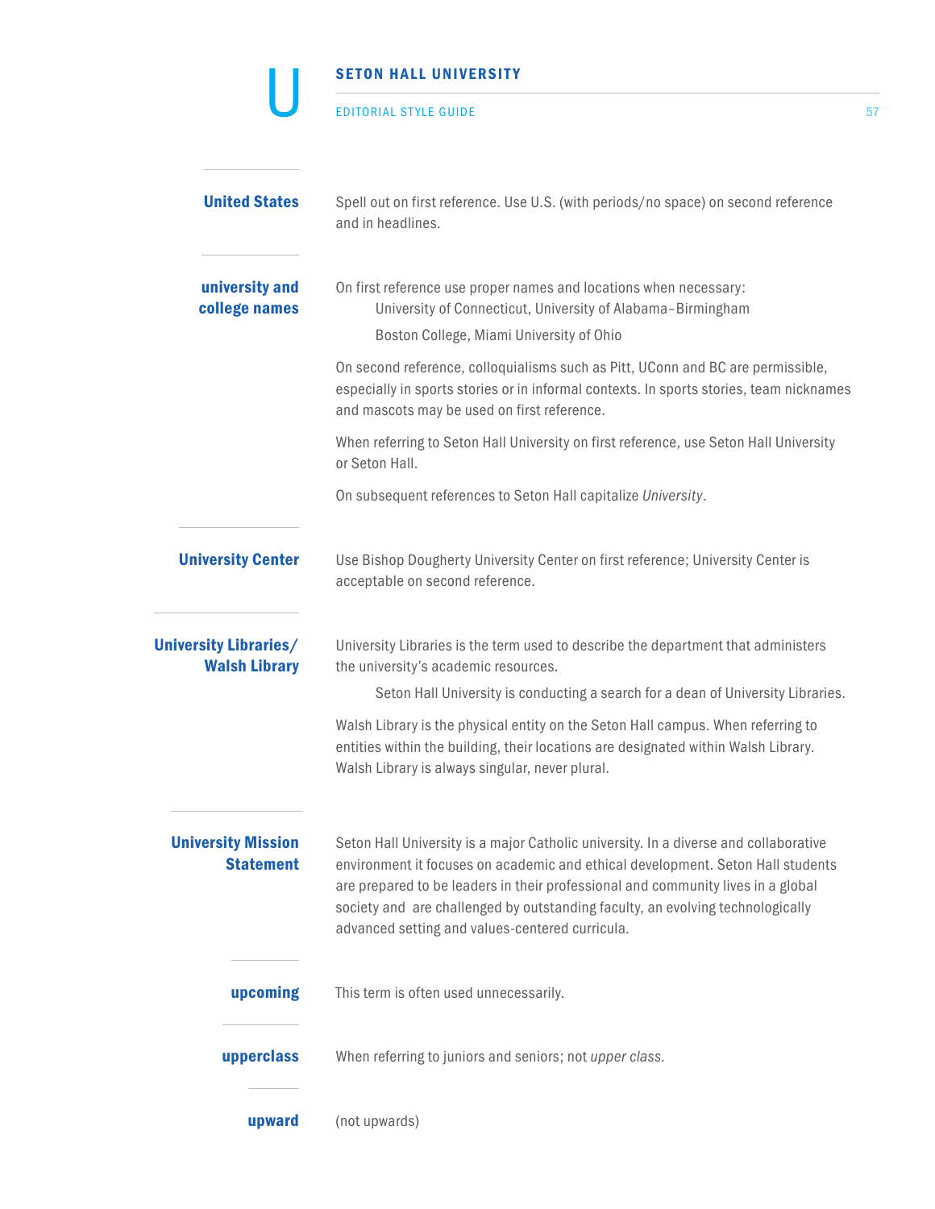# U

### United States

Spell out on first reference. Use U.S. (with periods/no space) on second reference and in headlines.

### university and college names

On first reference use proper names and locations when necessary:

> University of Connecticut, University of Alabama–Birmingham
>
> Boston College, Miami University of Ohio

On second reference, colloquialisms such as Pitt, UConn and BC are permissible, especially in sports stories or in informal contexts. In sports stories, team nicknames and mascots may be used on first reference.

When referring to Seton Hall University on first reference, use Seton Hall University or Seton Hall.

On subsequent references to Seton Hall capitalize *University*.

### University Center

Use Bishop Dougherty University Center on first reference; University Center is acceptable on second reference.

### University Libraries/ Walsh Library

University Libraries is the term used to describe the department that administers the university's academic resources.

> Seton Hall University is conducting a search for a dean of University Libraries.

Walsh Library is the physical entity on the Seton Hall campus. When referring to entities within the building, their locations are designated within Walsh Library. Walsh Library is always singular, never plural.

### University Mission Statement

Seton Hall University is a major Catholic university. In a diverse and collaborative environment it focuses on academic and ethical development. Seton Hall students are prepared to be leaders in their professional and community lives in a global society and are challenged by outstanding faculty, an evolving technologically advanced setting and values-centered curricula.

### upcoming

This term is often used unnecessarily.

### upperclass

When referring to juniors and seniors; not *upper class.*

### upward

(not upwards)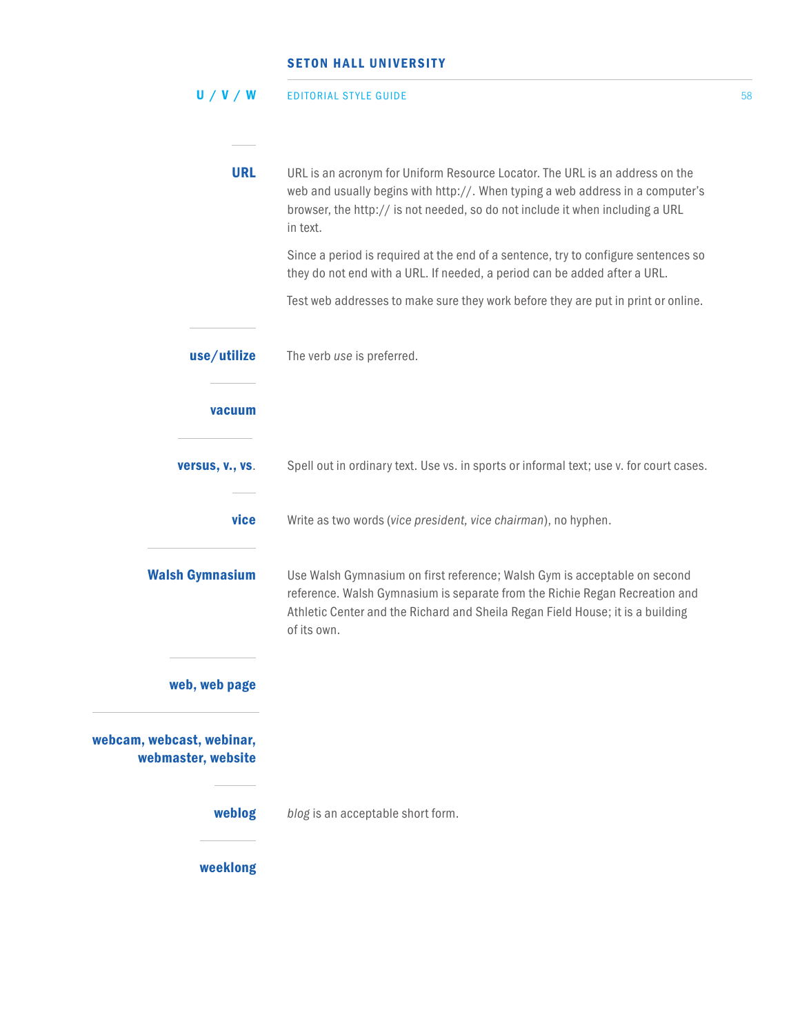## U / V / W

### URL

URL is an acronym for Uniform Resource Locator. The URL is an address on the web and usually begins with http://. When typing a web address in a computer's browser, the http:// is not needed, so do not include it when including a URL in text.

Since a period is required at the end of a sentence, try to configure sentences so they do not end with a URL. If needed, a period can be added after a URL.

Test web addresses to make sure they work before they are put in print or online.

### use/utilize

The verb *use* is preferred.

### vacuum

### versus, v., vs.

Spell out in ordinary text. Use vs. in sports or informal text; use v. for court cases.

### vice

Write as two words (*vice president, vice chairman*), no hyphen.

### Walsh Gymnasium

Use Walsh Gymnasium on first reference; Walsh Gym is acceptable on second reference. Walsh Gymnasium is separate from the Richie Regan Recreation and Athletic Center and the Richard and Sheila Regan Field House; it is a building of its own.

### web, web page

### webcam, webcast, webinar, webmaster, website

### weblog

*blog* is an acceptable short form.

### weeklong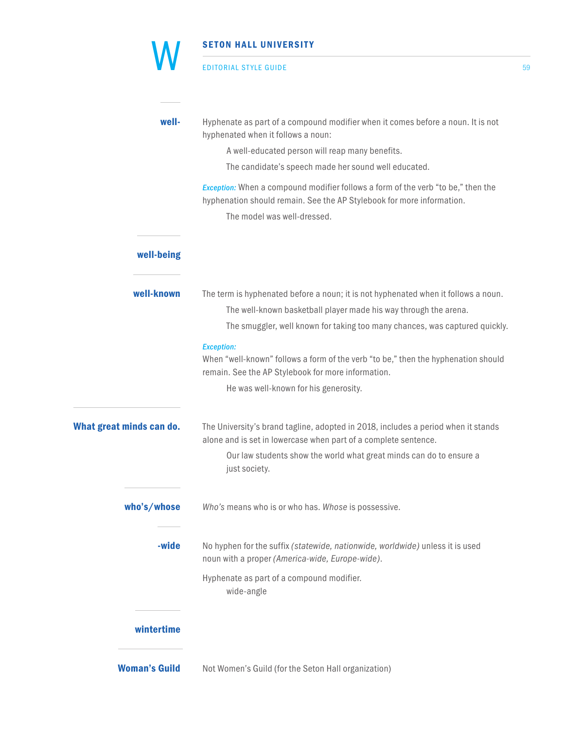**well-**

Hyphenate as part of a compound modifier when it comes before a noun. It is not hyphenated when it follows a noun:

> A well-educated person will reap many benefits.
>
> The candidate's speech made her sound well educated.

*Exception:* When a compound modifier follows a form of the verb "to be," then the hyphenation should remain. See the AP Stylebook for more information.

> The model was well-dressed.

**well-being**

**well-known**

The term is hyphenated before a noun; it is not hyphenated when it follows a noun.

> The well-known basketball player made his way through the arena.
>
> The smuggler, well known for taking too many chances, was captured quickly.

*Exception:*
When "well-known" follows a form of the verb "to be," then the hyphenation should remain. See the AP Stylebook for more information.

> He was well-known for his generosity.

**What great minds can do.**

The University's brand tagline, adopted in 2018, includes a period when it stands alone and is set in lowercase when part of a complete sentence.

> Our law students show the world what great minds can do to ensure a just society.

**who's/whose**

*Who's* means who is or who has. *Whose* is possessive.

**-wide**

No hyphen for the suffix *(statewide, nationwide, worldwide)* unless it is used noun with a proper *(America-wide, Europe-wide)*.

Hyphenate as part of a compound modifier.

> wide-angle

**wintertime**

**Woman's Guild**

Not Women's Guild (for the Seton Hall organization)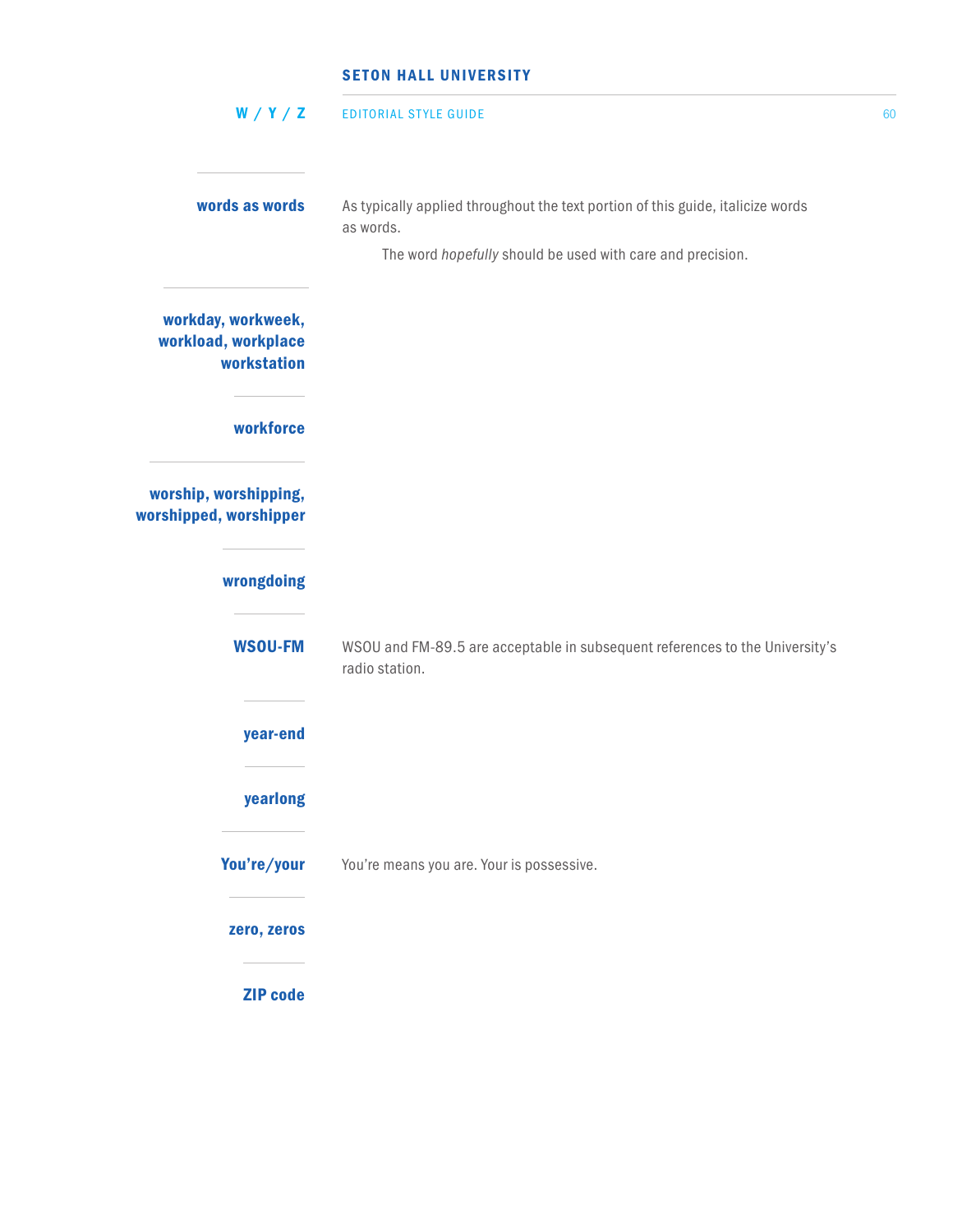### words as words

As typically applied throughout the text portion of this guide, italicize words as words.

The word *hopefully* should be used with care and precision.

### workday, workweek, workload, workplace workstation

### workforce

### worship, worshipping, worshipped, worshipper

### wrongdoing

### WSOU-FM

WSOU and FM-89.5 are acceptable in subsequent references to the University's radio station.

### year-end

### yearlong

### You're/your

You're means you are. Your is possessive.

### zero, zeros

### ZIP code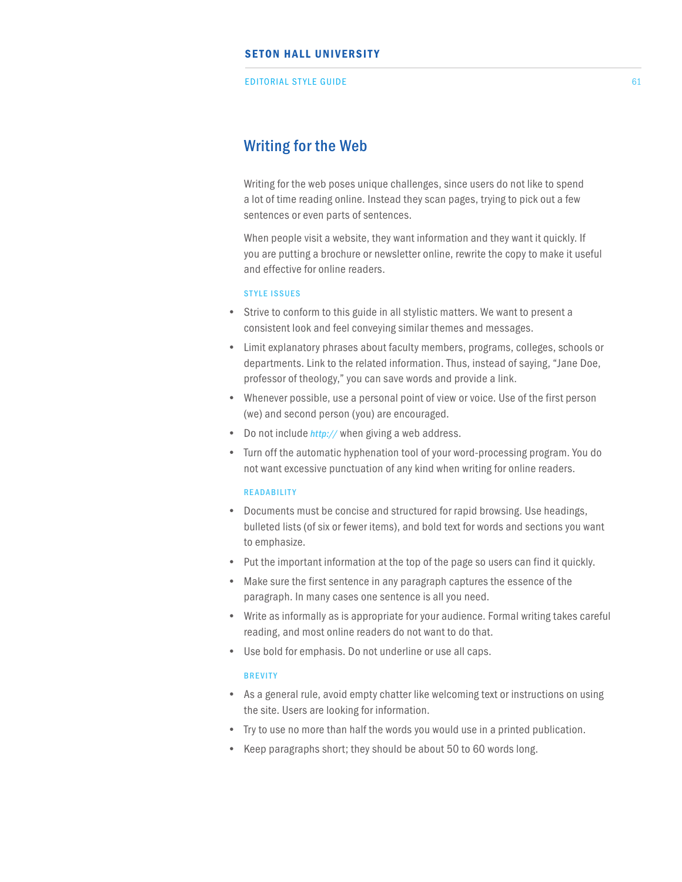# Writing for the Web

Writing for the web poses unique challenges, since users do not like to spend a lot of time reading online. Instead they scan pages, trying to pick out a few sentences or even parts of sentences.

When people visit a website, they want information and they want it quickly. If you are putting a brochure or newsletter online, rewrite the copy to make it useful and effective for online readers.

### STYLE ISSUES

- Strive to conform to this guide in all stylistic matters. We want to present a consistent look and feel conveying similar themes and messages.
- Limit explanatory phrases about faculty members, programs, colleges, schools or departments. Link to the related information. Thus, instead of saying, "Jane Doe, professor of theology," you can save words and provide a link.
- Whenever possible, use a personal point of view or voice. Use of the first person (we) and second person (you) are encouraged.
- Do not include ***http://*** when giving a web address.
- Turn off the automatic hyphenation tool of your word-processing program. You do not want excessive punctuation of any kind when writing for online readers.

### READABILITY

- Documents must be concise and structured for rapid browsing. Use headings, bulleted lists (of six or fewer items), and bold text for words and sections you want to emphasize.
- Put the important information at the top of the page so users can find it quickly.
- Make sure the first sentence in any paragraph captures the essence of the paragraph. In many cases one sentence is all you need.
- Write as informally as is appropriate for your audience. Formal writing takes careful reading, and most online readers do not want to do that.
- Use bold for emphasis. Do not underline or use all caps.

### BREVITY

- As a general rule, avoid empty chatter like welcoming text or instructions on using the site. Users are looking for information.
- Try to use no more than half the words you would use in a printed publication.
- Keep paragraphs short; they should be about 50 to 60 words long.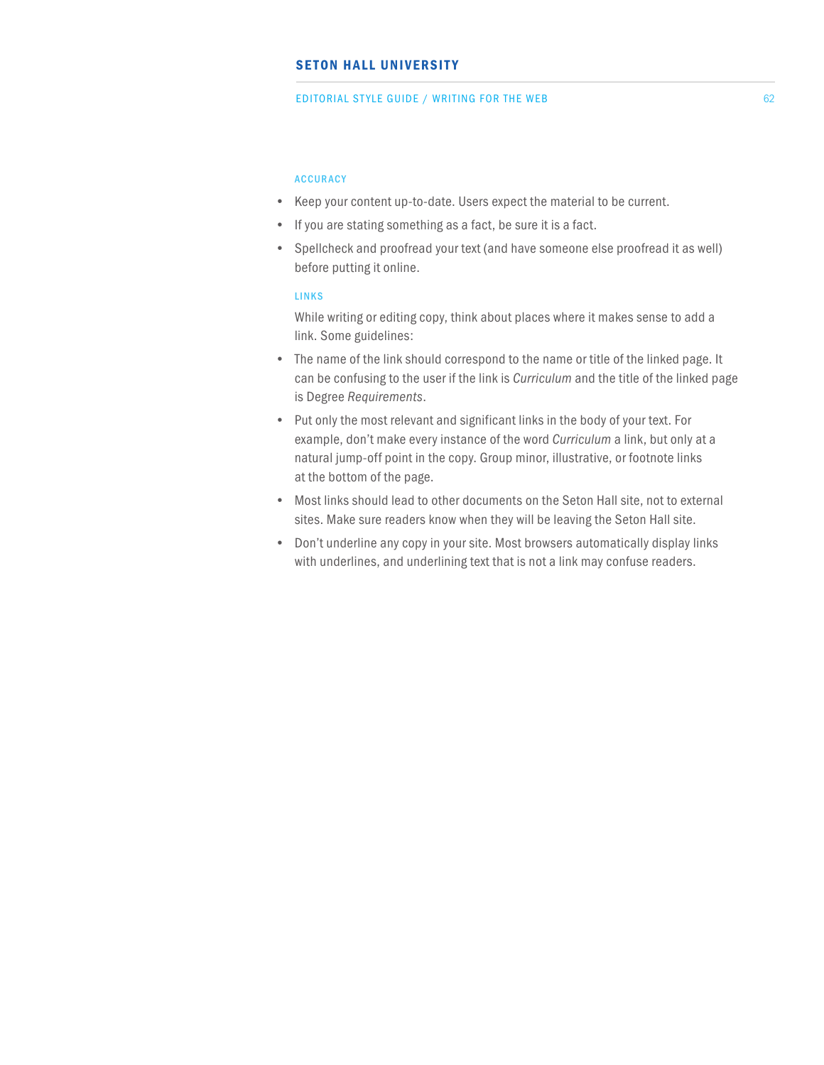### ACCURACY

- Keep your content up-to-date. Users expect the material to be current.
- If you are stating something as a fact, be sure it is a fact.
- Spellcheck and proofread your text (and have someone else proofread it as well) before putting it online.

### LINKS

While writing or editing copy, think about places where it makes sense to add a link. Some guidelines:

- The name of the link should correspond to the name or title of the linked page. It can be confusing to the user if the link is *Curriculum* and the title of the linked page is Degree *Requirements*.
- Put only the most relevant and significant links in the body of your text. For example, don't make every instance of the word *Curriculum* a link, but only at a natural jump-off point in the copy. Group minor, illustrative, or footnote links at the bottom of the page.
- Most links should lead to other documents on the Seton Hall site, not to external sites. Make sure readers know when they will be leaving the Seton Hall site.
- Don't underline any copy in your site. Most browsers automatically display links with underlines, and underlining text that is not a link may confuse readers.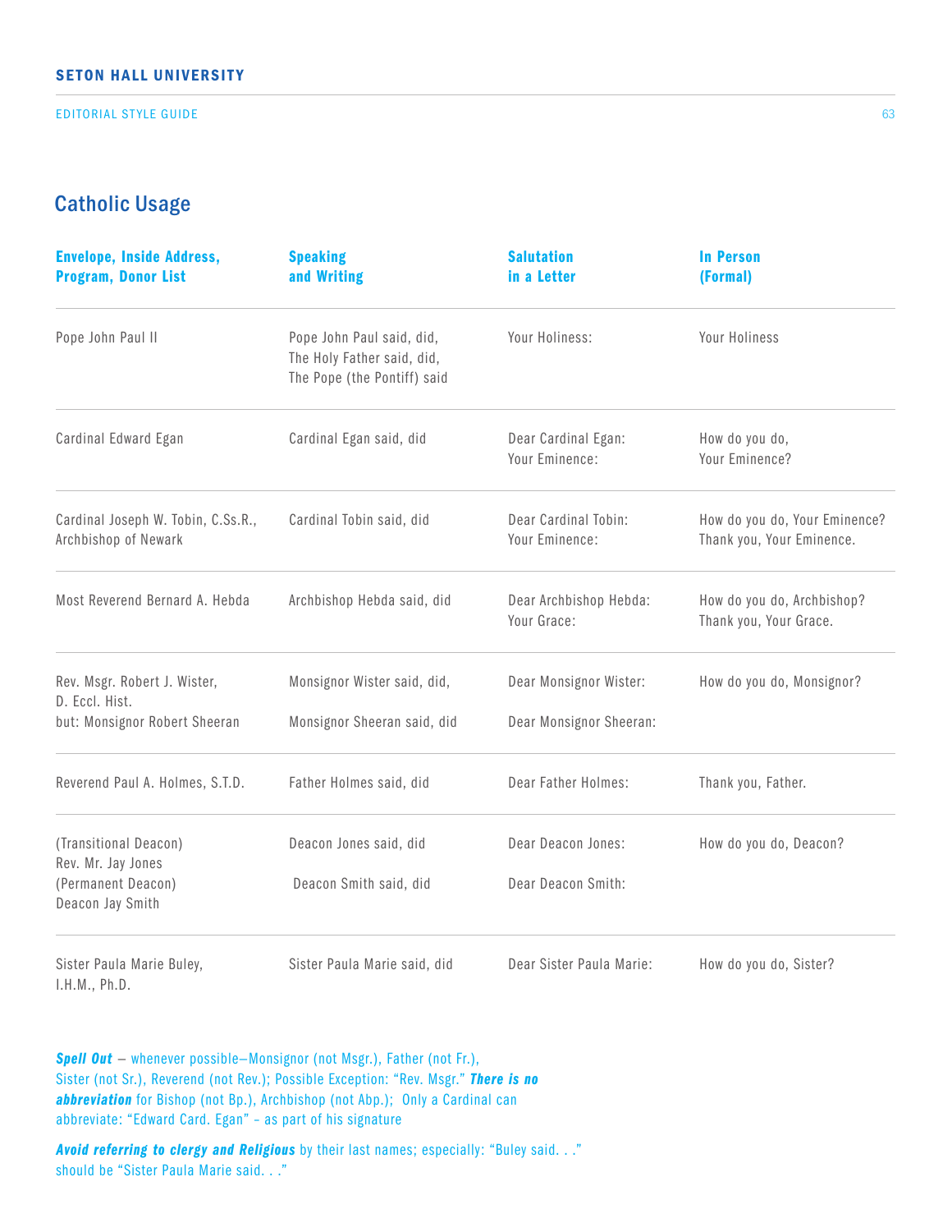## Catholic Usage

| Envelope, Inside Address, Program, Donor List | Speaking and Writing | Salutation in a Letter | In Person (Formal) |
|---|---|---|---|
| Pope John Paul II | Pope John Paul said, did, The Holy Father said, did, The Pope (the Pontiff) said | Your Holiness: | Your Holiness |
| Cardinal Edward Egan | Cardinal Egan said, did | Dear Cardinal Egan: Your Eminence: | How do you do, Your Eminence? |
| Cardinal Joseph W. Tobin, C.Ss.R., Archbishop of Newark | Cardinal Tobin said, did | Dear Cardinal Tobin: Your Eminence: | How do you do, Your Eminence? Thank you, Your Eminence. |
| Most Reverend Bernard A. Hebda | Archbishop Hebda said, did | Dear Archbishop Hebda: Your Grace: | How do you do, Archbishop? Thank you, Your Grace. |
| Rev. Msgr. Robert J. Wister, D. Eccl. Hist. but: Monsignor Robert Sheeran | Monsignor Wister said, did, Monsignor Sheeran said, did | Dear Monsignor Wister: Dear Monsignor Sheeran: | How do you do, Monsignor? |
| Reverend Paul A. Holmes, S.T.D. | Father Holmes said, did | Dear Father Holmes: | Thank you, Father. |
| (Transitional Deacon) Rev. Mr. Jay Jones (Permanent Deacon) Deacon Jay Smith | Deacon Jones said, did Deacon Smith said, did | Dear Deacon Jones: Dear Deacon Smith: | How do you do, Deacon? |
| Sister Paula Marie Buley, I.H.M., Ph.D. | Sister Paula Marie said, did | Dear Sister Paula Marie: | How do you do, Sister? |

***Spell Out*** – whenever possible—Monsignor (not Msgr.), Father (not Fr.), Sister (not Sr.), Reverend (not Rev.); Possible Exception: "Rev. Msgr." ***There is no abbreviation*** for Bishop (not Bp.), Archbishop (not Abp.); Only a Cardinal can abbreviate: "Edward Card. Egan" – as part of his signature

***Avoid referring to clergy and Religious*** by their last names; especially: "Buley said. . ." should be "Sister Paula Marie said. . ."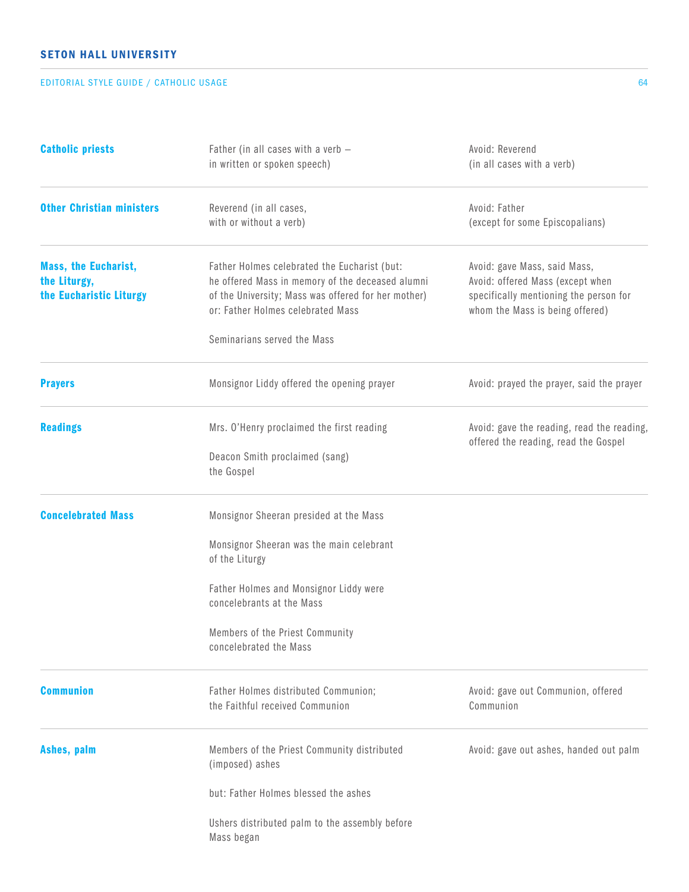| | | |
|---|---|---|
| **Catholic priests** | Father (in all cases with a verb – in written or spoken speech) | Avoid: Reverend (in all cases with a verb) |
| **Other Christian ministers** | Reverend (in all cases, with or without a verb) | Avoid: Father (except for some Episcopalians) |
| **Mass, the Eucharist, the Liturgy, the Eucharistic Liturgy** | Father Holmes celebrated the Eucharist (but: he offered Mass in memory of the deceased alumni of the University; Mass was offered for her mother) or: Father Holmes celebrated Mass<br><br>Seminarians served the Mass | Avoid: gave Mass, said Mass,<br>Avoid: offered Mass (except when specifically mentioning the person for whom the Mass is being offered) |
| **Prayers** | Monsignor Liddy offered the opening prayer | Avoid: prayed the prayer, said the prayer |
| **Readings** | Mrs. O'Henry proclaimed the first reading<br><br>Deacon Smith proclaimed (sang) the Gospel | Avoid: gave the reading, read the reading, offered the reading, read the Gospel |
| **Concelebrated Mass** | Monsignor Sheeran presided at the Mass<br><br>Monsignor Sheeran was the main celebrant of the Liturgy<br><br>Father Holmes and Monsignor Liddy were concelebrants at the Mass<br><br>Members of the Priest Community concelebrated the Mass | |
| **Communion** | Father Holmes distributed Communion; the Faithful received Communion | Avoid: gave out Communion, offered Communion |
| **Ashes, palm** | Members of the Priest Community distributed (imposed) ashes<br><br>but: Father Holmes blessed the ashes<br><br>Ushers distributed palm to the assembly before Mass began | Avoid: gave out ashes, handed out palm |